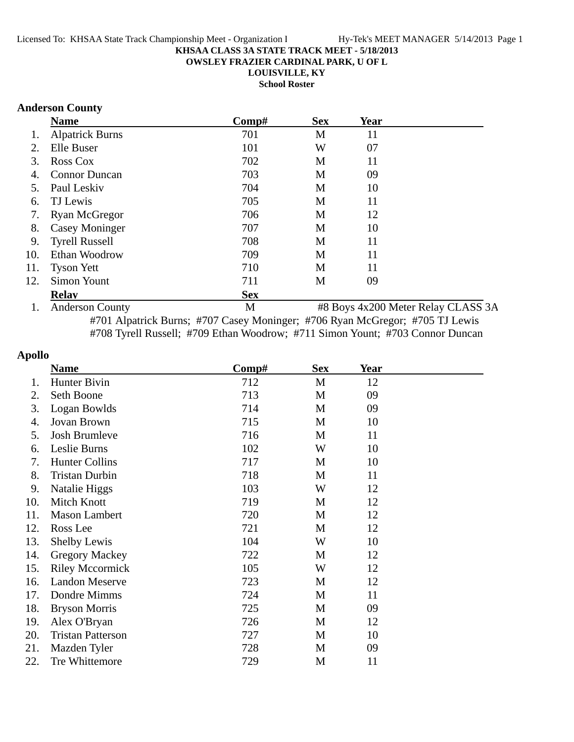**KHSAA CLASS 3A STATE TRACK MEET - 5/18/2013**
**OWSLEY FRAZIER CARDINAL PARK, U OF L**
**LOUISVILLE, KY**
**School Roster**

## Anderson County

| | Name | Comp# | Sex | Year |
|---|---|---|---|---|
| 1. | Alpatrick Burns | 701 | M | 11 |
| 2. | Elle Buser | 101 | W | 07 |
| 3. | Ross Cox | 702 | M | 11 |
| 4. | Connor Duncan | 703 | M | 09 |
| 5. | Paul Leskiv | 704 | M | 10 |
| 6. | TJ Lewis | 705 | M | 11 |
| 7. | Ryan McGregor | 706 | M | 12 |
| 8. | Casey Moninger | 707 | M | 10 |
| 9. | Tyrell Russell | 708 | M | 11 |
| 10. | Ethan Woodrow | 709 | M | 11 |
| 11. | Tyson Yett | 710 | M | 11 |
| 12. | Simon Yount | 711 | M | 09 |

| | Relay | Sex | |
|---|---|---|---|
| 1. | Anderson County | M | #8 Boys 4x200 Meter Relay CLASS 3A |

#701 Alpatrick Burns; #707 Casey Moninger; #706 Ryan McGregor; #705 TJ Lewis
#708 Tyrell Russell; #709 Ethan Woodrow; #711 Simon Yount; #703 Connor Duncan

## Apollo

| | Name | Comp# | Sex | Year |
|---|---|---|---|---|
| 1. | Hunter Bivin | 712 | M | 12 |
| 2. | Seth Boone | 713 | M | 09 |
| 3. | Logan Bowlds | 714 | M | 09 |
| 4. | Jovan Brown | 715 | M | 10 |
| 5. | Josh Brumleve | 716 | M | 11 |
| 6. | Leslie Burns | 102 | W | 10 |
| 7. | Hunter Collins | 717 | M | 10 |
| 8. | Tristan Durbin | 718 | M | 11 |
| 9. | Natalie Higgs | 103 | W | 12 |
| 10. | Mitch Knott | 719 | M | 12 |
| 11. | Mason Lambert | 720 | M | 12 |
| 12. | Ross Lee | 721 | M | 12 |
| 13. | Shelby Lewis | 104 | W | 10 |
| 14. | Gregory Mackey | 722 | M | 12 |
| 15. | Riley Mccormick | 105 | W | 12 |
| 16. | Landon Meserve | 723 | M | 12 |
| 17. | Dondre Mimms | 724 | M | 11 |
| 18. | Bryson Morris | 725 | M | 09 |
| 19. | Alex O'Bryan | 726 | M | 12 |
| 20. | Tristan Patterson | 727 | M | 10 |
| 21. | Mazden Tyler | 728 | M | 09 |
| 22. | Tre Whittemore | 729 | M | 11 |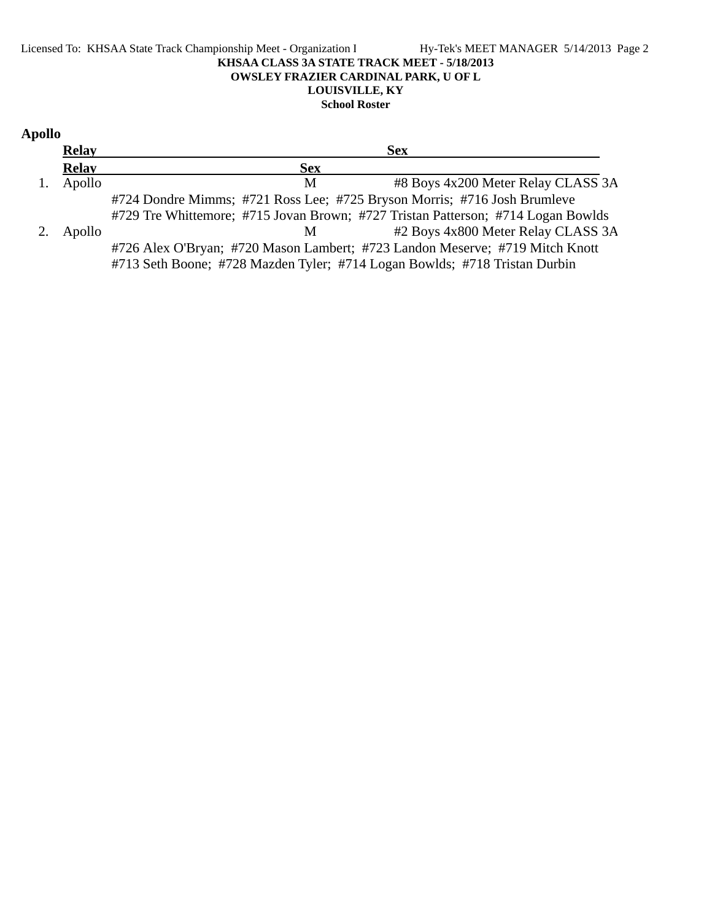**KHSAA CLASS 3A STATE TRACK MEET - 5/18/2013**

**OWSLEY FRAZIER CARDINAL PARK, U OF L**

**LOUISVILLE, KY**

**School Roster**

## Apollo

| | Relay | Sex | |
|---|---|---|---|
| 1. | Apollo | M | #8 Boys 4x200 Meter Relay CLASS 3A |
| | #724 Dondre Mimms; #721 Ross Lee; #725 Bryson Morris; #716 Josh Brumleve<br>#729 Tre Whittemore; #715 Jovan Brown; #727 Tristan Patterson; #714 Logan Bowlds | | |
| 2. | Apollo | M | #2 Boys 4x800 Meter Relay CLASS 3A |
| | #726 Alex O'Bryan; #720 Mason Lambert; #723 Landon Meserve; #719 Mitch Knott<br>#713 Seth Boone; #728 Mazden Tyler; #714 Logan Bowlds; #718 Tristan Durbin | | |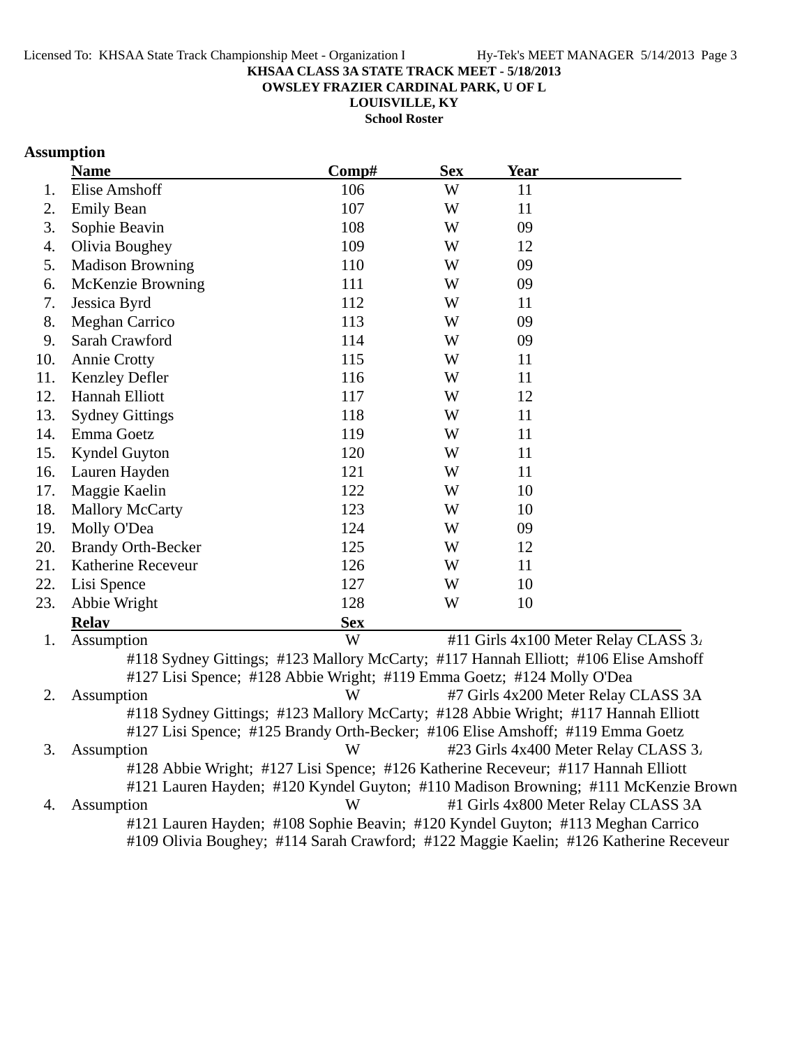KHSAA CLASS 3A STATE TRACK MEET - 5/18/2013
OWSLEY FRAZIER CARDINAL PARK, U OF L
LOUISVILLE, KY
School Roster

## Assumption

| | Name | Comp# | Sex | Year |
|---|---|---|---|---|
| 1. | Elise Amshoff | 106 | W | 11 |
| 2. | Emily Bean | 107 | W | 11 |
| 3. | Sophie Beavin | 108 | W | 09 |
| 4. | Olivia Boughey | 109 | W | 12 |
| 5. | Madison Browning | 110 | W | 09 |
| 6. | McKenzie Browning | 111 | W | 09 |
| 7. | Jessica Byrd | 112 | W | 11 |
| 8. | Meghan Carrico | 113 | W | 09 |
| 9. | Sarah Crawford | 114 | W | 09 |
| 10. | Annie Crotty | 115 | W | 11 |
| 11. | Kenzley Defler | 116 | W | 11 |
| 12. | Hannah Elliott | 117 | W | 12 |
| 13. | Sydney Gittings | 118 | W | 11 |
| 14. | Emma Goetz | 119 | W | 11 |
| 15. | Kyndel Guyton | 120 | W | 11 |
| 16. | Lauren Hayden | 121 | W | 11 |
| 17. | Maggie Kaelin | 122 | W | 10 |
| 18. | Mallory McCarty | 123 | W | 10 |
| 19. | Molly O'Dea | 124 | W | 09 |
| 20. | Brandy Orth-Becker | 125 | W | 12 |
| 21. | Katherine Receveur | 126 | W | 11 |
| 22. | Lisi Spence | 127 | W | 10 |
| 23. | Abbie Wright | 128 | W | 10 |

| | Relay | Sex | |
|---|---|---|---|
| 1. | Assumption | W | #11 Girls 4x100 Meter Relay CLASS 3A |
| | #118 Sydney Gittings; #123 Mallory McCarty; #117 Hannah Elliott; #106 Elise Amshoff<br>#127 Lisi Spence; #128 Abbie Wright; #119 Emma Goetz; #124 Molly O'Dea | | |
| 2. | Assumption | W | #7 Girls 4x200 Meter Relay CLASS 3A |
| | #118 Sydney Gittings; #123 Mallory McCarty; #128 Abbie Wright; #117 Hannah Elliott<br>#127 Lisi Spence; #125 Brandy Orth-Becker; #106 Elise Amshoff; #119 Emma Goetz | | |
| 3. | Assumption | W | #23 Girls 4x400 Meter Relay CLASS 3A |
| | #128 Abbie Wright; #127 Lisi Spence; #126 Katherine Receveur; #117 Hannah Elliott<br>#121 Lauren Hayden; #120 Kyndel Guyton; #110 Madison Browning; #111 McKenzie Brown | | |
| 4. | Assumption | W | #1 Girls 4x800 Meter Relay CLASS 3A |
| | #121 Lauren Hayden; #108 Sophie Beavin; #120 Kyndel Guyton; #113 Meghan Carrico<br>#109 Olivia Boughey; #114 Sarah Crawford; #122 Maggie Kaelin; #126 Katherine Receveur | | |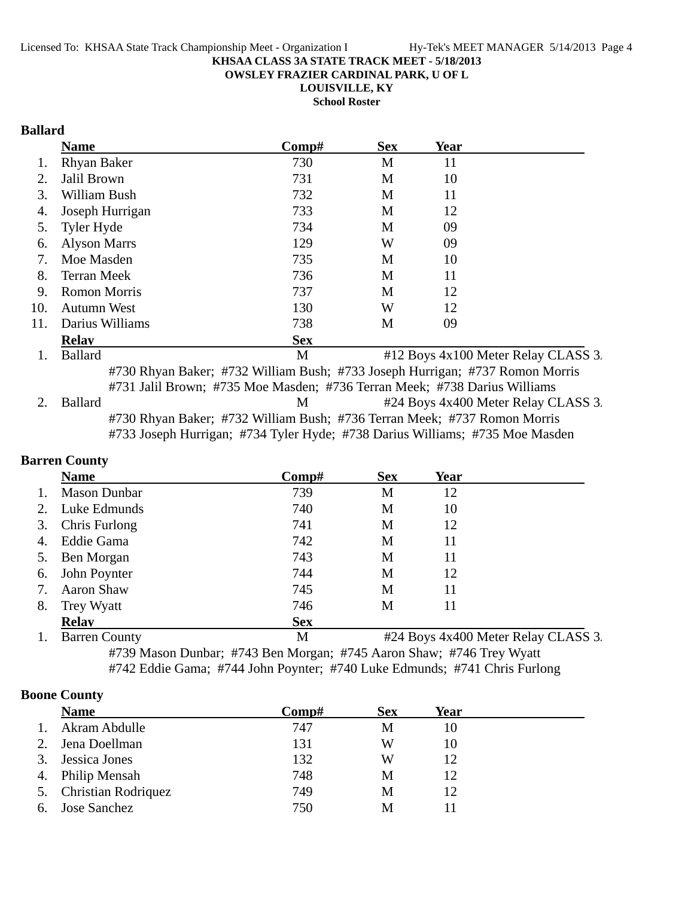**KHSAA CLASS 3A STATE TRACK MEET - 5/18/2013**
**OWSLEY FRAZIER CARDINAL PARK, U OF L**
**LOUISVILLE, KY**
**School Roster**

### Ballard

| | Name | Comp# | Sex | Year |
|---|---|---|---|---|
| 1. | Rhyan Baker | 730 | M | 11 |
| 2. | Jalil Brown | 731 | M | 10 |
| 3. | William Bush | 732 | M | 11 |
| 4. | Joseph Hurrigan | 733 | M | 12 |
| 5. | Tyler Hyde | 734 | M | 09 |
| 6. | Alyson Marrs | 129 | W | 09 |
| 7. | Moe Masden | 735 | M | 10 |
| 8. | Terran Meek | 736 | M | 11 |
| 9. | Romon Morris | 737 | M | 12 |
| 10. | Autumn West | 130 | W | 12 |
| 11. | Darius Williams | 738 | M | 09 |

| | Relay | Sex | |
|---|---|---|---|
| 1. | Ballard | M | #12 Boys 4x100 Meter Relay CLASS 3. |
| | #730 Rhyan Baker; #732 William Bush; #733 Joseph Hurrigan; #737 Romon Morris<br>#731 Jalil Brown; #735 Moe Masden; #736 Terran Meek; #738 Darius Williams | | |
| 2. | Ballard | M | #24 Boys 4x400 Meter Relay CLASS 3. |
| | #730 Rhyan Baker; #732 William Bush; #736 Terran Meek; #737 Romon Morris<br>#733 Joseph Hurrigan; #734 Tyler Hyde; #738 Darius Williams; #735 Moe Masden | | |

### Barren County

| | Name | Comp# | Sex | Year |
|---|---|---|---|---|
| 1. | Mason Dunbar | 739 | M | 12 |
| 2. | Luke Edmunds | 740 | M | 10 |
| 3. | Chris Furlong | 741 | M | 12 |
| 4. | Eddie Gama | 742 | M | 11 |
| 5. | Ben Morgan | 743 | M | 11 |
| 6. | John Poynter | 744 | M | 12 |
| 7. | Aaron Shaw | 745 | M | 11 |
| 8. | Trey Wyatt | 746 | M | 11 |

| | Relay | Sex | |
|---|---|---|---|
| 1. | Barren County | M | #24 Boys 4x400 Meter Relay CLASS 3. |
| | #739 Mason Dunbar; #743 Ben Morgan; #745 Aaron Shaw; #746 Trey Wyatt<br>#742 Eddie Gama; #744 John Poynter; #740 Luke Edmunds; #741 Chris Furlong | | |

### Boone County

| | Name | Comp# | Sex | Year |
|---|---|---|---|---|
| 1. | Akram Abdulle | 747 | M | 10 |
| 2. | Jena Doellman | 131 | W | 10 |
| 3. | Jessica Jones | 132 | W | 12 |
| 4. | Philip Mensah | 748 | M | 12 |
| 5. | Christian Rodriquez | 749 | M | 12 |
| 6. | Jose Sanchez | 750 | M | 11 |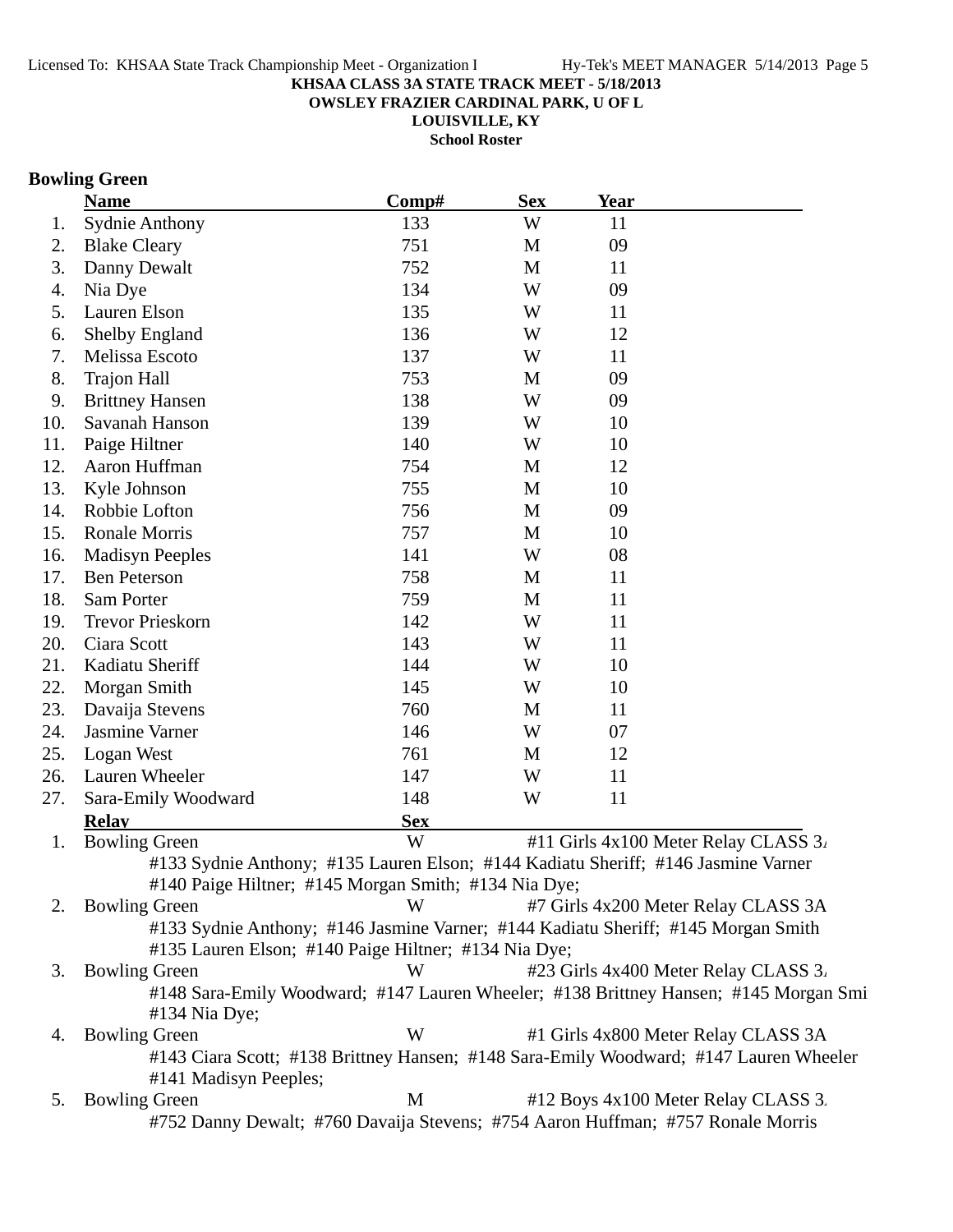**KHSAA CLASS 3A STATE TRACK MEET - 5/18/2013**
**OWSLEY FRAZIER CARDINAL PARK, U OF L**
**LOUISVILLE, KY**
**School Roster**

## Bowling Green

| | Name | Comp# | Sex | Year |
|---|---|---|---|---|
| 1. | Sydnie Anthony | 133 | W | 11 |
| 2. | Blake Cleary | 751 | M | 09 |
| 3. | Danny Dewalt | 752 | M | 11 |
| 4. | Nia Dye | 134 | W | 09 |
| 5. | Lauren Elson | 135 | W | 11 |
| 6. | Shelby England | 136 | W | 12 |
| 7. | Melissa Escoto | 137 | W | 11 |
| 8. | Trajon Hall | 753 | M | 09 |
| 9. | Brittney Hansen | 138 | W | 09 |
| 10. | Savanah Hanson | 139 | W | 10 |
| 11. | Paige Hiltner | 140 | W | 10 |
| 12. | Aaron Huffman | 754 | M | 12 |
| 13. | Kyle Johnson | 755 | M | 10 |
| 14. | Robbie Lofton | 756 | M | 09 |
| 15. | Ronale Morris | 757 | M | 10 |
| 16. | Madisyn Peeples | 141 | W | 08 |
| 17. | Ben Peterson | 758 | M | 11 |
| 18. | Sam Porter | 759 | M | 11 |
| 19. | Trevor Prieskorn | 142 | W | 11 |
| 20. | Ciara Scott | 143 | W | 11 |
| 21. | Kadiatu Sheriff | 144 | W | 10 |
| 22. | Morgan Smith | 145 | W | 10 |
| 23. | Davaija Stevens | 760 | M | 11 |
| 24. | Jasmine Varner | 146 | W | 07 |
| 25. | Logan West | 761 | M | 12 |
| 26. | Lauren Wheeler | 147 | W | 11 |
| 27. | Sara-Emily Woodward | 148 | W | 11 |

| | Relay | Sex | Event |
|---|---|---|---|
| 1. | Bowling Green | W | #11 Girls 4x100 Meter Relay CLASS 3A |
| | #133 Sydnie Anthony; #135 Lauren Elson; #144 Kadiatu Sheriff; #146 Jasmine Varner #140 Paige Hiltner; #145 Morgan Smith; #134 Nia Dye; | | |
| 2. | Bowling Green | W | #7 Girls 4x200 Meter Relay CLASS 3A |
| | #133 Sydnie Anthony; #146 Jasmine Varner; #144 Kadiatu Sheriff; #145 Morgan Smith #135 Lauren Elson; #140 Paige Hiltner; #134 Nia Dye; | | |
| 3. | Bowling Green | W | #23 Girls 4x400 Meter Relay CLASS 3A |
| | #148 Sara-Emily Woodward; #147 Lauren Wheeler; #138 Brittney Hansen; #145 Morgan Smi #134 Nia Dye; | | |
| 4. | Bowling Green | W | #1 Girls 4x800 Meter Relay CLASS 3A |
| | #143 Ciara Scott; #138 Brittney Hansen; #148 Sara-Emily Woodward; #147 Lauren Wheeler #141 Madisyn Peeples; | | |
| 5. | Bowling Green | M | #12 Boys 4x100 Meter Relay CLASS 3A |
| | #752 Danny Dewalt; #760 Davaija Stevens; #754 Aaron Huffman; #757 Ronale Morris | | |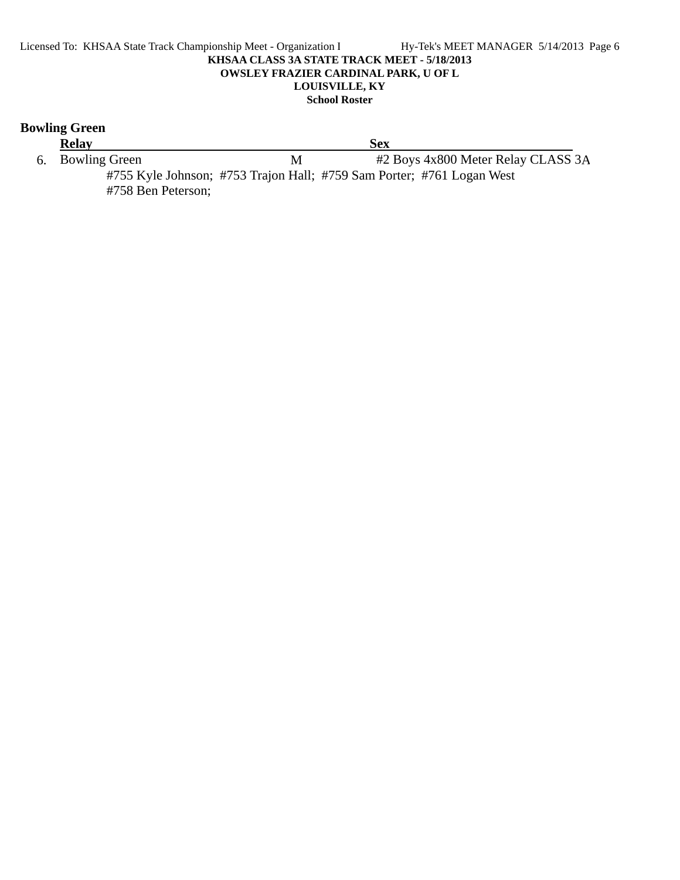**KHSAA CLASS 3A STATE TRACK MEET - 5/18/2013**
**OWSLEY FRAZIER CARDINAL PARK, U OF L**
**LOUISVILLE, KY**
**School Roster**

## Bowling Green

| | Relay | Sex | |
|---|---|---|---|
| 6. | Bowling Green | M | #2 Boys 4x800 Meter Relay CLASS 3A |

#755 Kyle Johnson; #753 Trajon Hall; #759 Sam Porter; #761 Logan West
#758 Ben Peterson;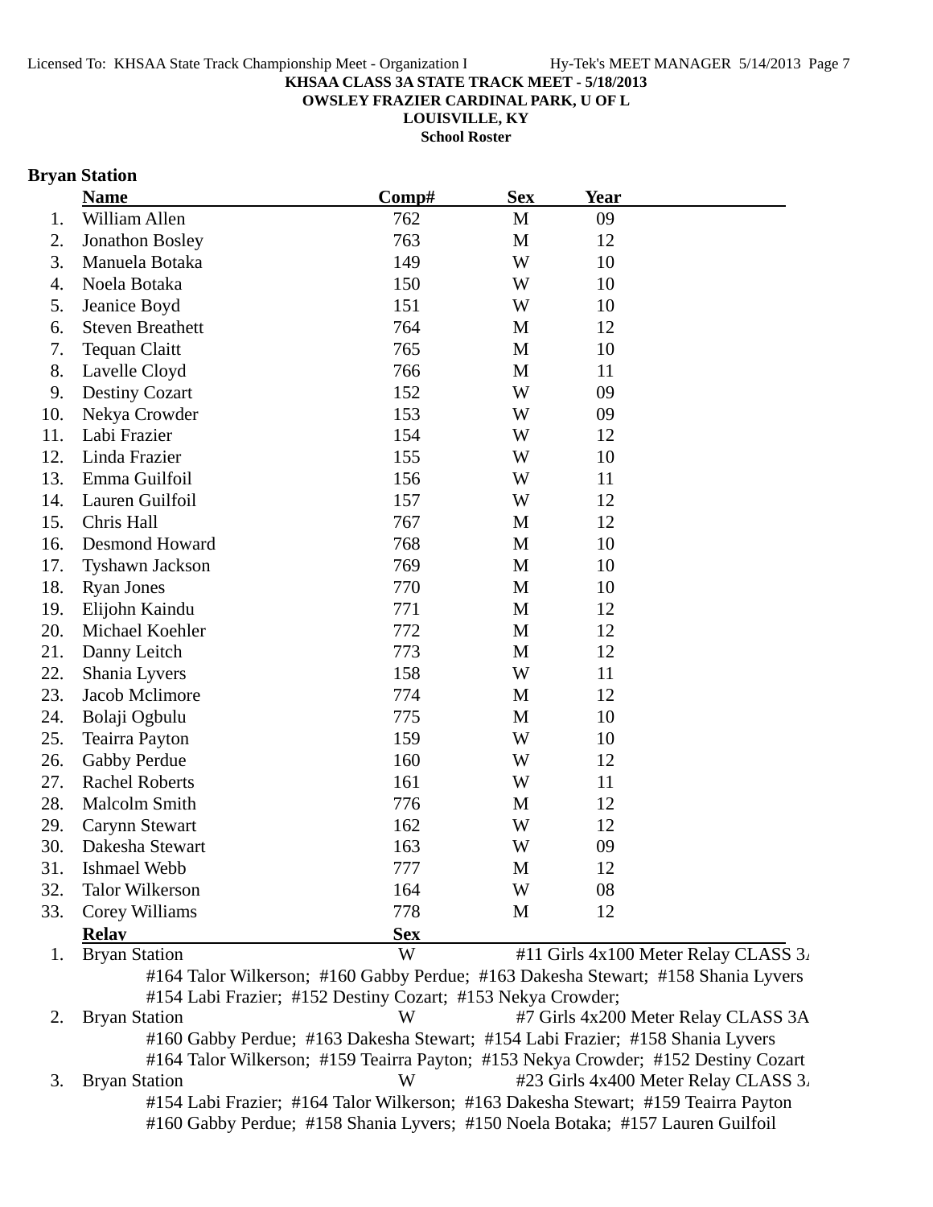**KHSAA CLASS 3A STATE TRACK MEET - 5/18/2013**
**OWSLEY FRAZIER CARDINAL PARK, U OF L**
**LOUISVILLE, KY**
**School Roster**

## Bryan Station

| | Name | Comp# | Sex | Year |
|---|---|---|---|---|
| 1. | William Allen | 762 | M | 09 |
| 2. | Jonathon Bosley | 763 | M | 12 |
| 3. | Manuela Botaka | 149 | W | 10 |
| 4. | Noela Botaka | 150 | W | 10 |
| 5. | Jeanice Boyd | 151 | W | 10 |
| 6. | Steven Breathett | 764 | M | 12 |
| 7. | Tequan Claitt | 765 | M | 10 |
| 8. | Lavelle Cloyd | 766 | M | 11 |
| 9. | Destiny Cozart | 152 | W | 09 |
| 10. | Nekya Crowder | 153 | W | 09 |
| 11. | Labi Frazier | 154 | W | 12 |
| 12. | Linda Frazier | 155 | W | 10 |
| 13. | Emma Guilfoil | 156 | W | 11 |
| 14. | Lauren Guilfoil | 157 | W | 12 |
| 15. | Chris Hall | 767 | M | 12 |
| 16. | Desmond Howard | 768 | M | 10 |
| 17. | Tyshawn Jackson | 769 | M | 10 |
| 18. | Ryan Jones | 770 | M | 10 |
| 19. | Elijohn Kaindu | 771 | M | 12 |
| 20. | Michael Koehler | 772 | M | 12 |
| 21. | Danny Leitch | 773 | M | 12 |
| 22. | Shania Lyvers | 158 | W | 11 |
| 23. | Jacob Mclimore | 774 | M | 12 |
| 24. | Bolaji Ogbulu | 775 | M | 10 |
| 25. | Teairra Payton | 159 | W | 10 |
| 26. | Gabby Perdue | 160 | W | 12 |
| 27. | Rachel Roberts | 161 | W | 11 |
| 28. | Malcolm Smith | 776 | M | 12 |
| 29. | Carynn Stewart | 162 | W | 12 |
| 30. | Dakesha Stewart | 163 | W | 09 |
| 31. | Ishmael Webb | 777 | M | 12 |
| 32. | Talor Wilkerson | 164 | W | 08 |
| 33. | Corey Williams | 778 | M | 12 |

| | Relay | Sex | Event |
|---|---|---|---|
| 1. | Bryan Station | W | #11 Girls 4x100 Meter Relay CLASS 3A |
| | #164 Talor Wilkerson; #160 Gabby Perdue; #163 Dakesha Stewart; #158 Shania Lyvers; #154 Labi Frazier; #152 Destiny Cozart; #153 Nekya Crowder; | | |
| 2. | Bryan Station | W | #7 Girls 4x200 Meter Relay CLASS 3A |
| | #160 Gabby Perdue; #163 Dakesha Stewart; #154 Labi Frazier; #158 Shania Lyvers; #164 Talor Wilkerson; #159 Teairra Payton; #153 Nekya Crowder; #152 Destiny Cozart | | |
| 3. | Bryan Station | W | #23 Girls 4x400 Meter Relay CLASS 3A |
| | #154 Labi Frazier; #164 Talor Wilkerson; #163 Dakesha Stewart; #159 Teairra Payton; #160 Gabby Perdue; #158 Shania Lyvers; #150 Noela Botaka; #157 Lauren Guilfoil | | |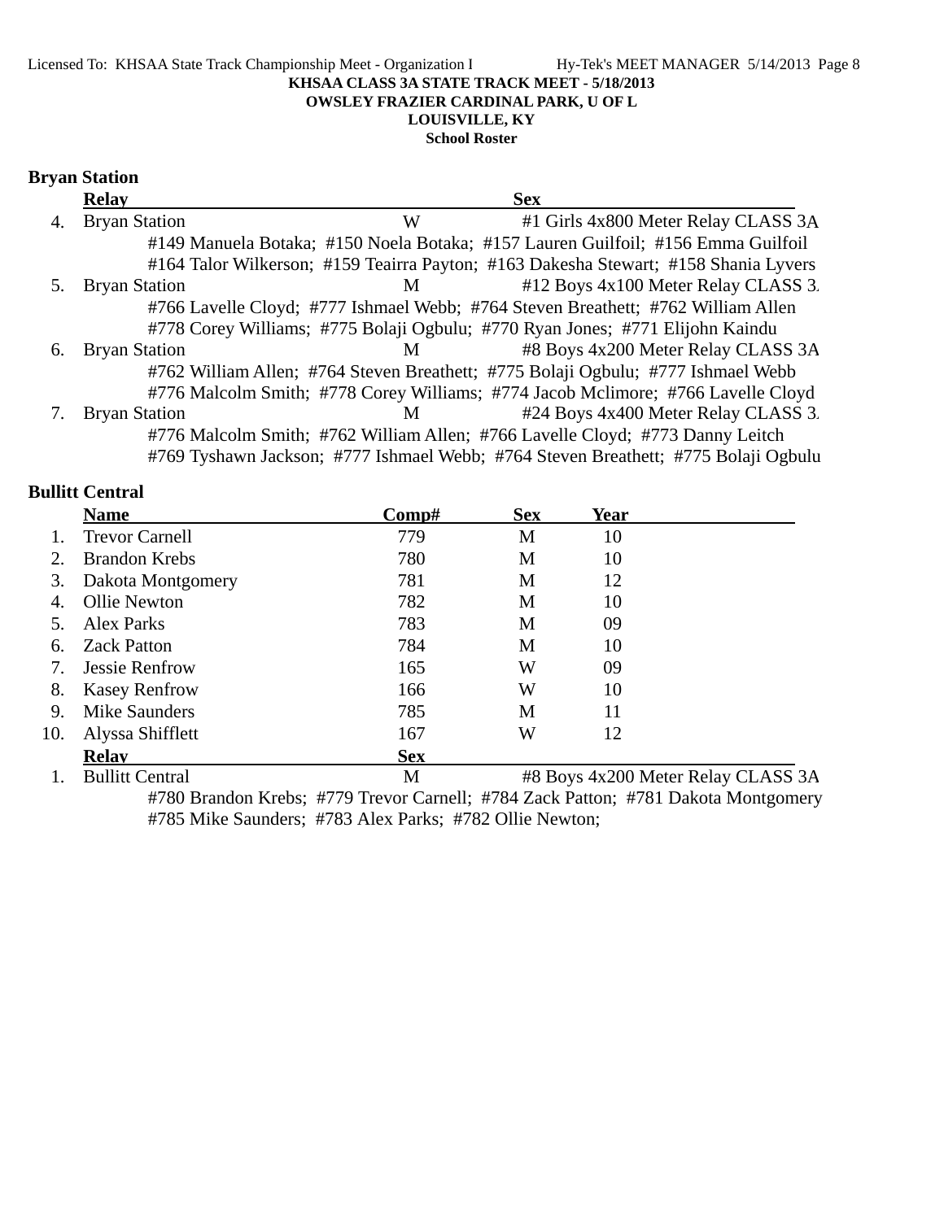KHSAA CLASS 3A STATE TRACK MEET - 5/18/2013
OWSLEY FRAZIER CARDINAL PARK, U OF L
LOUISVILLE, KY
School Roster

## Bryan Station

| | Relay | Sex | |
|---|---|---|---|
| 4. | Bryan Station | W | #1 Girls 4x800 Meter Relay CLASS 3A |
| | #149 Manuela Botaka; #150 Noela Botaka; #157 Lauren Guilfoil; #156 Emma Guilfoil | | |
| | #164 Talor Wilkerson; #159 Teairra Payton; #163 Dakesha Stewart; #158 Shania Lyvers | | |
| 5. | Bryan Station | M | #12 Boys 4x100 Meter Relay CLASS 3. |
| | #766 Lavelle Cloyd; #777 Ishmael Webb; #764 Steven Breathett; #762 William Allen | | |
| | #778 Corey Williams; #775 Bolaji Ogbulu; #770 Ryan Jones; #771 Elijohn Kaindu | | |
| 6. | Bryan Station | M | #8 Boys 4x200 Meter Relay CLASS 3A |
| | #762 William Allen; #764 Steven Breathett; #775 Bolaji Ogbulu; #777 Ishmael Webb | | |
| | #776 Malcolm Smith; #778 Corey Williams; #774 Jacob Mclimore; #766 Lavelle Cloyd | | |
| 7. | Bryan Station | M | #24 Boys 4x400 Meter Relay CLASS 3. |
| | #776 Malcolm Smith; #762 William Allen; #766 Lavelle Cloyd; #773 Danny Leitch | | |
| | #769 Tyshawn Jackson; #777 Ishmael Webb; #764 Steven Breathett; #775 Bolaji Ogbulu | | |

## Bullitt Central

| | Name | Comp# | Sex | Year |
|---|---|---|---|---|
| 1. | Trevor Carnell | 779 | M | 10 |
| 2. | Brandon Krebs | 780 | M | 10 |
| 3. | Dakota Montgomery | 781 | M | 12 |
| 4. | Ollie Newton | 782 | M | 10 |
| 5. | Alex Parks | 783 | M | 09 |
| 6. | Zack Patton | 784 | M | 10 |
| 7. | Jessie Renfrow | 165 | W | 09 |
| 8. | Kasey Renfrow | 166 | W | 10 |
| 9. | Mike Saunders | 785 | M | 11 |
| 10. | Alyssa Shifflett | 167 | W | 12 |

| | Relay | Sex | |
|---|---|---|---|
| 1. | Bullitt Central | M | #8 Boys 4x200 Meter Relay CLASS 3A |
| | #780 Brandon Krebs; #779 Trevor Carnell; #784 Zack Patton; #781 Dakota Montgomery | | |
| | #785 Mike Saunders; #783 Alex Parks; #782 Ollie Newton; | | |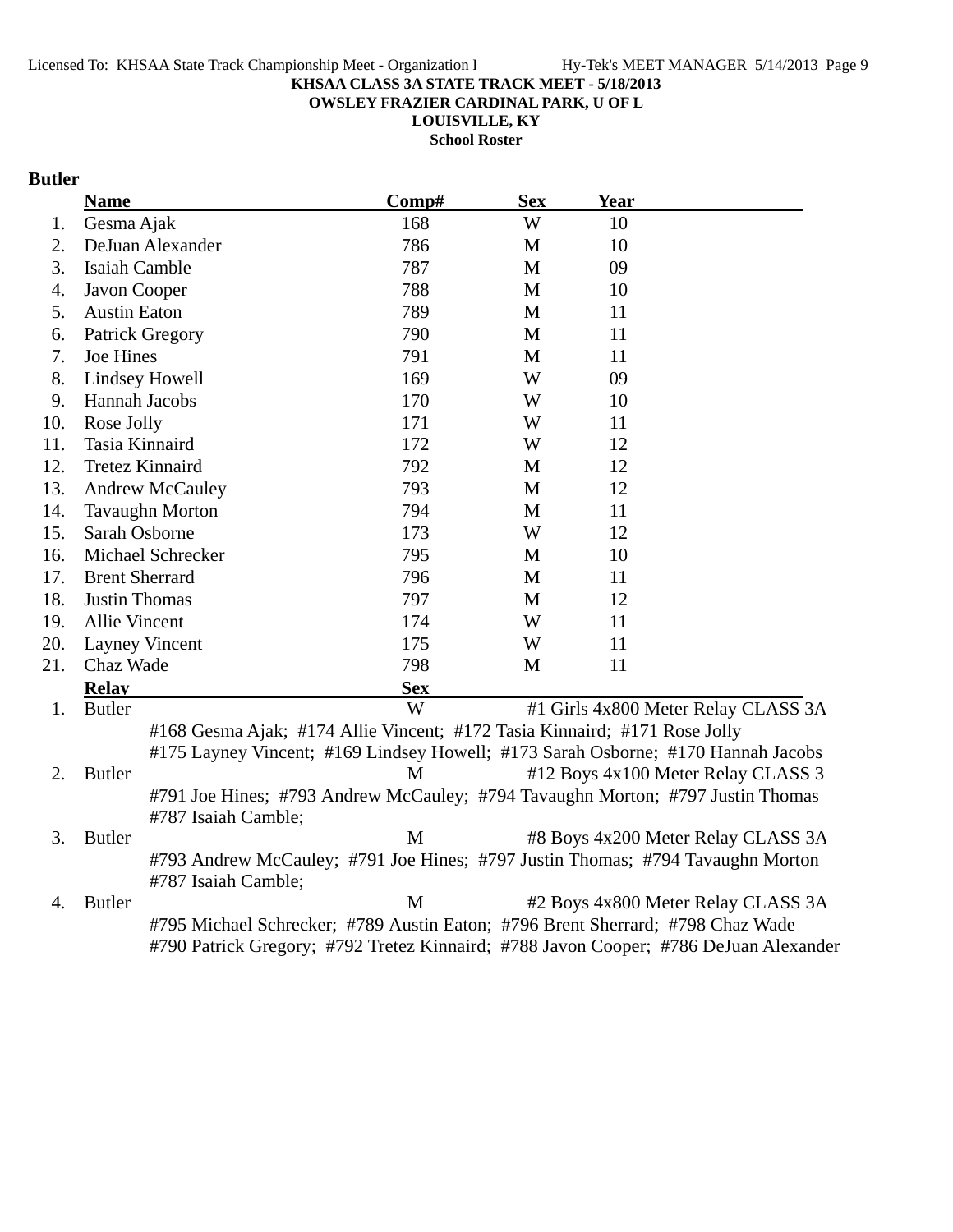KHSAA CLASS 3A STATE TRACK MEET - 5/18/2013
OWSLEY FRAZIER CARDINAL PARK, U OF L
LOUISVILLE, KY
School Roster

## Butler

| | Name | Comp# | Sex | Year |
|---|---|---|---|---|
| 1. | Gesma Ajak | 168 | W | 10 |
| 2. | DeJuan Alexander | 786 | M | 10 |
| 3. | Isaiah Camble | 787 | M | 09 |
| 4. | Javon Cooper | 788 | M | 10 |
| 5. | Austin Eaton | 789 | M | 11 |
| 6. | Patrick Gregory | 790 | M | 11 |
| 7. | Joe Hines | 791 | M | 11 |
| 8. | Lindsey Howell | 169 | W | 09 |
| 9. | Hannah Jacobs | 170 | W | 10 |
| 10. | Rose Jolly | 171 | W | 11 |
| 11. | Tasia Kinnaird | 172 | W | 12 |
| 12. | Tretez Kinnaird | 792 | M | 12 |
| 13. | Andrew McCauley | 793 | M | 12 |
| 14. | Tavaughn Morton | 794 | M | 11 |
| 15. | Sarah Osborne | 173 | W | 12 |
| 16. | Michael Schrecker | 795 | M | 10 |
| 17. | Brent Sherrard | 796 | M | 11 |
| 18. | Justin Thomas | 797 | M | 12 |
| 19. | Allie Vincent | 174 | W | 11 |
| 20. | Layney Vincent | 175 | W | 11 |
| 21. | Chaz Wade | 798 | M | 11 |

| | Relay | Sex | Event |
|---|---|---|---|
| 1. | Butler | W | #1 Girls 4x800 Meter Relay CLASS 3A |
| | #168 Gesma Ajak; #174 Allie Vincent; #172 Tasia Kinnaird; #171 Rose Jolly; #175 Layney Vincent; #169 Lindsey Howell; #173 Sarah Osborne; #170 Hannah Jacobs | | |
| 2. | Butler | M | #12 Boys 4x100 Meter Relay CLASS 3. |
| | #791 Joe Hines; #793 Andrew McCauley; #794 Tavaughn Morton; #797 Justin Thomas; #787 Isaiah Camble; | | |
| 3. | Butler | M | #8 Boys 4x200 Meter Relay CLASS 3A |
| | #793 Andrew McCauley; #791 Joe Hines; #797 Justin Thomas; #794 Tavaughn Morton; #787 Isaiah Camble; | | |
| 4. | Butler | M | #2 Boys 4x800 Meter Relay CLASS 3A |
| | #795 Michael Schrecker; #789 Austin Eaton; #796 Brent Sherrard; #798 Chaz Wade; #790 Patrick Gregory; #792 Tretez Kinnaird; #788 Javon Cooper; #786 DeJuan Alexander | | |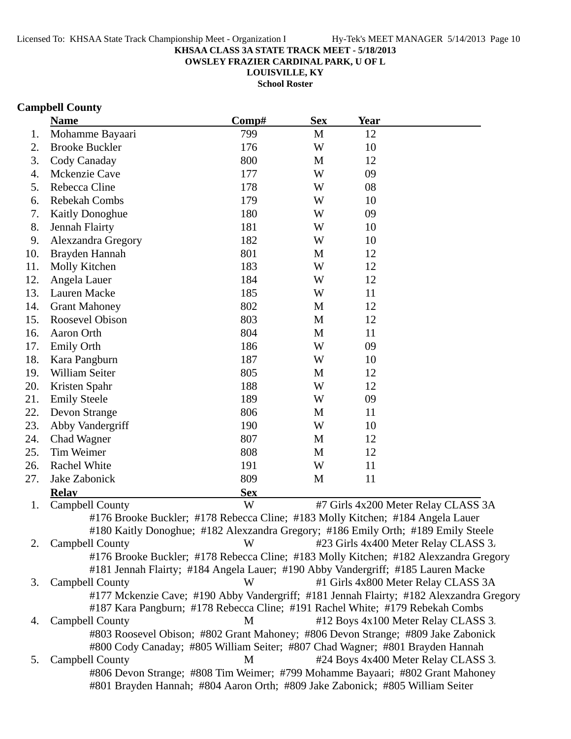**KHSAA CLASS 3A STATE TRACK MEET - 5/18/2013**
**OWSLEY FRAZIER CARDINAL PARK, U OF L**
**LOUISVILLE, KY**
**School Roster**

## Campbell County

| | Name | Comp# | Sex | Year |
|---|---|---|---|---|
| 1. | Mohamme Bayaari | 799 | M | 12 |
| 2. | Brooke Buckler | 176 | W | 10 |
| 3. | Cody Canaday | 800 | M | 12 |
| 4. | Mckenzie Cave | 177 | W | 09 |
| 5. | Rebecca Cline | 178 | W | 08 |
| 6. | Rebekah Combs | 179 | W | 10 |
| 7. | Kaitly Donoghue | 180 | W | 09 |
| 8. | Jennah Flairty | 181 | W | 10 |
| 9. | Alexzandra Gregory | 182 | W | 10 |
| 10. | Brayden Hannah | 801 | M | 12 |
| 11. | Molly Kitchen | 183 | W | 12 |
| 12. | Angela Lauer | 184 | W | 12 |
| 13. | Lauren Macke | 185 | W | 11 |
| 14. | Grant Mahoney | 802 | M | 12 |
| 15. | Roosevel Obison | 803 | M | 12 |
| 16. | Aaron Orth | 804 | M | 11 |
| 17. | Emily Orth | 186 | W | 09 |
| 18. | Kara Pangburn | 187 | W | 10 |
| 19. | William Seiter | 805 | M | 12 |
| 20. | Kristen Spahr | 188 | W | 12 |
| 21. | Emily Steele | 189 | W | 09 |
| 22. | Devon Strange | 806 | M | 11 |
| 23. | Abby Vandergriff | 190 | W | 10 |
| 24. | Chad Wagner | 807 | M | 12 |
| 25. | Tim Weimer | 808 | M | 12 |
| 26. | Rachel White | 191 | W | 11 |
| 27. | Jake Zabonick | 809 | M | 11 |

| | Relay | Sex | Event |
|---|---|---|---|
| 1. | Campbell County | W | #7 Girls 4x200 Meter Relay CLASS 3A |
| | #176 Brooke Buckler; #178 Rebecca Cline; #183 Molly Kitchen; #184 Angela Lauer; #180 Kaitly Donoghue; #182 Alexzandra Gregory; #186 Emily Orth; #189 Emily Steele | | |
| 2. | Campbell County | W | #23 Girls 4x400 Meter Relay CLASS 3A |
| | #176 Brooke Buckler; #178 Rebecca Cline; #183 Molly Kitchen; #182 Alexzandra Gregory; #181 Jennah Flairty; #184 Angela Lauer; #190 Abby Vandergriff; #185 Lauren Macke | | |
| 3. | Campbell County | W | #1 Girls 4x800 Meter Relay CLASS 3A |
| | #177 Mckenzie Cave; #190 Abby Vandergriff; #181 Jennah Flairty; #182 Alexzandra Gregory; #187 Kara Pangburn; #178 Rebecca Cline; #191 Rachel White; #179 Rebekah Combs | | |
| 4. | Campbell County | M | #12 Boys 4x100 Meter Relay CLASS 3A |
| | #803 Roosevel Obison; #802 Grant Mahoney; #806 Devon Strange; #809 Jake Zabonick; #800 Cody Canaday; #805 William Seiter; #807 Chad Wagner; #801 Brayden Hannah | | |
| 5. | Campbell County | M | #24 Boys 4x400 Meter Relay CLASS 3A |
| | #806 Devon Strange; #808 Tim Weimer; #799 Mohamme Bayaari; #802 Grant Mahoney; #801 Brayden Hannah; #804 Aaron Orth; #809 Jake Zabonick; #805 William Seiter | | |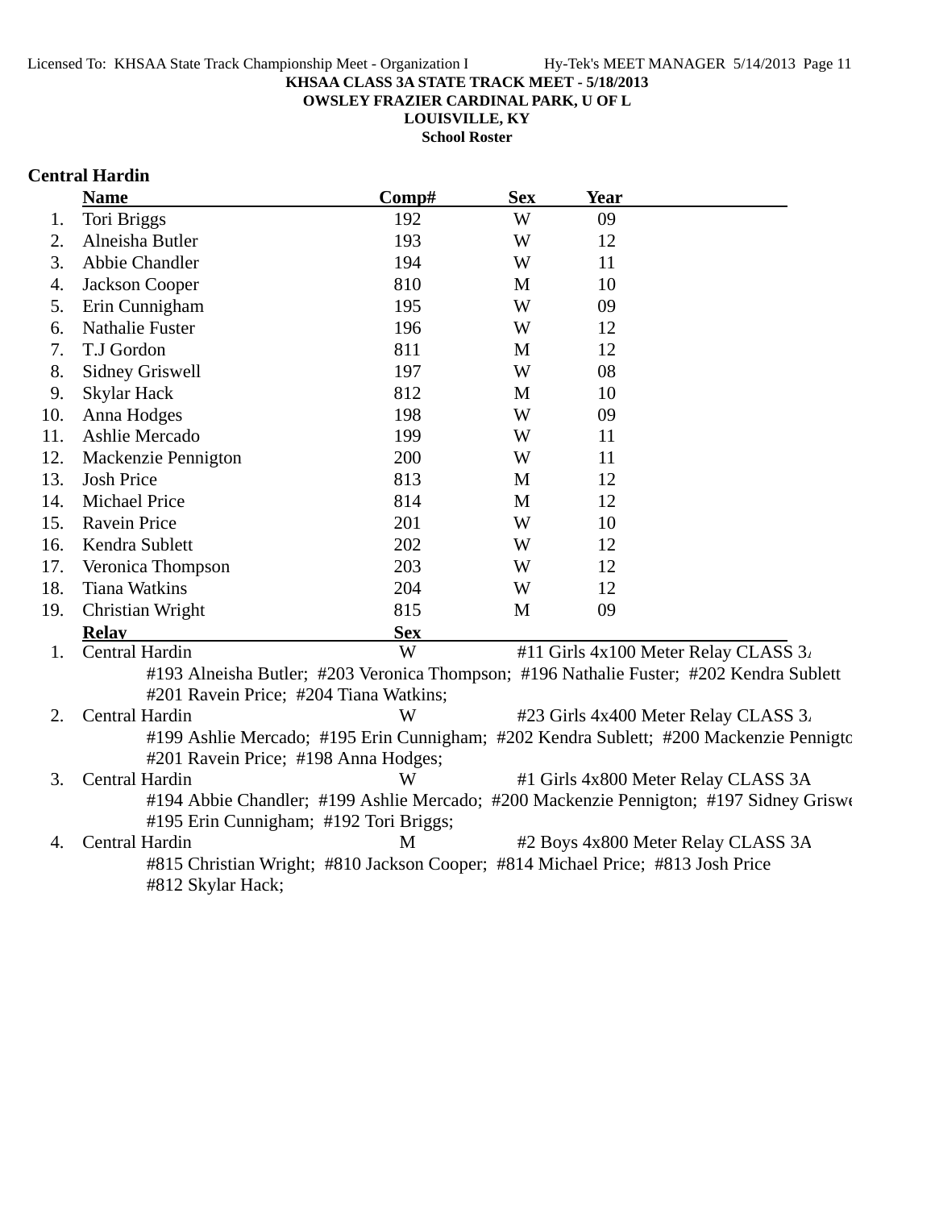**KHSAA CLASS 3A STATE TRACK MEET - 5/18/2013**
**OWSLEY FRAZIER CARDINAL PARK, U OF L**
**LOUISVILLE, KY**
**School Roster**

## Central Hardin

| | Name | Comp# | Sex | Year |
|---|---|---|---|---|
| 1. | Tori Briggs | 192 | W | 09 |
| 2. | Alneisha Butler | 193 | W | 12 |
| 3. | Abbie Chandler | 194 | W | 11 |
| 4. | Jackson Cooper | 810 | M | 10 |
| 5. | Erin Cunnigham | 195 | W | 09 |
| 6. | Nathalie Fuster | 196 | W | 12 |
| 7. | T.J Gordon | 811 | M | 12 |
| 8. | Sidney Griswell | 197 | W | 08 |
| 9. | Skylar Hack | 812 | M | 10 |
| 10. | Anna Hodges | 198 | W | 09 |
| 11. | Ashlie Mercado | 199 | W | 11 |
| 12. | Mackenzie Pennigton | 200 | W | 11 |
| 13. | Josh Price | 813 | M | 12 |
| 14. | Michael Price | 814 | M | 12 |
| 15. | Ravein Price | 201 | W | 10 |
| 16. | Kendra Sublett | 202 | W | 12 |
| 17. | Veronica Thompson | 203 | W | 12 |
| 18. | Tiana Watkins | 204 | W | 12 |
| 19. | Christian Wright | 815 | M | 09 |

| | Relay | Sex | Event |
|---|---|---|---|
| 1. | Central Hardin | W | #11 Girls 4x100 Meter Relay CLASS 3A |
| | #193 Alneisha Butler; #203 Veronica Thompson; #196 Nathalie Fuster; #202 Kendra Sublett #201 Ravein Price; #204 Tiana Watkins; | | |
| 2. | Central Hardin | W | #23 Girls 4x400 Meter Relay CLASS 3A |
| | #199 Ashlie Mercado; #195 Erin Cunnigham; #202 Kendra Sublett; #200 Mackenzie Pennigton #201 Ravein Price; #198 Anna Hodges; | | |
| 3. | Central Hardin | W | #1 Girls 4x800 Meter Relay CLASS 3A |
| | #194 Abbie Chandler; #199 Ashlie Mercado; #200 Mackenzie Pennigton; #197 Sidney Griswell #195 Erin Cunnigham; #192 Tori Briggs; | | |
| 4. | Central Hardin | M | #2 Boys 4x800 Meter Relay CLASS 3A |
| | #815 Christian Wright; #810 Jackson Cooper; #814 Michael Price; #813 Josh Price #812 Skylar Hack; | | |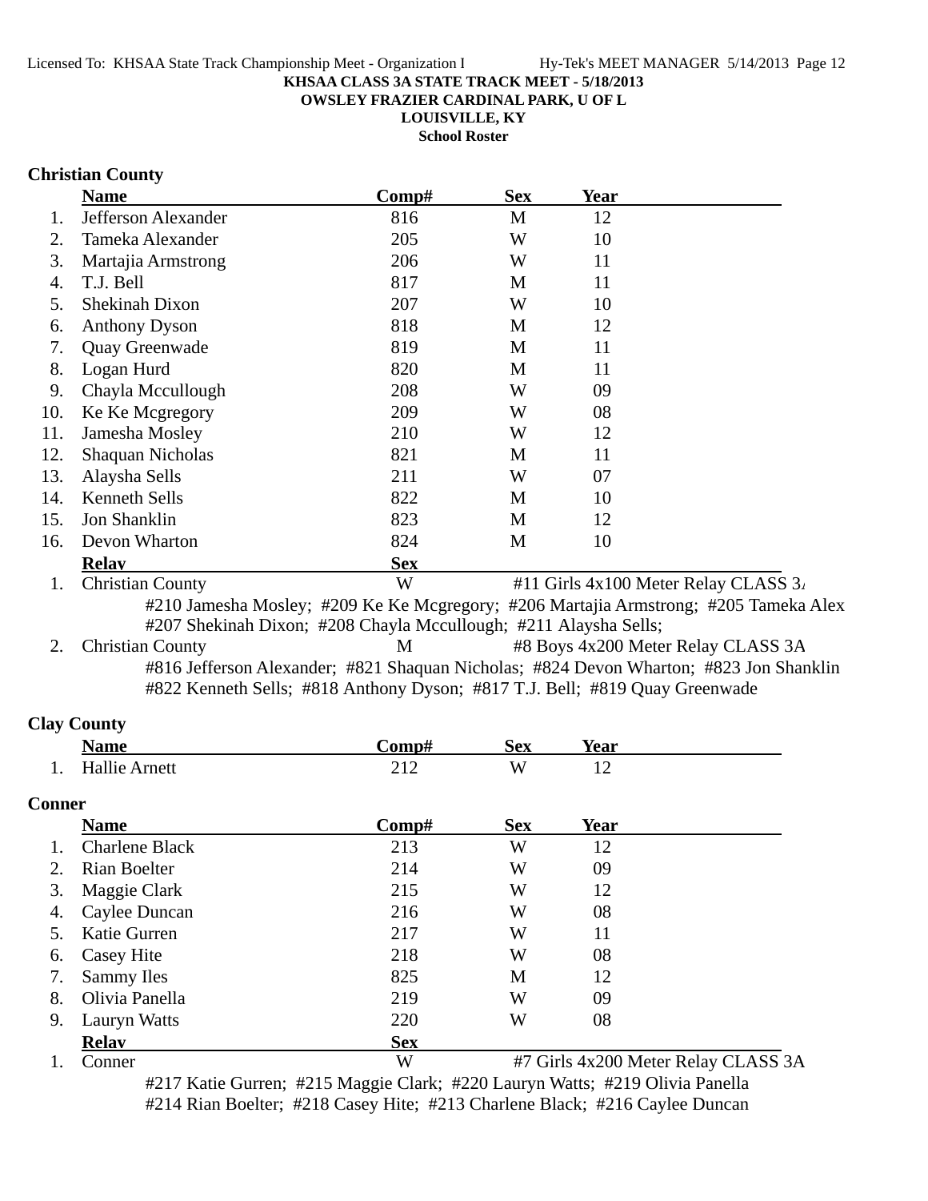**KHSAA CLASS 3A STATE TRACK MEET - 5/18/2013**
**OWSLEY FRAZIER CARDINAL PARK, U OF L**
**LOUISVILLE, KY**
**School Roster**

### Christian County

| | Name | Comp# | Sex | Year |
|---|---|---|---|---|
| 1. | Jefferson Alexander | 816 | M | 12 |
| 2. | Tameka Alexander | 205 | W | 10 |
| 3. | Martajia Armstrong | 206 | W | 11 |
| 4. | T.J. Bell | 817 | M | 11 |
| 5. | Shekinah Dixon | 207 | W | 10 |
| 6. | Anthony Dyson | 818 | M | 12 |
| 7. | Quay Greenwade | 819 | M | 11 |
| 8. | Logan Hurd | 820 | M | 11 |
| 9. | Chayla Mccullough | 208 | W | 09 |
| 10. | Ke Ke Mcgregory | 209 | W | 08 |
| 11. | Jamesha Mosley | 210 | W | 12 |
| 12. | Shaquan Nicholas | 821 | M | 11 |
| 13. | Alaysha Sells | 211 | W | 07 |
| 14. | Kenneth Sells | 822 | M | 10 |
| 15. | Jon Shanklin | 823 | M | 12 |
| 16. | Devon Wharton | 824 | M | 10 |

| | Relay | Sex | Event |
|---|---|---|---|
| 1. | Christian County | W | #11 Girls 4x100 Meter Relay CLASS 3A |

#210 Jamesha Mosley; #209 Ke Ke Mcgregory; #206 Martajia Armstrong; #205 Tameka Alex
#207 Shekinah Dixon; #208 Chayla Mccullough; #211 Alaysha Sells;

| | Relay | Sex | Event |
|---|---|---|---|
| 2. | Christian County | M | #8 Boys 4x200 Meter Relay CLASS 3A |

#816 Jefferson Alexander; #821 Shaquan Nicholas; #824 Devon Wharton; #823 Jon Shanklin
#822 Kenneth Sells; #818 Anthony Dyson; #817 T.J. Bell; #819 Quay Greenwade

### Clay County

| | Name | Comp# | Sex | Year |
|---|---|---|---|---|
| 1. | Hallie Arnett | 212 | W | 12 |

### Conner

| | Name | Comp# | Sex | Year |
|---|---|---|---|---|
| 1. | Charlene Black | 213 | W | 12 |
| 2. | Rian Boelter | 214 | W | 09 |
| 3. | Maggie Clark | 215 | W | 12 |
| 4. | Caylee Duncan | 216 | W | 08 |
| 5. | Katie Gurren | 217 | W | 11 |
| 6. | Casey Hite | 218 | W | 08 |
| 7. | Sammy Iles | 825 | M | 12 |
| 8. | Olivia Panella | 219 | W | 09 |
| 9. | Lauryn Watts | 220 | W | 08 |

| | Relay | Sex | Event |
|---|---|---|---|
| 1. | Conner | W | #7 Girls 4x200 Meter Relay CLASS 3A |

#217 Katie Gurren; #215 Maggie Clark; #220 Lauryn Watts; #219 Olivia Panella
#214 Rian Boelter; #218 Casey Hite; #213 Charlene Black; #216 Caylee Duncan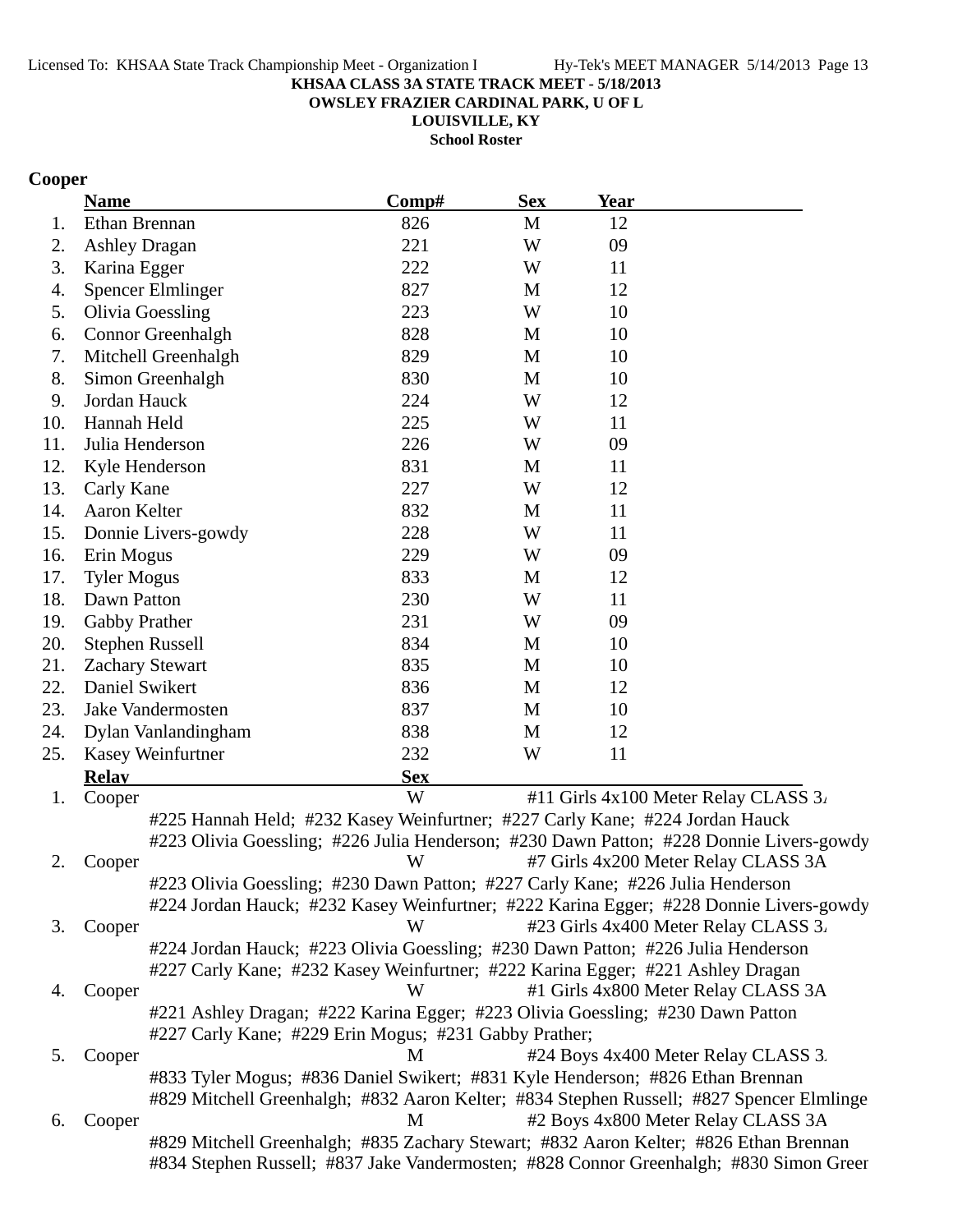**KHSAA CLASS 3A STATE TRACK MEET - 5/18/2013**
**OWSLEY FRAZIER CARDINAL PARK, U OF L**
**LOUISVILLE, KY**
**School Roster**

## Cooper

| | Name | Comp# | Sex | Year |
|---|---|---|---|---|
| 1. | Ethan Brennan | 826 | M | 12 |
| 2. | Ashley Dragan | 221 | W | 09 |
| 3. | Karina Egger | 222 | W | 11 |
| 4. | Spencer Elmlinger | 827 | M | 12 |
| 5. | Olivia Goessling | 223 | W | 10 |
| 6. | Connor Greenhalgh | 828 | M | 10 |
| 7. | Mitchell Greenhalgh | 829 | M | 10 |
| 8. | Simon Greenhalgh | 830 | M | 10 |
| 9. | Jordan Hauck | 224 | W | 12 |
| 10. | Hannah Held | 225 | W | 11 |
| 11. | Julia Henderson | 226 | W | 09 |
| 12. | Kyle Henderson | 831 | M | 11 |
| 13. | Carly Kane | 227 | W | 12 |
| 14. | Aaron Kelter | 832 | M | 11 |
| 15. | Donnie Livers-gowdy | 228 | W | 11 |
| 16. | Erin Mogus | 229 | W | 09 |
| 17. | Tyler Mogus | 833 | M | 12 |
| 18. | Dawn Patton | 230 | W | 11 |
| 19. | Gabby Prather | 231 | W | 09 |
| 20. | Stephen Russell | 834 | M | 10 |
| 21. | Zachary Stewart | 835 | M | 10 |
| 22. | Daniel Swikert | 836 | M | 12 |
| 23. | Jake Vandermosten | 837 | M | 10 |
| 24. | Dylan Vanlandingham | 838 | M | 12 |
| 25. | Kasey Weinfurtner | 232 | W | 11 |

| | Relay | Sex | |
|---|---|---|---|
| 1. | Cooper | W | #11 Girls 4x100 Meter Relay CLASS 3A |
| | #225 Hannah Held; #232 Kasey Weinfurtner; #227 Carly Kane; #224 Jordan Hauck<br>#223 Olivia Goessling; #226 Julia Henderson; #230 Dawn Patton; #228 Donnie Livers-gowdy | | |
| 2. | Cooper | W | #7 Girls 4x200 Meter Relay CLASS 3A |
| | #223 Olivia Goessling; #230 Dawn Patton; #227 Carly Kane; #226 Julia Henderson<br>#224 Jordan Hauck; #232 Kasey Weinfurtner; #222 Karina Egger; #228 Donnie Livers-gowdy | | |
| 3. | Cooper | W | #23 Girls 4x400 Meter Relay CLASS 3A |
| | #224 Jordan Hauck; #223 Olivia Goessling; #230 Dawn Patton; #226 Julia Henderson<br>#227 Carly Kane; #232 Kasey Weinfurtner; #222 Karina Egger; #221 Ashley Dragan | | |
| 4. | Cooper | W | #1 Girls 4x800 Meter Relay CLASS 3A |
| | #221 Ashley Dragan; #222 Karina Egger; #223 Olivia Goessling; #230 Dawn Patton<br>#227 Carly Kane; #229 Erin Mogus; #231 Gabby Prather; | | |
| 5. | Cooper | M | #24 Boys 4x400 Meter Relay CLASS 3A |
| | #833 Tyler Mogus; #836 Daniel Swikert; #831 Kyle Henderson; #826 Ethan Brennan<br>#829 Mitchell Greenhalgh; #832 Aaron Kelter; #834 Stephen Russell; #827 Spencer Elmlinger | | |
| 6. | Cooper | M | #2 Boys 4x800 Meter Relay CLASS 3A |
| | #829 Mitchell Greenhalgh; #835 Zachary Stewart; #832 Aaron Kelter; #826 Ethan Brennan<br>#834 Stephen Russell; #837 Jake Vandermosten; #828 Connor Greenhalgh; #830 Simon Greenhalgh | | |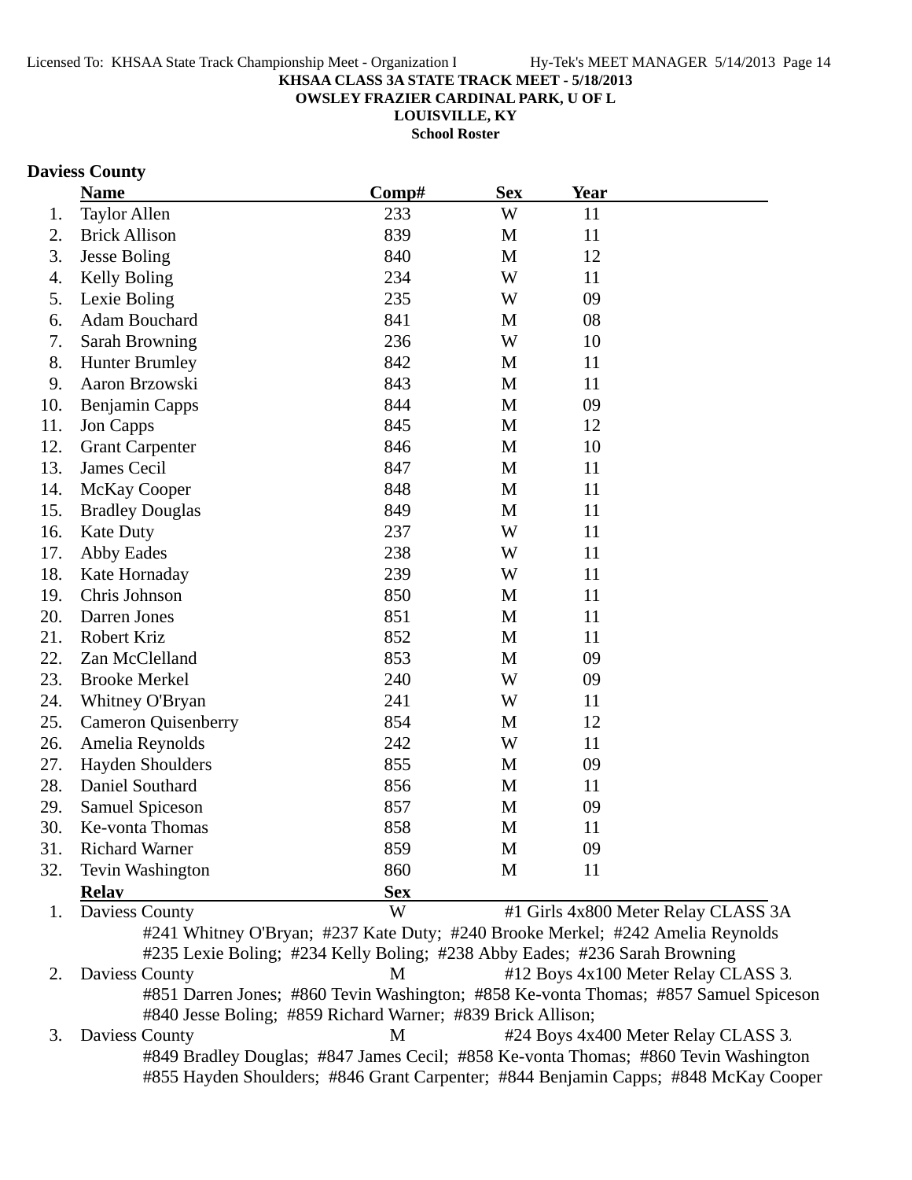KHSAA CLASS 3A STATE TRACK MEET - 5/18/2013
OWSLEY FRAZIER CARDINAL PARK, U OF L
LOUISVILLE, KY
School Roster

## Daviess County

| | Name | Comp# | Sex | Year |
|---|---|---|---|---|
| 1. | Taylor Allen | 233 | W | 11 |
| 2. | Brick Allison | 839 | M | 11 |
| 3. | Jesse Boling | 840 | M | 12 |
| 4. | Kelly Boling | 234 | W | 11 |
| 5. | Lexie Boling | 235 | W | 09 |
| 6. | Adam Bouchard | 841 | M | 08 |
| 7. | Sarah Browning | 236 | W | 10 |
| 8. | Hunter Brumley | 842 | M | 11 |
| 9. | Aaron Brzowski | 843 | M | 11 |
| 10. | Benjamin Capps | 844 | M | 09 |
| 11. | Jon Capps | 845 | M | 12 |
| 12. | Grant Carpenter | 846 | M | 10 |
| 13. | James Cecil | 847 | M | 11 |
| 14. | McKay Cooper | 848 | M | 11 |
| 15. | Bradley Douglas | 849 | M | 11 |
| 16. | Kate Duty | 237 | W | 11 |
| 17. | Abby Eades | 238 | W | 11 |
| 18. | Kate Hornaday | 239 | W | 11 |
| 19. | Chris Johnson | 850 | M | 11 |
| 20. | Darren Jones | 851 | M | 11 |
| 21. | Robert Kriz | 852 | M | 11 |
| 22. | Zan McClelland | 853 | M | 09 |
| 23. | Brooke Merkel | 240 | W | 09 |
| 24. | Whitney O'Bryan | 241 | W | 11 |
| 25. | Cameron Quisenberry | 854 | M | 12 |
| 26. | Amelia Reynolds | 242 | W | 11 |
| 27. | Hayden Shoulders | 855 | M | 09 |
| 28. | Daniel Southard | 856 | M | 11 |
| 29. | Samuel Spiceson | 857 | M | 09 |
| 30. | Ke-vonta Thomas | 858 | M | 11 |
| 31. | Richard Warner | 859 | M | 09 |
| 32. | Tevin Washington | 860 | M | 11 |

| | Relay | Sex | |
|---|---|---|---|
| 1. | Daviess County | W | #1 Girls 4x800 Meter Relay CLASS 3A |
| | #241 Whitney O'Bryan; #237 Kate Duty; #240 Brooke Merkel; #242 Amelia Reynolds<br>#235 Lexie Boling; #234 Kelly Boling; #238 Abby Eades; #236 Sarah Browning | | |
| 2. | Daviess County | M | #12 Boys 4x100 Meter Relay CLASS 3. |
| | #851 Darren Jones; #860 Tevin Washington; #858 Ke-vonta Thomas; #857 Samuel Spiceson<br>#840 Jesse Boling; #859 Richard Warner; #839 Brick Allison; | | |
| 3. | Daviess County | M | #24 Boys 4x400 Meter Relay CLASS 3. |
| | #849 Bradley Douglas; #847 James Cecil; #858 Ke-vonta Thomas; #860 Tevin Washington<br>#855 Hayden Shoulders; #846 Grant Carpenter; #844 Benjamin Capps; #848 McKay Cooper | | |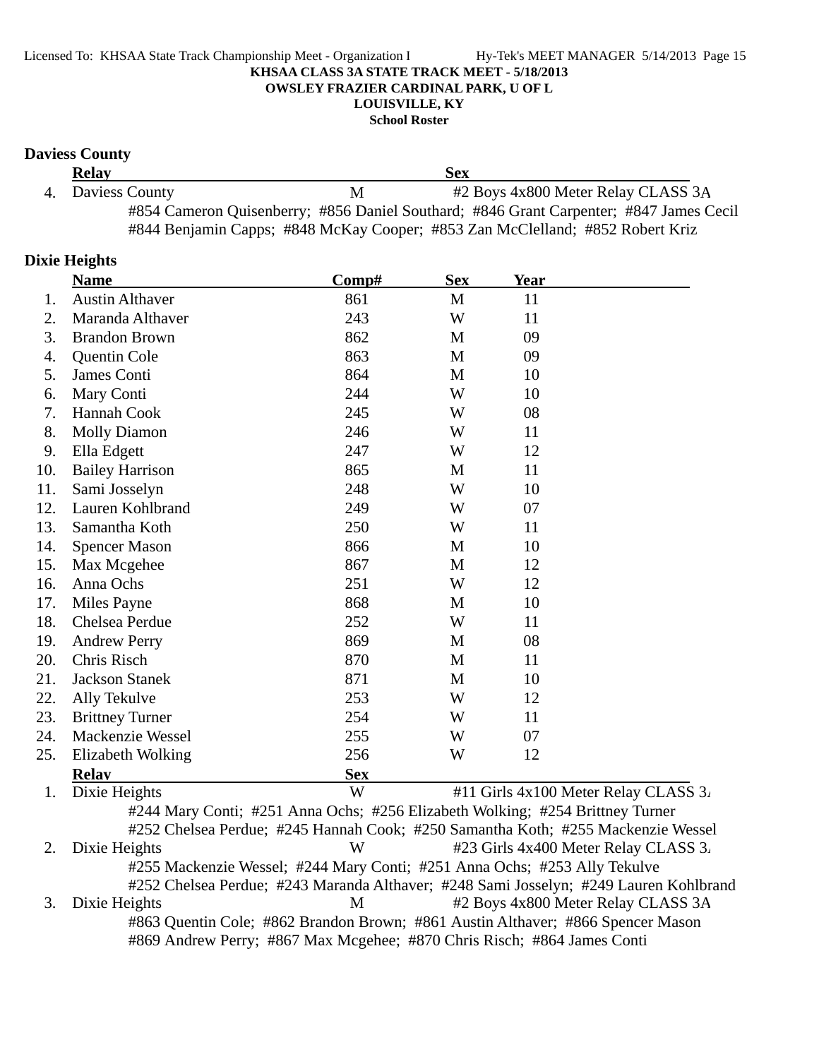**KHSAA CLASS 3A STATE TRACK MEET - 5/18/2013**
**OWSLEY FRAZIER CARDINAL PARK, U OF L**
**LOUISVILLE, KY**
**School Roster**

## Daviess County

| | Relay | Sex | |
|---|---|---|---|
| 4. | Daviess County | M | #2 Boys 4x800 Meter Relay CLASS 3A |

#854 Cameron Quisenberry; #856 Daniel Southard; #846 Grant Carpenter; #847 James Cecil
#844 Benjamin Capps; #848 McKay Cooper; #853 Zan McClelland; #852 Robert Kriz

## Dixie Heights

| | Name | Comp# | Sex | Year |
|---|---|---|---|---|
| 1. | Austin Althaver | 861 | M | 11 |
| 2. | Maranda Althaver | 243 | W | 11 |
| 3. | Brandon Brown | 862 | M | 09 |
| 4. | Quentin Cole | 863 | M | 09 |
| 5. | James Conti | 864 | M | 10 |
| 6. | Mary Conti | 244 | W | 10 |
| 7. | Hannah Cook | 245 | W | 08 |
| 8. | Molly Diamon | 246 | W | 11 |
| 9. | Ella Edgett | 247 | W | 12 |
| 10. | Bailey Harrison | 865 | M | 11 |
| 11. | Sami Josselyn | 248 | W | 10 |
| 12. | Lauren Kohlbrand | 249 | W | 07 |
| 13. | Samantha Koth | 250 | W | 11 |
| 14. | Spencer Mason | 866 | M | 10 |
| 15. | Max Mcgehee | 867 | M | 12 |
| 16. | Anna Ochs | 251 | W | 12 |
| 17. | Miles Payne | 868 | M | 10 |
| 18. | Chelsea Perdue | 252 | W | 11 |
| 19. | Andrew Perry | 869 | M | 08 |
| 20. | Chris Risch | 870 | M | 11 |
| 21. | Jackson Stanek | 871 | M | 10 |
| 22. | Ally Tekulve | 253 | W | 12 |
| 23. | Brittney Turner | 254 | W | 11 |
| 24. | Mackenzie Wessel | 255 | W | 07 |
| 25. | Elizabeth Wolking | 256 | W | 12 |

| | Relay | Sex | |
|---|---|---|---|
| 1. | Dixie Heights | W | #11 Girls 4x100 Meter Relay CLASS 3A |

#244 Mary Conti; #251 Anna Ochs; #256 Elizabeth Wolking; #254 Brittney Turner
#252 Chelsea Perdue; #245 Hannah Cook; #250 Samantha Koth; #255 Mackenzie Wessel

| | Relay | Sex | |
|---|---|---|---|
| 2. | Dixie Heights | W | #23 Girls 4x400 Meter Relay CLASS 3A |

#255 Mackenzie Wessel; #244 Mary Conti; #251 Anna Ochs; #253 Ally Tekulve
#252 Chelsea Perdue; #243 Maranda Althaver; #248 Sami Josselyn; #249 Lauren Kohlbrand

| | Relay | Sex | |
|---|---|---|---|
| 3. | Dixie Heights | M | #2 Boys 4x800 Meter Relay CLASS 3A |

#863 Quentin Cole; #862 Brandon Brown; #861 Austin Althaver; #866 Spencer Mason
#869 Andrew Perry; #867 Max Mcgehee; #870 Chris Risch; #864 James Conti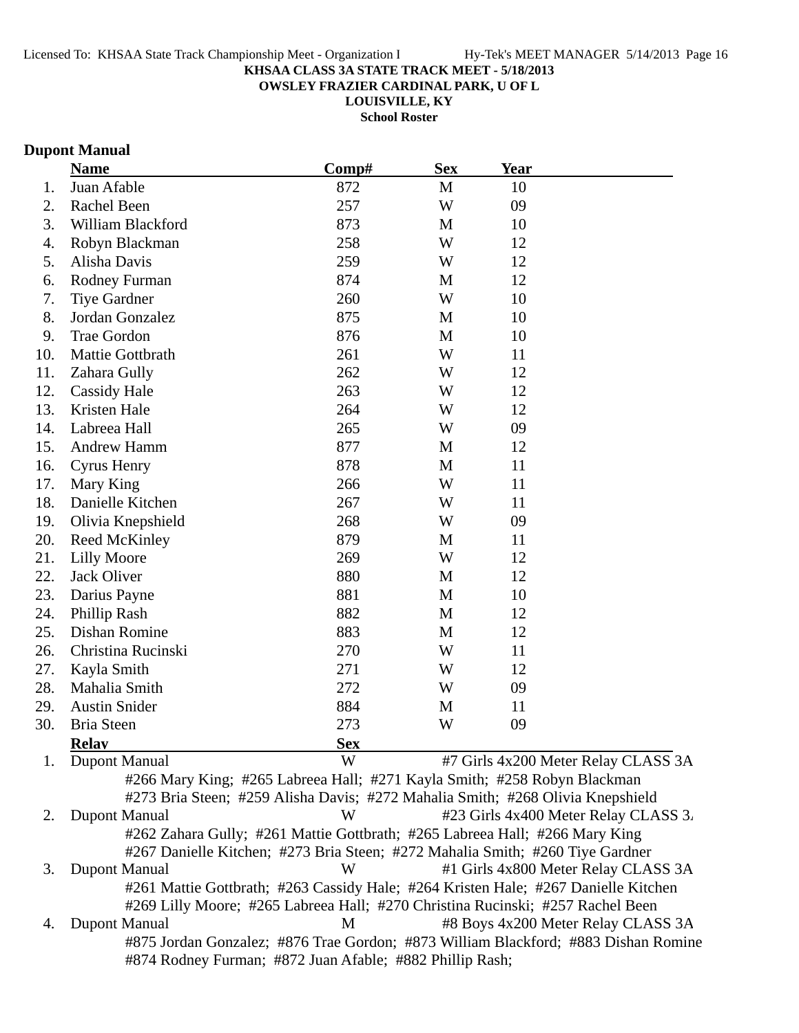**KHSAA CLASS 3A STATE TRACK MEET - 5/18/2013**
**OWSLEY FRAZIER CARDINAL PARK, U OF L**
**LOUISVILLE, KY**
**School Roster**

## Dupont Manual

| | Name | Comp# | Sex | Year |
|---|---|---|---|---|
| 1. | Juan Afable | 872 | M | 10 |
| 2. | Rachel Been | 257 | W | 09 |
| 3. | William Blackford | 873 | M | 10 |
| 4. | Robyn Blackman | 258 | W | 12 |
| 5. | Alisha Davis | 259 | W | 12 |
| 6. | Rodney Furman | 874 | M | 12 |
| 7. | Tiye Gardner | 260 | W | 10 |
| 8. | Jordan Gonzalez | 875 | M | 10 |
| 9. | Trae Gordon | 876 | M | 10 |
| 10. | Mattie Gottbrath | 261 | W | 11 |
| 11. | Zahara Gully | 262 | W | 12 |
| 12. | Cassidy Hale | 263 | W | 12 |
| 13. | Kristen Hale | 264 | W | 12 |
| 14. | Labreea Hall | 265 | W | 09 |
| 15. | Andrew Hamm | 877 | M | 12 |
| 16. | Cyrus Henry | 878 | M | 11 |
| 17. | Mary King | 266 | W | 11 |
| 18. | Danielle Kitchen | 267 | W | 11 |
| 19. | Olivia Knepshield | 268 | W | 09 |
| 20. | Reed McKinley | 879 | M | 11 |
| 21. | Lilly Moore | 269 | W | 12 |
| 22. | Jack Oliver | 880 | M | 12 |
| 23. | Darius Payne | 881 | M | 10 |
| 24. | Phillip Rash | 882 | M | 12 |
| 25. | Dishan Romine | 883 | M | 12 |
| 26. | Christina Rucinski | 270 | W | 11 |
| 27. | Kayla Smith | 271 | W | 12 |
| 28. | Mahalia Smith | 272 | W | 09 |
| 29. | Austin Snider | 884 | M | 11 |
| 30. | Bria Steen | 273 | W | 09 |

| | Relay | Sex | Event |
|---|---|---|---|
| 1. | Dupont Manual | W | #7 Girls 4x200 Meter Relay CLASS 3A |
| | #266 Mary King; #265 Labreea Hall; #271 Kayla Smith; #258 Robyn Blackman; #273 Bria Steen; #259 Alisha Davis; #272 Mahalia Smith; #268 Olivia Knepshield | | |
| 2. | Dupont Manual | W | #23 Girls 4x400 Meter Relay CLASS 3A |
| | #262 Zahara Gully; #261 Mattie Gottbrath; #265 Labreea Hall; #266 Mary King; #267 Danielle Kitchen; #273 Bria Steen; #272 Mahalia Smith; #260 Tiye Gardner | | |
| 3. | Dupont Manual | W | #1 Girls 4x800 Meter Relay CLASS 3A |
| | #261 Mattie Gottbrath; #263 Cassidy Hale; #264 Kristen Hale; #267 Danielle Kitchen; #269 Lilly Moore; #265 Labreea Hall; #270 Christina Rucinski; #257 Rachel Been | | |
| 4. | Dupont Manual | M | #8 Boys 4x200 Meter Relay CLASS 3A |
| | #875 Jordan Gonzalez; #876 Trae Gordon; #873 William Blackford; #883 Dishan Romine; #874 Rodney Furman; #872 Juan Afable; #882 Phillip Rash; | | |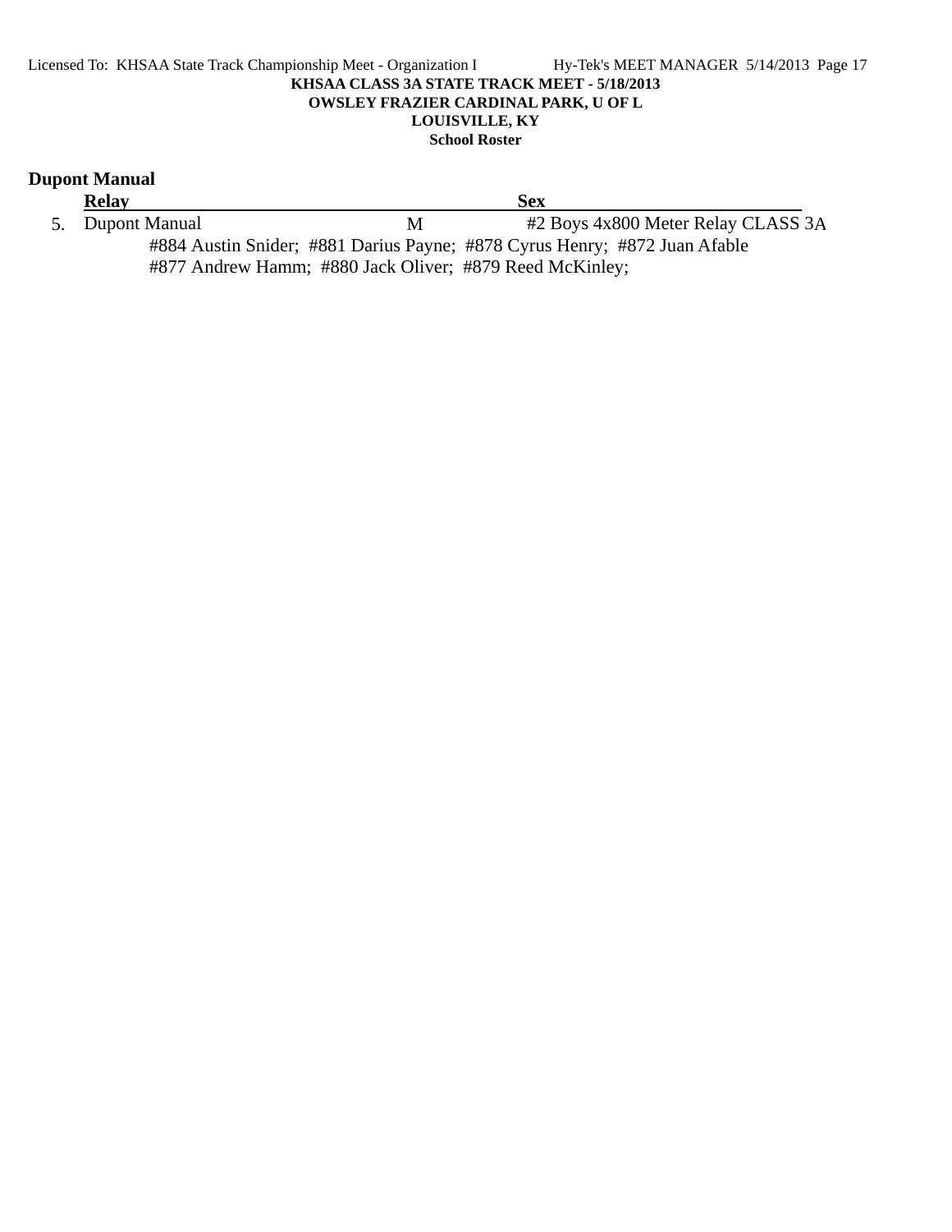**KHSAA CLASS 3A STATE TRACK MEET - 5/18/2013**
**OWSLEY FRAZIER CARDINAL PARK, U OF L**
**LOUISVILLE, KY**
**School Roster**

## Dupont Manual

| | Relay | Sex | |
|---|---|---|---|
| 5. | Dupont Manual | M | #2 Boys 4x800 Meter Relay CLASS 3A |

#884 Austin Snider; #881 Darius Payne; #878 Cyrus Henry; #872 Juan Afable
#877 Andrew Hamm; #880 Jack Oliver; #879 Reed McKinley;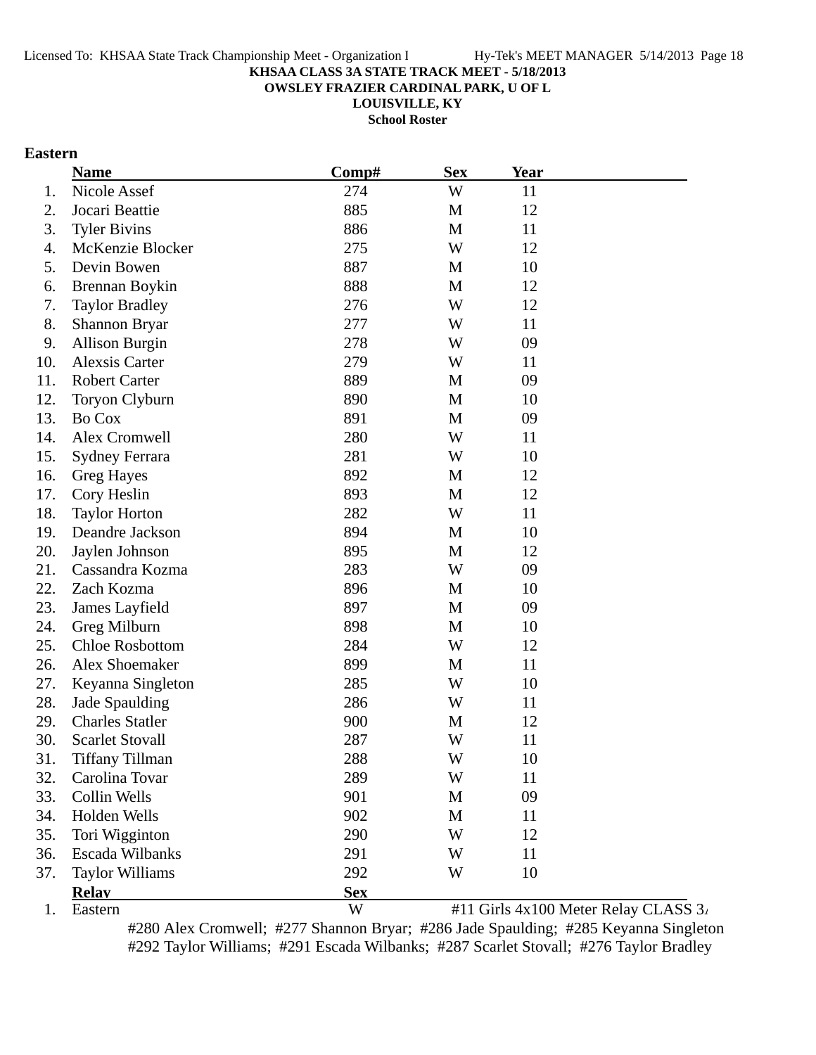**KHSAA CLASS 3A STATE TRACK MEET - 5/18/2013**
**OWSLEY FRAZIER CARDINAL PARK, U OF L**
**LOUISVILLE, KY**
**School Roster**

## Eastern

| | Name | Comp# | Sex | Year |
|---|---|---|---|---|
| 1. | Nicole Assef | 274 | W | 11 |
| 2. | Jocari Beattie | 885 | M | 12 |
| 3. | Tyler Bivins | 886 | M | 11 |
| 4. | McKenzie Blocker | 275 | W | 12 |
| 5. | Devin Bowen | 887 | M | 10 |
| 6. | Brennan Boykin | 888 | M | 12 |
| 7. | Taylor Bradley | 276 | W | 12 |
| 8. | Shannon Bryar | 277 | W | 11 |
| 9. | Allison Burgin | 278 | W | 09 |
| 10. | Alexsis Carter | 279 | W | 11 |
| 11. | Robert Carter | 889 | M | 09 |
| 12. | Toryon Clyburn | 890 | M | 10 |
| 13. | Bo Cox | 891 | M | 09 |
| 14. | Alex Cromwell | 280 | W | 11 |
| 15. | Sydney Ferrara | 281 | W | 10 |
| 16. | Greg Hayes | 892 | M | 12 |
| 17. | Cory Heslin | 893 | M | 12 |
| 18. | Taylor Horton | 282 | W | 11 |
| 19. | Deandre Jackson | 894 | M | 10 |
| 20. | Jaylen Johnson | 895 | M | 12 |
| 21. | Cassandra Kozma | 283 | W | 09 |
| 22. | Zach Kozma | 896 | M | 10 |
| 23. | James Layfield | 897 | M | 09 |
| 24. | Greg Milburn | 898 | M | 10 |
| 25. | Chloe Rosbottom | 284 | W | 12 |
| 26. | Alex Shoemaker | 899 | M | 11 |
| 27. | Keyanna Singleton | 285 | W | 10 |
| 28. | Jade Spaulding | 286 | W | 11 |
| 29. | Charles Statler | 900 | M | 12 |
| 30. | Scarlet Stovall | 287 | W | 11 |
| 31. | Tiffany Tillman | 288 | W | 10 |
| 32. | Carolina Tovar | 289 | W | 11 |
| 33. | Collin Wells | 901 | M | 09 |
| 34. | Holden Wells | 902 | M | 11 |
| 35. | Tori Wigginton | 290 | W | 12 |
| 36. | Escada Wilbanks | 291 | W | 11 |
| 37. | Taylor Williams | 292 | W | 10 |

| | Relay | Sex | |
|---|---|---|---|
| 1. | Eastern | W | #11 Girls 4x100 Meter Relay CLASS 3A |

#280 Alex Cromwell; #277 Shannon Bryar; #286 Jade Spaulding; #285 Keyanna Singleton
#292 Taylor Williams; #291 Escada Wilbanks; #287 Scarlet Stovall; #276 Taylor Bradley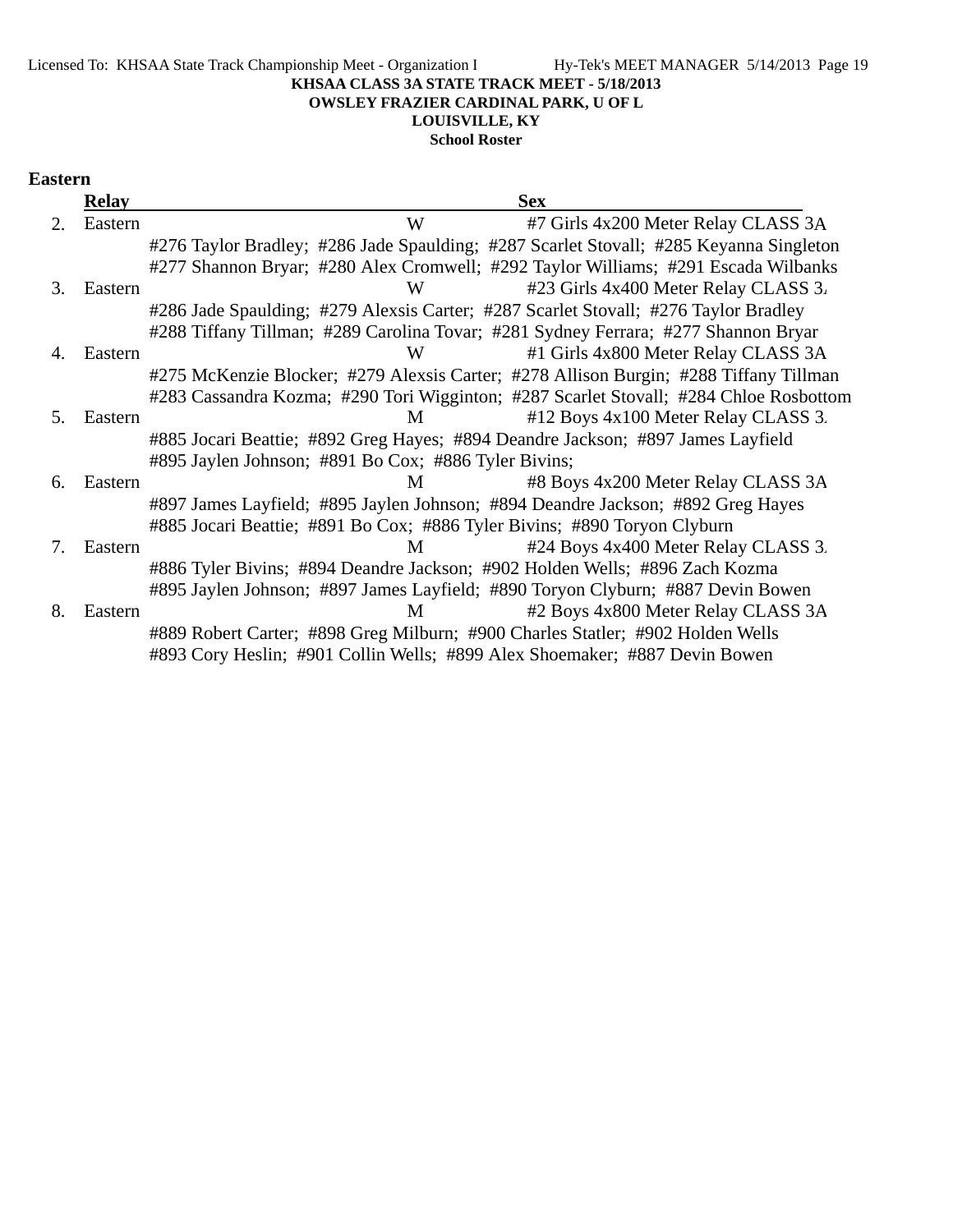**KHSAA CLASS 3A STATE TRACK MEET - 5/18/2013**
**OWSLEY FRAZIER CARDINAL PARK, U OF L**
**LOUISVILLE, KY**
**School Roster**

**Eastern**

| | Relay | Sex | |
|---|---|---|---|
| 2. | Eastern | W | #7 Girls 4x200 Meter Relay CLASS 3A |
| | #276 Taylor Bradley; #286 Jade Spaulding; #287 Scarlet Stovall; #285 Keyanna Singleton<br>#277 Shannon Bryar; #280 Alex Cromwell; #292 Taylor Williams; #291 Escada Wilbanks | | |
| 3. | Eastern | W | #23 Girls 4x400 Meter Relay CLASS 3A |
| | #286 Jade Spaulding; #279 Alexsis Carter; #287 Scarlet Stovall; #276 Taylor Bradley<br>#288 Tiffany Tillman; #289 Carolina Tovar; #281 Sydney Ferrara; #277 Shannon Bryar | | |
| 4. | Eastern | W | #1 Girls 4x800 Meter Relay CLASS 3A |
| | #275 McKenzie Blocker; #279 Alexsis Carter; #278 Allison Burgin; #288 Tiffany Tillman<br>#283 Cassandra Kozma; #290 Tori Wigginton; #287 Scarlet Stovall; #284 Chloe Rosbottom | | |
| 5. | Eastern | M | #12 Boys 4x100 Meter Relay CLASS 3A |
| | #885 Jocari Beattie; #892 Greg Hayes; #894 Deandre Jackson; #897 James Layfield<br>#895 Jaylen Johnson; #891 Bo Cox; #886 Tyler Bivins; | | |
| 6. | Eastern | M | #8 Boys 4x200 Meter Relay CLASS 3A |
| | #897 James Layfield; #895 Jaylen Johnson; #894 Deandre Jackson; #892 Greg Hayes<br>#885 Jocari Beattie; #891 Bo Cox; #886 Tyler Bivins; #890 Toryon Clyburn | | |
| 7. | Eastern | M | #24 Boys 4x400 Meter Relay CLASS 3A |
| | #886 Tyler Bivins; #894 Deandre Jackson; #902 Holden Wells; #896 Zach Kozma<br>#895 Jaylen Johnson; #897 James Layfield; #890 Toryon Clyburn; #887 Devin Bowen | | |
| 8. | Eastern | M | #2 Boys 4x800 Meter Relay CLASS 3A |
| | #889 Robert Carter; #898 Greg Milburn; #900 Charles Statler; #902 Holden Wells<br>#893 Cory Heslin; #901 Collin Wells; #899 Alex Shoemaker; #887 Devin Bowen | | |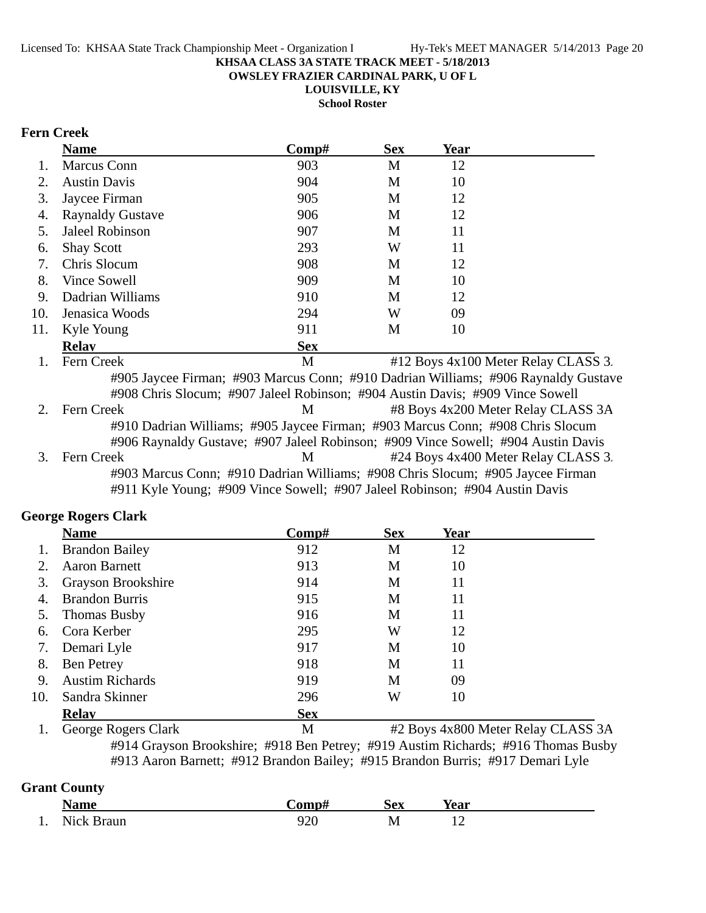**KHSAA CLASS 3A STATE TRACK MEET - 5/18/2013**
**OWSLEY FRAZIER CARDINAL PARK, U OF L**
**LOUISVILLE, KY**
**School Roster**

### Fern Creek

| | Name | Comp# | Sex | Year |
|---|---|---|---|---|
| 1. | Marcus Conn | 903 | M | 12 |
| 2. | Austin Davis | 904 | M | 10 |
| 3. | Jaycee Firman | 905 | M | 12 |
| 4. | Raynaldy Gustave | 906 | M | 12 |
| 5. | Jaleel Robinson | 907 | M | 11 |
| 6. | Shay Scott | 293 | W | 11 |
| 7. | Chris Slocum | 908 | M | 12 |
| 8. | Vince Sowell | 909 | M | 10 |
| 9. | Dadrian Williams | 910 | M | 12 |
| 10. | Jenasica Woods | 294 | W | 09 |
| 11. | Kyle Young | 911 | M | 10 |

| | Relay | Sex | |
|---|---|---|---|
| 1. | Fern Creek | M | #12 Boys 4x100 Meter Relay CLASS 3. |

#905 Jaycee Firman; #903 Marcus Conn; #910 Dadrian Williams; #906 Raynaldy Gustave
#908 Chris Slocum; #907 Jaleel Robinson; #904 Austin Davis; #909 Vince Sowell

| | Relay | Sex | |
|---|---|---|---|
| 2. | Fern Creek | M | #8 Boys 4x200 Meter Relay CLASS 3A |

#910 Dadrian Williams; #905 Jaycee Firman; #903 Marcus Conn; #908 Chris Slocum
#906 Raynaldy Gustave; #907 Jaleel Robinson; #909 Vince Sowell; #904 Austin Davis

| | Relay | Sex | |
|---|---|---|---|
| 3. | Fern Creek | M | #24 Boys 4x400 Meter Relay CLASS 3. |

#903 Marcus Conn; #910 Dadrian Williams; #908 Chris Slocum; #905 Jaycee Firman
#911 Kyle Young; #909 Vince Sowell; #907 Jaleel Robinson; #904 Austin Davis

### George Rogers Clark

| | Name | Comp# | Sex | Year |
|---|---|---|---|---|
| 1. | Brandon Bailey | 912 | M | 12 |
| 2. | Aaron Barnett | 913 | M | 10 |
| 3. | Grayson Brookshire | 914 | M | 11 |
| 4. | Brandon Burris | 915 | M | 11 |
| 5. | Thomas Busby | 916 | M | 11 |
| 6. | Cora Kerber | 295 | W | 12 |
| 7. | Demari Lyle | 917 | M | 10 |
| 8. | Ben Petrey | 918 | M | 11 |
| 9. | Austim Richards | 919 | M | 09 |
| 10. | Sandra Skinner | 296 | W | 10 |

| | Relay | Sex | |
|---|---|---|---|
| 1. | George Rogers Clark | M | #2 Boys 4x800 Meter Relay CLASS 3A |

#914 Grayson Brookshire; #918 Ben Petrey; #919 Austim Richards; #916 Thomas Busby
#913 Aaron Barnett; #912 Brandon Bailey; #915 Brandon Burris; #917 Demari Lyle

### Grant County

| | Name | Comp# | Sex | Year |
|---|---|---|---|---|
| 1. | Nick Braun | 920 | M | 12 |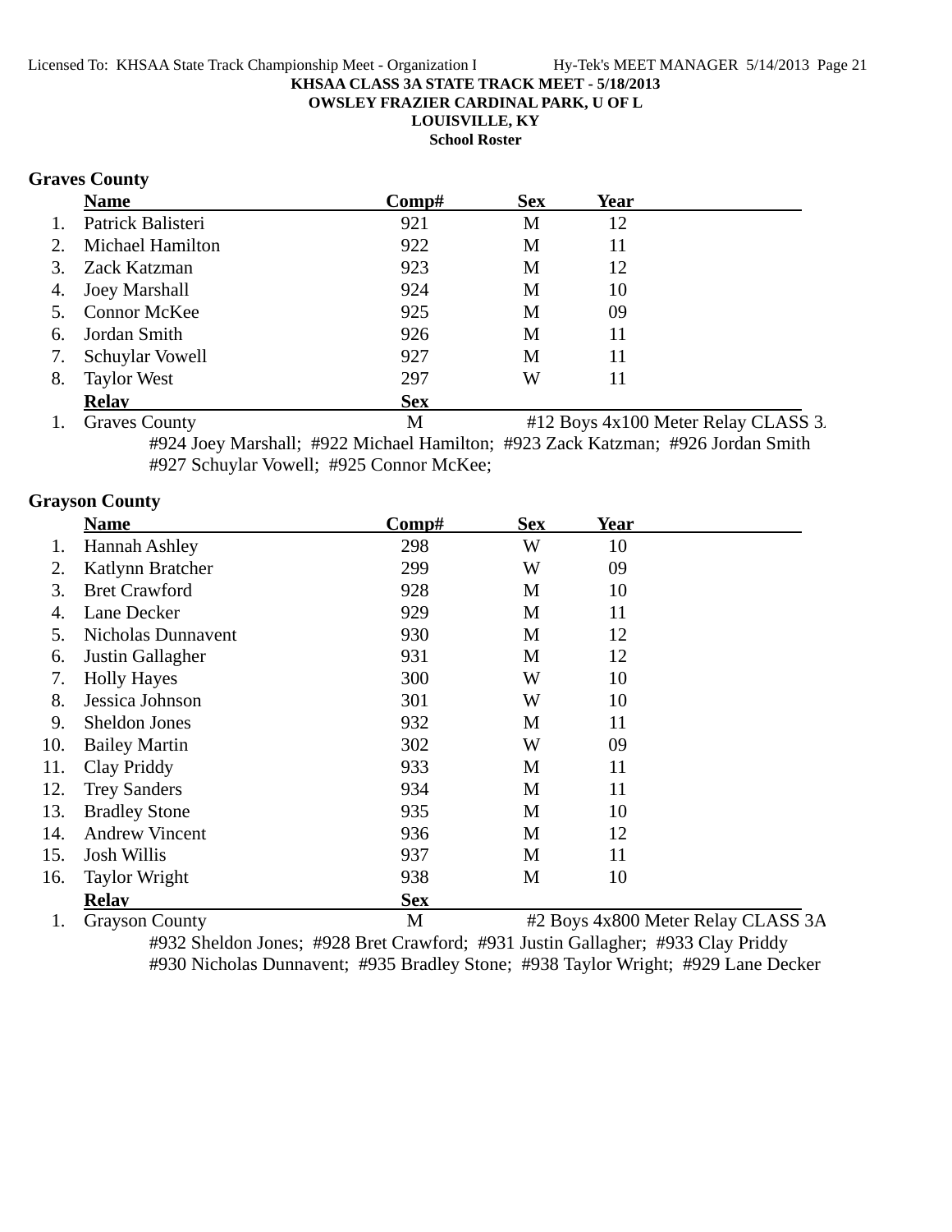**KHSAA CLASS 3A STATE TRACK MEET - 5/18/2013**
**OWSLEY FRAZIER CARDINAL PARK, U OF L**
**LOUISVILLE, KY**
**School Roster**

### Graves County

| | Name | Comp# | Sex | Year |
|---|---|---|---|---|
| 1. | Patrick Balisteri | 921 | M | 12 |
| 2. | Michael Hamilton | 922 | M | 11 |
| 3. | Zack Katzman | 923 | M | 12 |
| 4. | Joey Marshall | 924 | M | 10 |
| 5. | Connor McKee | 925 | M | 09 |
| 6. | Jordan Smith | 926 | M | 11 |
| 7. | Schuylar Vowell | 927 | M | 11 |
| 8. | Taylor West | 297 | W | 11 |

| | Relay | Sex | |
|---|---|---|---|
| 1. | Graves County | M | #12 Boys 4x100 Meter Relay CLASS 3A |

#924 Joey Marshall; #922 Michael Hamilton; #923 Zack Katzman; #926 Jordan Smith
#927 Schuylar Vowell; #925 Connor McKee;

### Grayson County

| | Name | Comp# | Sex | Year |
|---|---|---|---|---|
| 1. | Hannah Ashley | 298 | W | 10 |
| 2. | Katlynn Bratcher | 299 | W | 09 |
| 3. | Bret Crawford | 928 | M | 10 |
| 4. | Lane Decker | 929 | M | 11 |
| 5. | Nicholas Dunnavent | 930 | M | 12 |
| 6. | Justin Gallagher | 931 | M | 12 |
| 7. | Holly Hayes | 300 | W | 10 |
| 8. | Jessica Johnson | 301 | W | 10 |
| 9. | Sheldon Jones | 932 | M | 11 |
| 10. | Bailey Martin | 302 | W | 09 |
| 11. | Clay Priddy | 933 | M | 11 |
| 12. | Trey Sanders | 934 | M | 11 |
| 13. | Bradley Stone | 935 | M | 10 |
| 14. | Andrew Vincent | 936 | M | 12 |
| 15. | Josh Willis | 937 | M | 11 |
| 16. | Taylor Wright | 938 | M | 10 |

| | Relay | Sex | |
|---|---|---|---|
| 1. | Grayson County | M | #2 Boys 4x800 Meter Relay CLASS 3A |

#932 Sheldon Jones; #928 Bret Crawford; #931 Justin Gallagher; #933 Clay Priddy
#930 Nicholas Dunnavent; #935 Bradley Stone; #938 Taylor Wright; #929 Lane Decker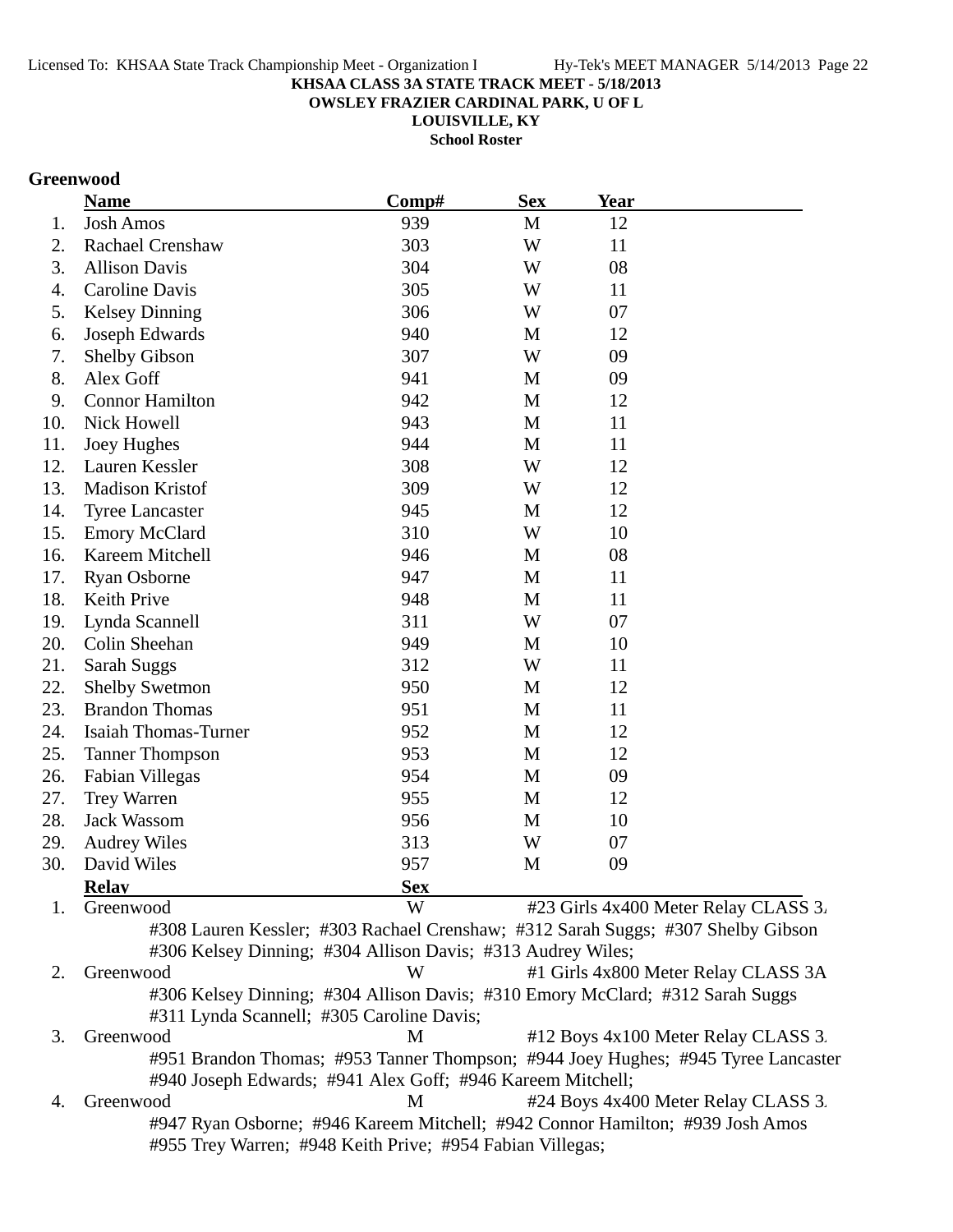**KHSAA CLASS 3A STATE TRACK MEET - 5/18/2013**

**OWSLEY FRAZIER CARDINAL PARK, U OF L**

**LOUISVILLE, KY**

**School Roster**

## Greenwood

| | Name | Comp# | Sex | Year |
|---|---|---|---|---|
| 1. | Josh Amos | 939 | M | 12 |
| 2. | Rachael Crenshaw | 303 | W | 11 |
| 3. | Allison Davis | 304 | W | 08 |
| 4. | Caroline Davis | 305 | W | 11 |
| 5. | Kelsey Dinning | 306 | W | 07 |
| 6. | Joseph Edwards | 940 | M | 12 |
| 7. | Shelby Gibson | 307 | W | 09 |
| 8. | Alex Goff | 941 | M | 09 |
| 9. | Connor Hamilton | 942 | M | 12 |
| 10. | Nick Howell | 943 | M | 11 |
| 11. | Joey Hughes | 944 | M | 11 |
| 12. | Lauren Kessler | 308 | W | 12 |
| 13. | Madison Kristof | 309 | W | 12 |
| 14. | Tyree Lancaster | 945 | M | 12 |
| 15. | Emory McClard | 310 | W | 10 |
| 16. | Kareem Mitchell | 946 | M | 08 |
| 17. | Ryan Osborne | 947 | M | 11 |
| 18. | Keith Prive | 948 | M | 11 |
| 19. | Lynda Scannell | 311 | W | 07 |
| 20. | Colin Sheehan | 949 | M | 10 |
| 21. | Sarah Suggs | 312 | W | 11 |
| 22. | Shelby Swetmon | 950 | M | 12 |
| 23. | Brandon Thomas | 951 | M | 11 |
| 24. | Isaiah Thomas-Turner | 952 | M | 12 |
| 25. | Tanner Thompson | 953 | M | 12 |
| 26. | Fabian Villegas | 954 | M | 09 |
| 27. | Trey Warren | 955 | M | 12 |
| 28. | Jack Wassom | 956 | M | 10 |
| 29. | Audrey Wiles | 313 | W | 07 |
| 30. | David Wiles | 957 | M | 09 |

| | Relay | Sex | Event |
|---|---|---|---|
| 1. | Greenwood | W | #23 Girls 4x400 Meter Relay CLASS 3A |
| | #308 Lauren Kessler; #303 Rachael Crenshaw; #312 Sarah Suggs; #307 Shelby Gibson; #306 Kelsey Dinning; #304 Allison Davis; #313 Audrey Wiles; | | |
| 2. | Greenwood | W | #1 Girls 4x800 Meter Relay CLASS 3A |
| | #306 Kelsey Dinning; #304 Allison Davis; #310 Emory McClard; #312 Sarah Suggs; #311 Lynda Scannell; #305 Caroline Davis; | | |
| 3. | Greenwood | M | #12 Boys 4x100 Meter Relay CLASS 3A |
| | #951 Brandon Thomas; #953 Tanner Thompson; #944 Joey Hughes; #945 Tyree Lancaster; #940 Joseph Edwards; #941 Alex Goff; #946 Kareem Mitchell; | | |
| 4. | Greenwood | M | #24 Boys 4x400 Meter Relay CLASS 3A |
| | #947 Ryan Osborne; #946 Kareem Mitchell; #942 Connor Hamilton; #939 Josh Amos; #955 Trey Warren; #948 Keith Prive; #954 Fabian Villegas; | | |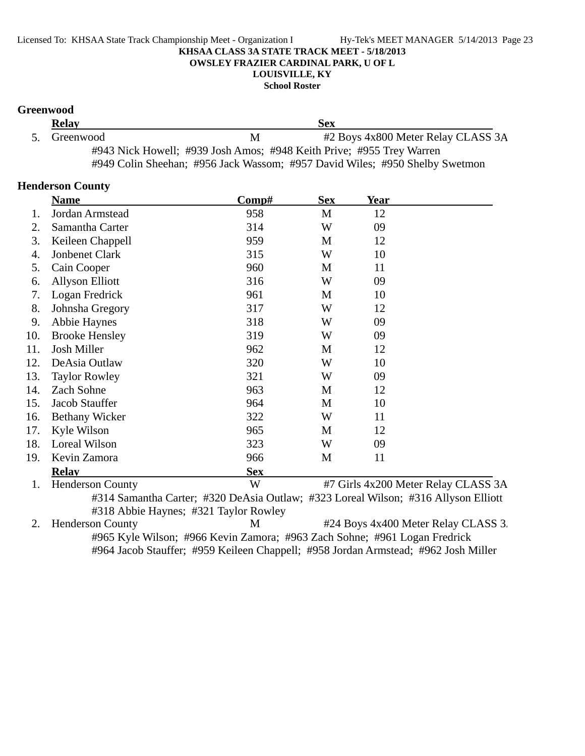**KHSAA CLASS 3A STATE TRACK MEET - 5/18/2013**
**OWSLEY FRAZIER CARDINAL PARK, U OF L**
**LOUISVILLE, KY**
**School Roster**

### Greenwood

| | Relay | Sex | |
|---|---|---|---|
| 5. | Greenwood | M | #2 Boys 4x800 Meter Relay CLASS 3A |

#943 Nick Howell; #939 Josh Amos; #948 Keith Prive; #955 Trey Warren
#949 Colin Sheehan; #956 Jack Wassom; #957 David Wiles; #950 Shelby Swetmon

### Henderson County

| | Name | Comp# | Sex | Year |
|---|---|---|---|---|
| 1. | Jordan Armstead | 958 | M | 12 |
| 2. | Samantha Carter | 314 | W | 09 |
| 3. | Keileen Chappell | 959 | M | 12 |
| 4. | Jonbenet Clark | 315 | W | 10 |
| 5. | Cain Cooper | 960 | M | 11 |
| 6. | Allyson Elliott | 316 | W | 09 |
| 7. | Logan Fredrick | 961 | M | 10 |
| 8. | Johnsha Gregory | 317 | W | 12 |
| 9. | Abbie Haynes | 318 | W | 09 |
| 10. | Brooke Hensley | 319 | W | 09 |
| 11. | Josh Miller | 962 | M | 12 |
| 12. | DeAsia Outlaw | 320 | W | 10 |
| 13. | Taylor Rowley | 321 | W | 09 |
| 14. | Zach Sohne | 963 | M | 12 |
| 15. | Jacob Stauffer | 964 | M | 10 |
| 16. | Bethany Wicker | 322 | W | 11 |
| 17. | Kyle Wilson | 965 | M | 12 |
| 18. | Loreal Wilson | 323 | W | 09 |
| 19. | Kevin Zamora | 966 | M | 11 |

| | Relay | Sex | |
|---|---|---|---|
| 1. | Henderson County | W | #7 Girls 4x200 Meter Relay CLASS 3A |
| 2. | Henderson County | M | #24 Boys 4x400 Meter Relay CLASS 3A |

1. #314 Samantha Carter; #320 DeAsia Outlaw; #323 Loreal Wilson; #316 Allyson Elliott
#318 Abbie Haynes; #321 Taylor Rowley

2. #965 Kyle Wilson; #966 Kevin Zamora; #963 Zach Sohne; #961 Logan Fredrick
#964 Jacob Stauffer; #959 Keileen Chappell; #958 Jordan Armstead; #962 Josh Miller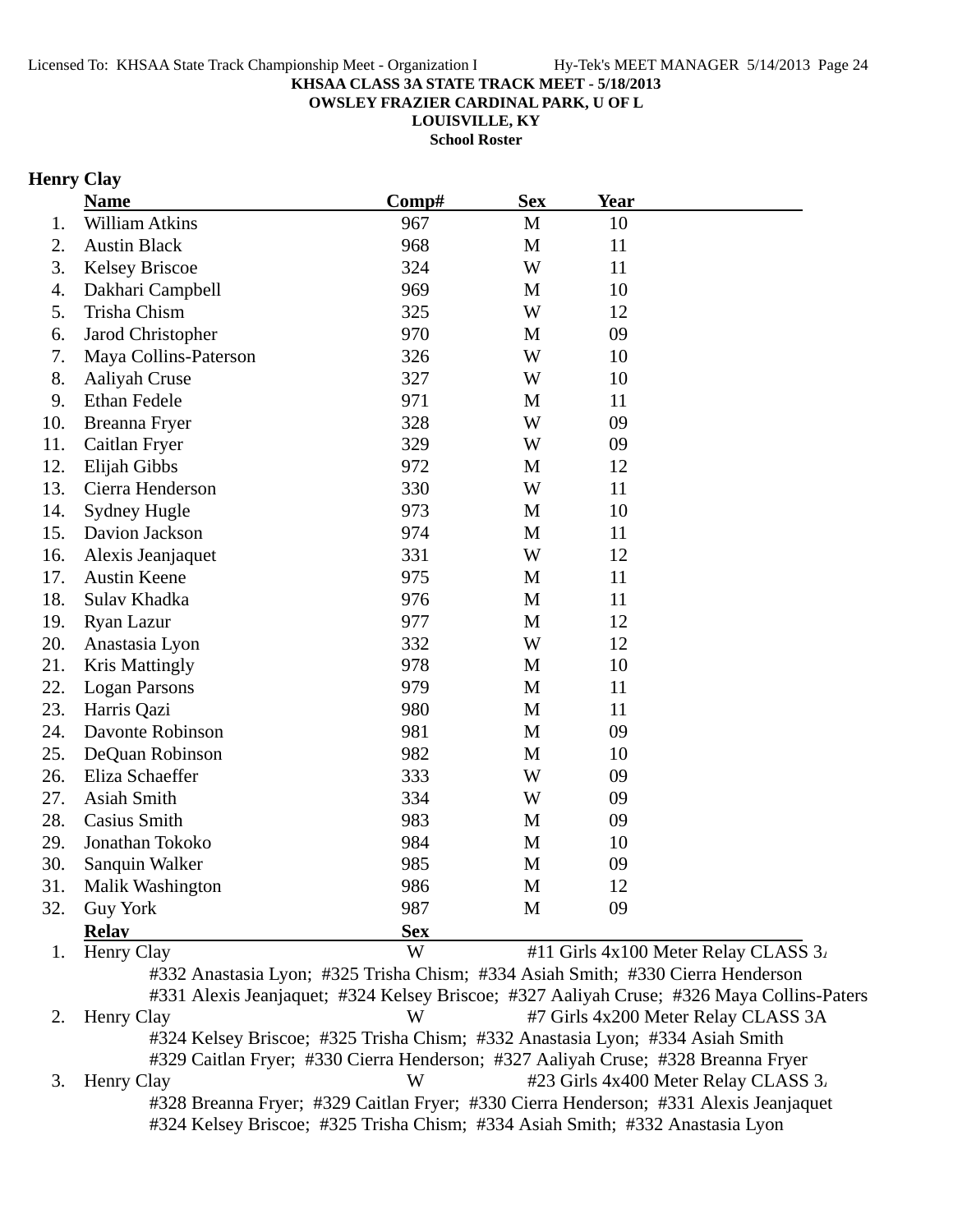**KHSAA CLASS 3A STATE TRACK MEET - 5/18/2013**
**OWSLEY FRAZIER CARDINAL PARK, U OF L**
**LOUISVILLE, KY**
**School Roster**

## Henry Clay

| | Name | Comp# | Sex | Year |
|---|---|---|---|---|
| 1. | William Atkins | 967 | M | 10 |
| 2. | Austin Black | 968 | M | 11 |
| 3. | Kelsey Briscoe | 324 | W | 11 |
| 4. | Dakhari Campbell | 969 | M | 10 |
| 5. | Trisha Chism | 325 | W | 12 |
| 6. | Jarod Christopher | 970 | M | 09 |
| 7. | Maya Collins-Paterson | 326 | W | 10 |
| 8. | Aaliyah Cruse | 327 | W | 10 |
| 9. | Ethan Fedele | 971 | M | 11 |
| 10. | Breanna Fryer | 328 | W | 09 |
| 11. | Caitlan Fryer | 329 | W | 09 |
| 12. | Elijah Gibbs | 972 | M | 12 |
| 13. | Cierra Henderson | 330 | W | 11 |
| 14. | Sydney Hugle | 973 | M | 10 |
| 15. | Davion Jackson | 974 | M | 11 |
| 16. | Alexis Jeanjaquet | 331 | W | 12 |
| 17. | Austin Keene | 975 | M | 11 |
| 18. | Sulav Khadka | 976 | M | 11 |
| 19. | Ryan Lazur | 977 | M | 12 |
| 20. | Anastasia Lyon | 332 | W | 12 |
| 21. | Kris Mattingly | 978 | M | 10 |
| 22. | Logan Parsons | 979 | M | 11 |
| 23. | Harris Qazi | 980 | M | 11 |
| 24. | Davonte Robinson | 981 | M | 09 |
| 25. | DeQuan Robinson | 982 | M | 10 |
| 26. | Eliza Schaeffer | 333 | W | 09 |
| 27. | Asiah Smith | 334 | W | 09 |
| 28. | Casius Smith | 983 | M | 09 |
| 29. | Jonathan Tokoko | 984 | M | 10 |
| 30. | Sanquin Walker | 985 | M | 09 |
| 31. | Malik Washington | 986 | M | 12 |
| 32. | Guy York | 987 | M | 09 |

| | Relay | Sex | Event |
|---|---|---|---|
| 1. | Henry Clay | W | #11 Girls 4x100 Meter Relay CLASS 3A |
| 2. | Henry Clay | W | #7 Girls 4x200 Meter Relay CLASS 3A |
| 3. | Henry Clay | W | #23 Girls 4x400 Meter Relay CLASS 3A |

1. Henry Clay — W — #11 Girls 4x100 Meter Relay CLASS 3A
   #332 Anastasia Lyon; #325 Trisha Chism; #334 Asiah Smith; #330 Cierra Henderson
   #331 Alexis Jeanjaquet; #324 Kelsey Briscoe; #327 Aaliyah Cruse; #326 Maya Collins-Paters

2. Henry Clay — W — #7 Girls 4x200 Meter Relay CLASS 3A
   #324 Kelsey Briscoe; #325 Trisha Chism; #332 Anastasia Lyon; #334 Asiah Smith
   #329 Caitlan Fryer; #330 Cierra Henderson; #327 Aaliyah Cruse; #328 Breanna Fryer

3. Henry Clay — W — #23 Girls 4x400 Meter Relay CLASS 3A
   #328 Breanna Fryer; #329 Caitlan Fryer; #330 Cierra Henderson; #331 Alexis Jeanjaquet
   #324 Kelsey Briscoe; #325 Trisha Chism; #334 Asiah Smith; #332 Anastasia Lyon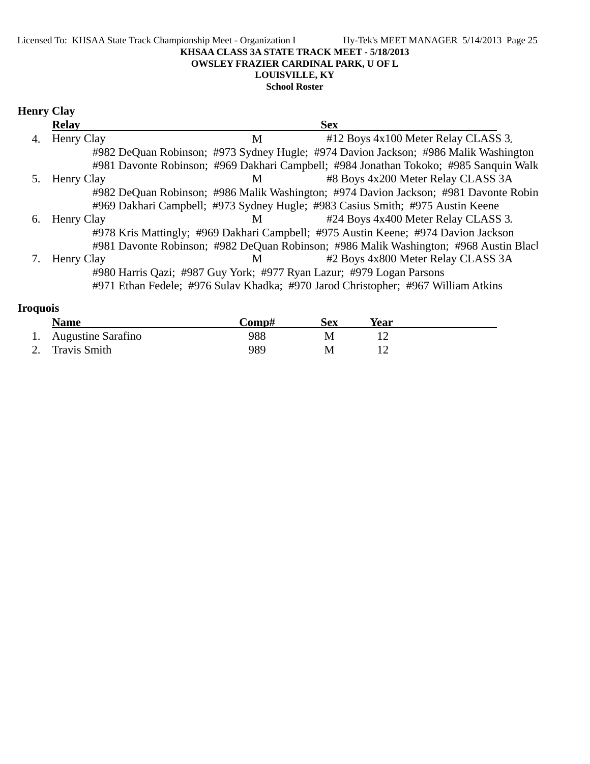KHSAA CLASS 3A STATE TRACK MEET - 5/18/2013

OWSLEY FRAZIER CARDINAL PARK, U OF L

LOUISVILLE, KY

School Roster

## Henry Clay

| | Relay | Sex | |
|---|---|---|---|
| 4. | Henry Clay | M | #12 Boys 4x100 Meter Relay CLASS 3. |
| | #982 DeQuan Robinson; #973 Sydney Hugle; #974 Davion Jackson; #986 Malik Washington | | |
| | #981 Davonte Robinson; #969 Dakhari Campbell; #984 Jonathan Tokoko; #985 Sanquin Walk | | |
| 5. | Henry Clay | M | #8 Boys 4x200 Meter Relay CLASS 3A |
| | #982 DeQuan Robinson; #986 Malik Washington; #974 Davion Jackson; #981 Davonte Robin | | |
| | #969 Dakhari Campbell; #973 Sydney Hugle; #983 Casius Smith; #975 Austin Keene | | |
| 6. | Henry Clay | M | #24 Boys 4x400 Meter Relay CLASS 3. |
| | #978 Kris Mattingly; #969 Dakhari Campbell; #975 Austin Keene; #974 Davion Jackson | | |
| | #981 Davonte Robinson; #982 DeQuan Robinson; #986 Malik Washington; #968 Austin Blacl | | |
| 7. | Henry Clay | M | #2 Boys 4x800 Meter Relay CLASS 3A |
| | #980 Harris Qazi; #987 Guy York; #977 Ryan Lazur; #979 Logan Parsons | | |
| | #971 Ethan Fedele; #976 Sulav Khadka; #970 Jarod Christopher; #967 William Atkins | | |

## Iroquois

| | Name | Comp# | Sex | Year |
|---|---|---|---|---|
| 1. | Augustine Sarafino | 988 | M | 12 |
| 2. | Travis Smith | 989 | M | 12 |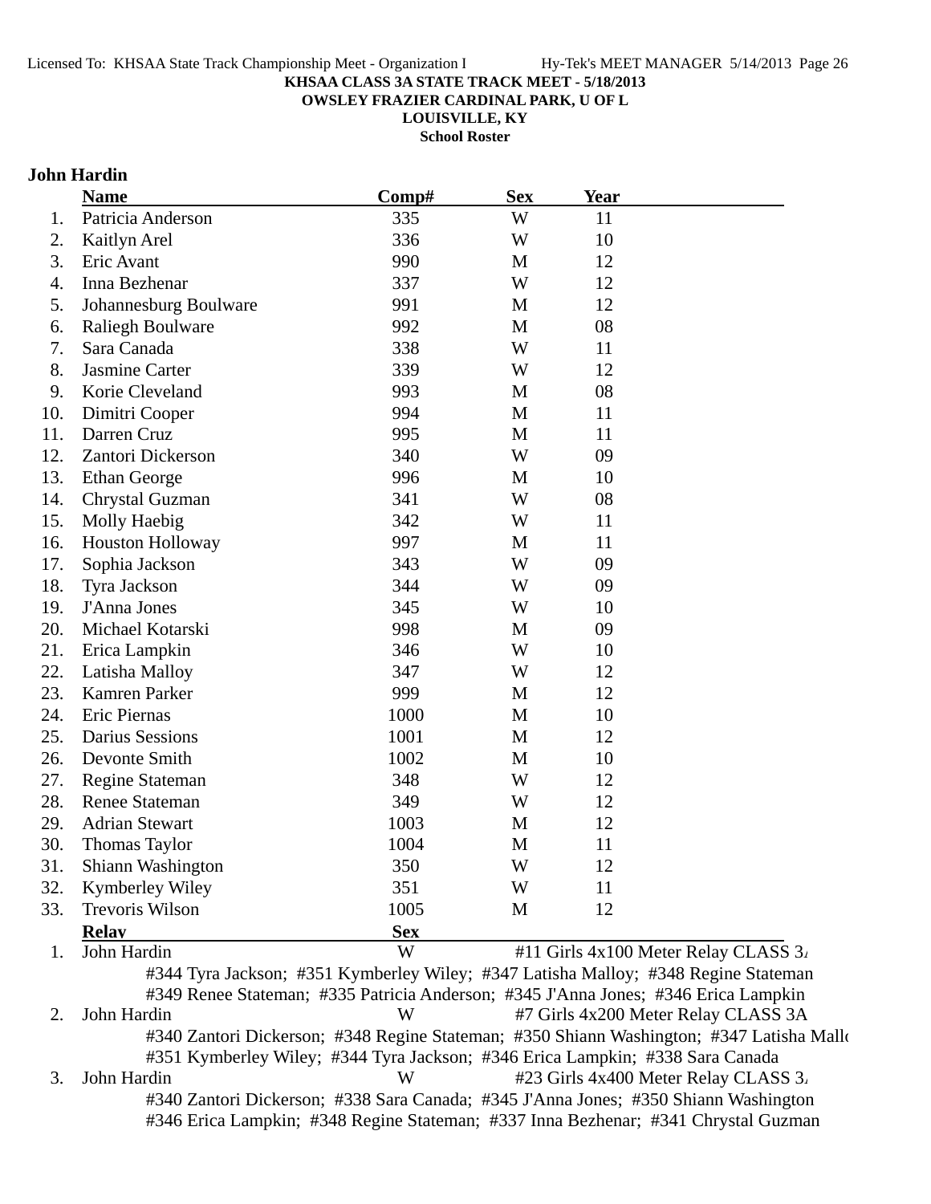**KHSAA CLASS 3A STATE TRACK MEET - 5/18/2013**

**OWSLEY FRAZIER CARDINAL PARK, U OF L**

**LOUISVILLE, KY**

**School Roster**

## John Hardin

| | Name | Comp# | Sex | Year |
|---|---|---|---|---|
| 1. | Patricia Anderson | 335 | W | 11 |
| 2. | Kaitlyn Arel | 336 | W | 10 |
| 3. | Eric Avant | 990 | M | 12 |
| 4. | Inna Bezhenar | 337 | W | 12 |
| 5. | Johannesburg Boulware | 991 | M | 12 |
| 6. | Raliegh Boulware | 992 | M | 08 |
| 7. | Sara Canada | 338 | W | 11 |
| 8. | Jasmine Carter | 339 | W | 12 |
| 9. | Korie Cleveland | 993 | M | 08 |
| 10. | Dimitri Cooper | 994 | M | 11 |
| 11. | Darren Cruz | 995 | M | 11 |
| 12. | Zantori Dickerson | 340 | W | 09 |
| 13. | Ethan George | 996 | M | 10 |
| 14. | Chrystal Guzman | 341 | W | 08 |
| 15. | Molly Haebig | 342 | W | 11 |
| 16. | Houston Holloway | 997 | M | 11 |
| 17. | Sophia Jackson | 343 | W | 09 |
| 18. | Tyra Jackson | 344 | W | 09 |
| 19. | J'Anna Jones | 345 | W | 10 |
| 20. | Michael Kotarski | 998 | M | 09 |
| 21. | Erica Lampkin | 346 | W | 10 |
| 22. | Latisha Malloy | 347 | W | 12 |
| 23. | Kamren Parker | 999 | M | 12 |
| 24. | Eric Piernas | 1000 | M | 10 |
| 25. | Darius Sessions | 1001 | M | 12 |
| 26. | Devonte Smith | 1002 | M | 10 |
| 27. | Regine Stateman | 348 | W | 12 |
| 28. | Renee Stateman | 349 | W | 12 |
| 29. | Adrian Stewart | 1003 | M | 12 |
| 30. | Thomas Taylor | 1004 | M | 11 |
| 31. | Shiann Washington | 350 | W | 12 |
| 32. | Kymberley Wiley | 351 | W | 11 |
| 33. | Trevoris Wilson | 1005 | M | 12 |

| | Relay | Sex | Event |
|---|---|---|---|
| 1. | John Hardin | W | #11 Girls 4x100 Meter Relay CLASS 3A |
| | #344 Tyra Jackson; #351 Kymberley Wiley; #347 Latisha Malloy; #348 Regine Stateman; #349 Renee Stateman; #335 Patricia Anderson; #345 J'Anna Jones; #346 Erica Lampkin | | |
| 2. | John Hardin | W | #7 Girls 4x200 Meter Relay CLASS 3A |
| | #340 Zantori Dickerson; #348 Regine Stateman; #350 Shiann Washington; #347 Latisha Malloy; #351 Kymberley Wiley; #344 Tyra Jackson; #346 Erica Lampkin; #338 Sara Canada | | |
| 3. | John Hardin | W | #23 Girls 4x400 Meter Relay CLASS 3A |
| | #340 Zantori Dickerson; #338 Sara Canada; #345 J'Anna Jones; #350 Shiann Washington; #346 Erica Lampkin; #348 Regine Stateman; #337 Inna Bezhenar; #341 Chrystal Guzman | | |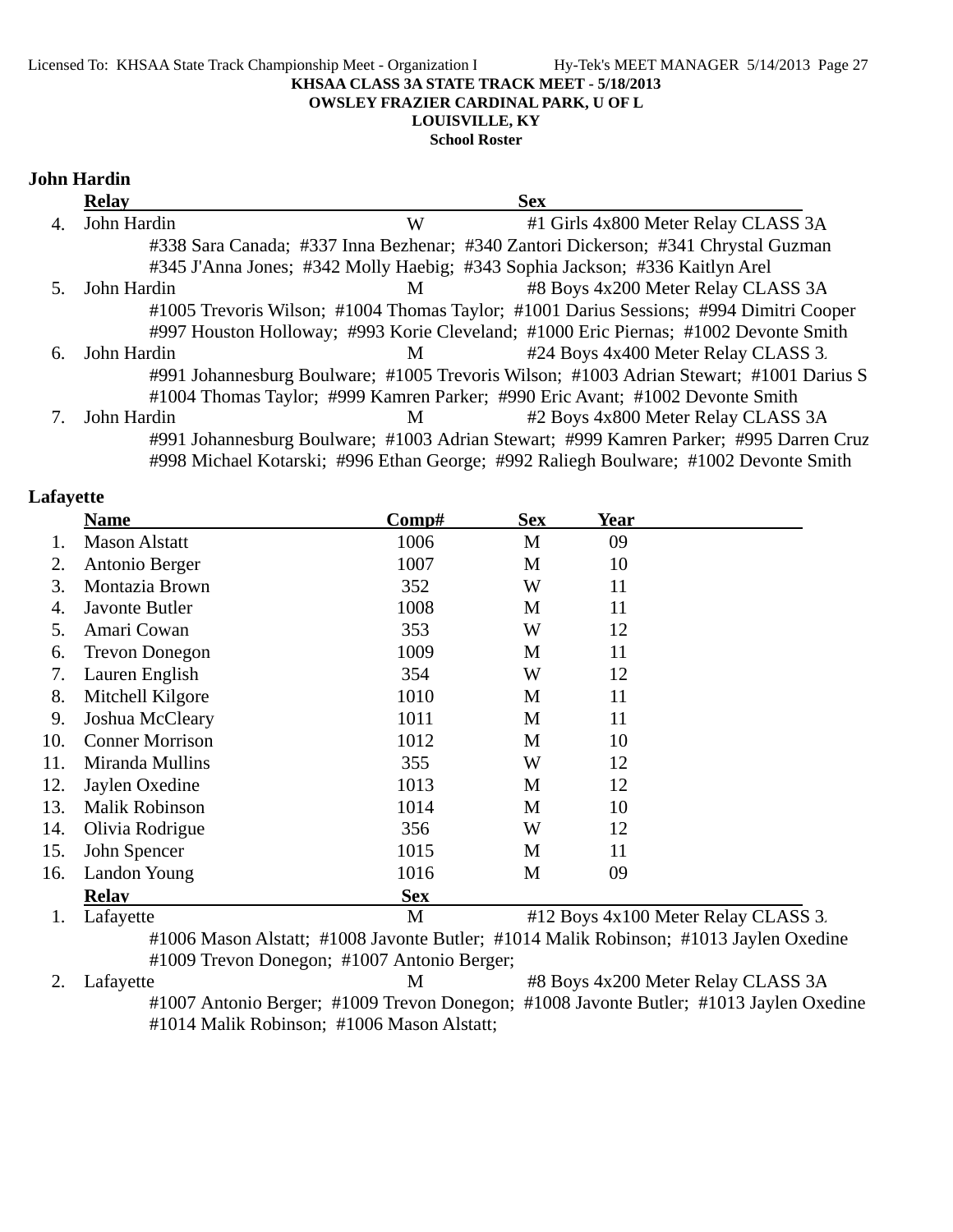KHSAA CLASS 3A STATE TRACK MEET - 5/18/2013
OWSLEY FRAZIER CARDINAL PARK, U OF L
LOUISVILLE, KY
School Roster

## John Hardin

| | Relay | Sex | |
|---|---|---|---|
| 4. | John Hardin | W | #1 Girls 4x800 Meter Relay CLASS 3A |

#338 Sara Canada; #337 Inna Bezhenar; #340 Zantori Dickerson; #341 Chrystal Guzman
#345 J'Anna Jones; #342 Molly Haebig; #343 Sophia Jackson; #336 Kaitlyn Arel

| | Relay | Sex | |
|---|---|---|---|
| 5. | John Hardin | M | #8 Boys 4x200 Meter Relay CLASS 3A |

#1005 Trevoris Wilson; #1004 Thomas Taylor; #1001 Darius Sessions; #994 Dimitri Cooper
#997 Houston Holloway; #993 Korie Cleveland; #1000 Eric Piernas; #1002 Devonte Smith

| | Relay | Sex | |
|---|---|---|---|
| 6. | John Hardin | M | #24 Boys 4x400 Meter Relay CLASS 3. |

#991 Johannesburg Boulware; #1005 Trevoris Wilson; #1003 Adrian Stewart; #1001 Darius S
#1004 Thomas Taylor; #999 Kamren Parker; #990 Eric Avant; #1002 Devonte Smith

| | Relay | Sex | |
|---|---|---|---|
| 7. | John Hardin | M | #2 Boys 4x800 Meter Relay CLASS 3A |

#991 Johannesburg Boulware; #1003 Adrian Stewart; #999 Kamren Parker; #995 Darren Cruz
#998 Michael Kotarski; #996 Ethan George; #992 Raliegh Boulware; #1002 Devonte Smith

## Lafayette

| | Name | Comp# | Sex | Year |
|---|---|---|---|---|
| 1. | Mason Alstatt | 1006 | M | 09 |
| 2. | Antonio Berger | 1007 | M | 10 |
| 3. | Montazia Brown | 352 | W | 11 |
| 4. | Javonte Butler | 1008 | M | 11 |
| 5. | Amari Cowan | 353 | W | 12 |
| 6. | Trevon Donegon | 1009 | M | 11 |
| 7. | Lauren English | 354 | W | 12 |
| 8. | Mitchell Kilgore | 1010 | M | 11 |
| 9. | Joshua McCleary | 1011 | M | 11 |
| 10. | Conner Morrison | 1012 | M | 10 |
| 11. | Miranda Mullins | 355 | W | 12 |
| 12. | Jaylen Oxedine | 1013 | M | 12 |
| 13. | Malik Robinson | 1014 | M | 10 |
| 14. | Olivia Rodrigue | 356 | W | 12 |
| 15. | John Spencer | 1015 | M | 11 |
| 16. | Landon Young | 1016 | M | 09 |

| | Relay | Sex | |
|---|---|---|---|
| 1. | Lafayette | M | #12 Boys 4x100 Meter Relay CLASS 3. |

#1006 Mason Alstatt; #1008 Javonte Butler; #1014 Malik Robinson; #1013 Jaylen Oxedine
#1009 Trevon Donegon; #1007 Antonio Berger;

| | Relay | Sex | |
|---|---|---|---|
| 2. | Lafayette | M | #8 Boys 4x200 Meter Relay CLASS 3A |

#1007 Antonio Berger; #1009 Trevon Donegon; #1008 Javonte Butler; #1013 Jaylen Oxedine
#1014 Malik Robinson; #1006 Mason Alstatt;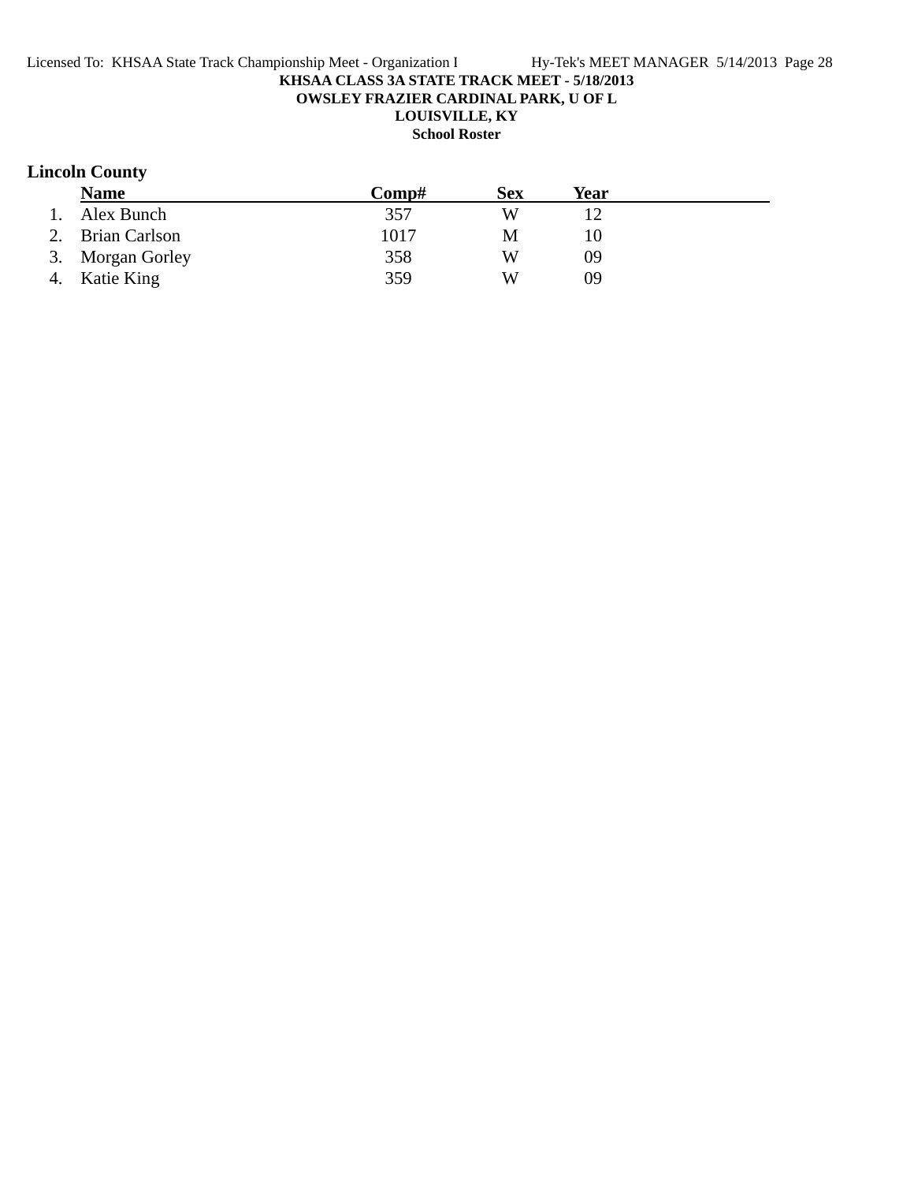**KHSAA CLASS 3A STATE TRACK MEET - 5/18/2013**

**OWSLEY FRAZIER CARDINAL PARK, U OF L**

**LOUISVILLE, KY**

**School Roster**

## Lincoln County

| | Name | Comp# | Sex | Year |
|---|---|---|---|---|
| 1. | Alex Bunch | 357 | W | 12 |
| 2. | Brian Carlson | 1017 | M | 10 |
| 3. | Morgan Gorley | 358 | W | 09 |
| 4. | Katie King | 359 | W | 09 |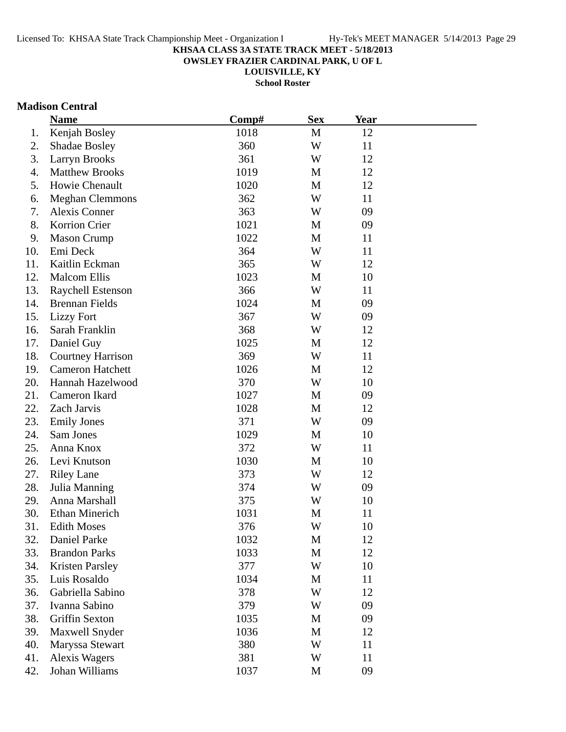KHSAA CLASS 3A STATE TRACK MEET - 5/18/2013
OWSLEY FRAZIER CARDINAL PARK, U OF L
LOUISVILLE, KY
School Roster

## Madison Central

| | Name | Comp# | Sex | Year |
|---|---|---|---|---|
| 1. | Kenjah Bosley | 1018 | M | 12 |
| 2. | Shadae Bosley | 360 | W | 11 |
| 3. | Larryn Brooks | 361 | W | 12 |
| 4. | Matthew Brooks | 1019 | M | 12 |
| 5. | Howie Chenault | 1020 | M | 12 |
| 6. | Meghan Clemmons | 362 | W | 11 |
| 7. | Alexis Conner | 363 | W | 09 |
| 8. | Korrion Crier | 1021 | M | 09 |
| 9. | Mason Crump | 1022 | M | 11 |
| 10. | Emi Deck | 364 | W | 11 |
| 11. | Kaitlin Eckman | 365 | W | 12 |
| 12. | Malcom Ellis | 1023 | M | 10 |
| 13. | Raychell Estenson | 366 | W | 11 |
| 14. | Brennan Fields | 1024 | M | 09 |
| 15. | Lizzy Fort | 367 | W | 09 |
| 16. | Sarah Franklin | 368 | W | 12 |
| 17. | Daniel Guy | 1025 | M | 12 |
| 18. | Courtney Harrison | 369 | W | 11 |
| 19. | Cameron Hatchett | 1026 | M | 12 |
| 20. | Hannah Hazelwood | 370 | W | 10 |
| 21. | Cameron Ikard | 1027 | M | 09 |
| 22. | Zach Jarvis | 1028 | M | 12 |
| 23. | Emily Jones | 371 | W | 09 |
| 24. | Sam Jones | 1029 | M | 10 |
| 25. | Anna Knox | 372 | W | 11 |
| 26. | Levi Knutson | 1030 | M | 10 |
| 27. | Riley Lane | 373 | W | 12 |
| 28. | Julia Manning | 374 | W | 09 |
| 29. | Anna Marshall | 375 | W | 10 |
| 30. | Ethan Minerich | 1031 | M | 11 |
| 31. | Edith Moses | 376 | W | 10 |
| 32. | Daniel Parke | 1032 | M | 12 |
| 33. | Brandon Parks | 1033 | M | 12 |
| 34. | Kristen Parsley | 377 | W | 10 |
| 35. | Luis Rosaldo | 1034 | M | 11 |
| 36. | Gabriella Sabino | 378 | W | 12 |
| 37. | Ivanna Sabino | 379 | W | 09 |
| 38. | Griffin Sexton | 1035 | M | 09 |
| 39. | Maxwell Snyder | 1036 | M | 12 |
| 40. | Maryssa Stewart | 380 | W | 11 |
| 41. | Alexis Wagers | 381 | W | 11 |
| 42. | Johan Williams | 1037 | M | 09 |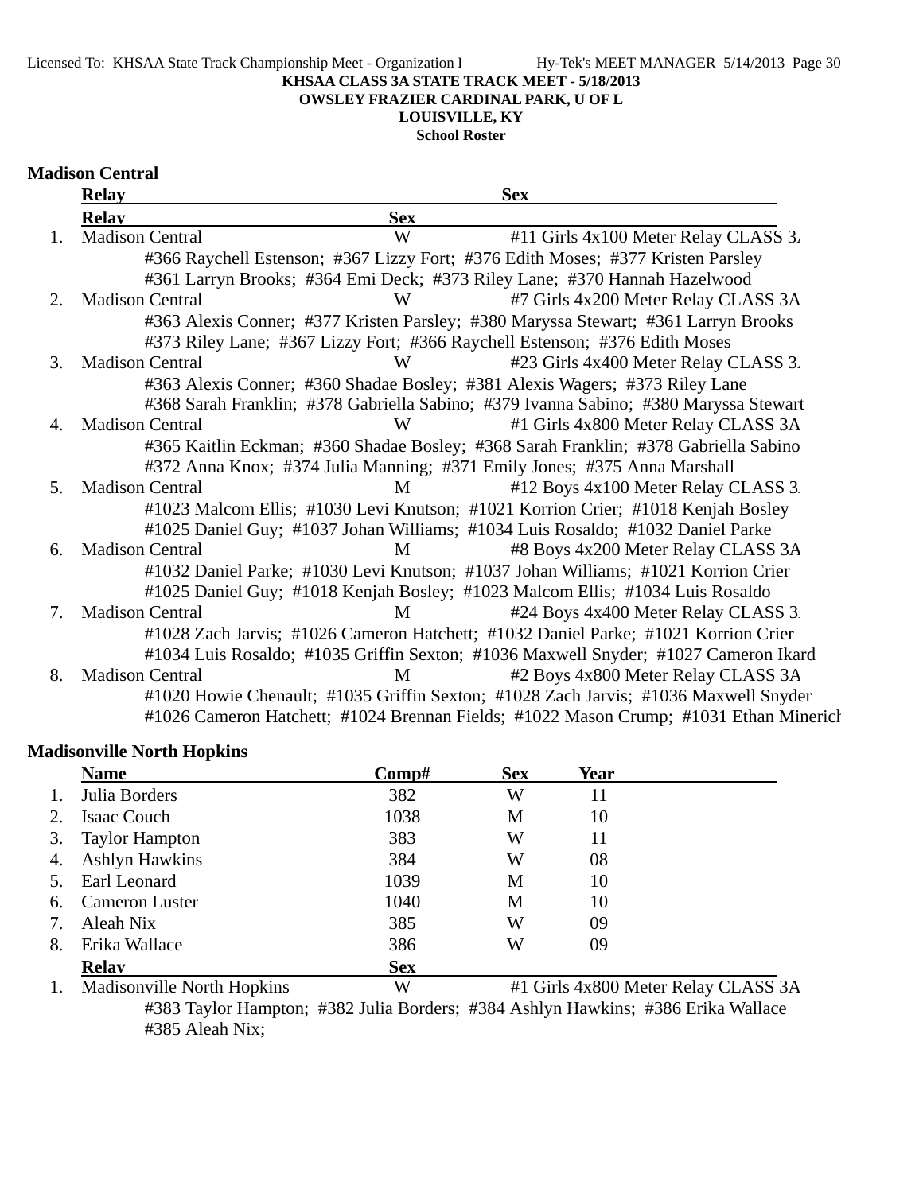**KHSAA CLASS 3A STATE TRACK MEET - 5/18/2013**
**OWSLEY FRAZIER CARDINAL PARK, U OF L**
**LOUISVILLE, KY**
**School Roster**

## Madison Central

| | Relay | Sex | Event |
|---|---|---|---|
| 1. | Madison Central | W | #11 Girls 4x100 Meter Relay CLASS 3A |
| | #366 Raychell Estenson; #367 Lizzy Fort; #376 Edith Moses; #377 Kristen Parsley | | |
| | #361 Larryn Brooks; #364 Emi Deck; #373 Riley Lane; #370 Hannah Hazelwood | | |
| 2. | Madison Central | W | #7 Girls 4x200 Meter Relay CLASS 3A |
| | #363 Alexis Conner; #377 Kristen Parsley; #380 Maryssa Stewart; #361 Larryn Brooks | | |
| | #373 Riley Lane; #367 Lizzy Fort; #366 Raychell Estenson; #376 Edith Moses | | |
| 3. | Madison Central | W | #23 Girls 4x400 Meter Relay CLASS 3A |
| | #363 Alexis Conner; #360 Shadae Bosley; #381 Alexis Wagers; #373 Riley Lane | | |
| | #368 Sarah Franklin; #378 Gabriella Sabino; #379 Ivanna Sabino; #380 Maryssa Stewart | | |
| 4. | Madison Central | W | #1 Girls 4x800 Meter Relay CLASS 3A |
| | #365 Kaitlin Eckman; #360 Shadae Bosley; #368 Sarah Franklin; #378 Gabriella Sabino | | |
| | #372 Anna Knox; #374 Julia Manning; #371 Emily Jones; #375 Anna Marshall | | |
| 5. | Madison Central | M | #12 Boys 4x100 Meter Relay CLASS 3A |
| | #1023 Malcom Ellis; #1030 Levi Knutson; #1021 Korrion Crier; #1018 Kenjah Bosley | | |
| | #1025 Daniel Guy; #1037 Johan Williams; #1034 Luis Rosaldo; #1032 Daniel Parke | | |
| 6. | Madison Central | M | #8 Boys 4x200 Meter Relay CLASS 3A |
| | #1032 Daniel Parke; #1030 Levi Knutson; #1037 Johan Williams; #1021 Korrion Crier | | |
| | #1025 Daniel Guy; #1018 Kenjah Bosley; #1023 Malcom Ellis; #1034 Luis Rosaldo | | |
| 7. | Madison Central | M | #24 Boys 4x400 Meter Relay CLASS 3A |
| | #1028 Zach Jarvis; #1026 Cameron Hatchett; #1032 Daniel Parke; #1021 Korrion Crier | | |
| | #1034 Luis Rosaldo; #1035 Griffin Sexton; #1036 Maxwell Snyder; #1027 Cameron Ikard | | |
| 8. | Madison Central | M | #2 Boys 4x800 Meter Relay CLASS 3A |
| | #1020 Howie Chenault; #1035 Griffin Sexton; #1028 Zach Jarvis; #1036 Maxwell Snyder | | |
| | #1026 Cameron Hatchett; #1024 Brennan Fields; #1022 Mason Crump; #1031 Ethan Minerich | | |

## Madisonville North Hopkins

| | Name | Comp# | Sex | Year |
|---|---|---|---|---|
| 1. | Julia Borders | 382 | W | 11 |
| 2. | Isaac Couch | 1038 | M | 10 |
| 3. | Taylor Hampton | 383 | W | 11 |
| 4. | Ashlyn Hawkins | 384 | W | 08 |
| 5. | Earl Leonard | 1039 | M | 10 |
| 6. | Cameron Luster | 1040 | M | 10 |
| 7. | Aleah Nix | 385 | W | 09 |
| 8. | Erika Wallace | 386 | W | 09 |

| | Relay | Sex | Event |
|---|---|---|---|
| 1. | Madisonville North Hopkins | W | #1 Girls 4x800 Meter Relay CLASS 3A |
| | #383 Taylor Hampton; #382 Julia Borders; #384 Ashlyn Hawkins; #386 Erika Wallace | | |
| | #385 Aleah Nix; | | |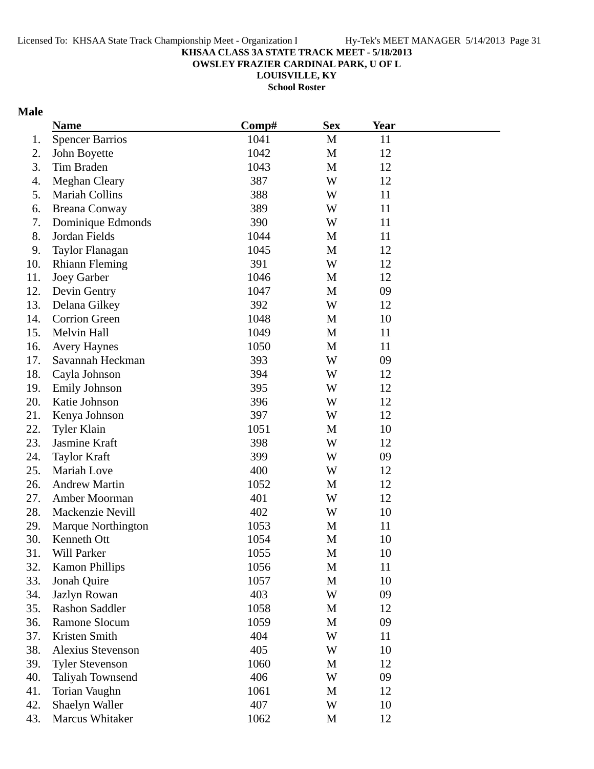KHSAA CLASS 3A STATE TRACK MEET - 5/18/2013
OWSLEY FRAZIER CARDINAL PARK, U OF L
LOUISVILLE, KY
School Roster

**Male**

| | Name | Comp# | Sex | Year |
|---|---|---|---|---|
| 1. | Spencer Barrios | 1041 | M | 11 |
| 2. | John Boyette | 1042 | M | 12 |
| 3. | Tim Braden | 1043 | M | 12 |
| 4. | Meghan Cleary | 387 | W | 12 |
| 5. | Mariah Collins | 388 | W | 11 |
| 6. | Breana Conway | 389 | W | 11 |
| 7. | Dominique Edmonds | 390 | W | 11 |
| 8. | Jordan Fields | 1044 | M | 11 |
| 9. | Taylor Flanagan | 1045 | M | 12 |
| 10. | Rhiann Fleming | 391 | W | 12 |
| 11. | Joey Garber | 1046 | M | 12 |
| 12. | Devin Gentry | 1047 | M | 09 |
| 13. | Delana Gilkey | 392 | W | 12 |
| 14. | Corrion Green | 1048 | M | 10 |
| 15. | Melvin Hall | 1049 | M | 11 |
| 16. | Avery Haynes | 1050 | M | 11 |
| 17. | Savannah Heckman | 393 | W | 09 |
| 18. | Cayla Johnson | 394 | W | 12 |
| 19. | Emily Johnson | 395 | W | 12 |
| 20. | Katie Johnson | 396 | W | 12 |
| 21. | Kenya Johnson | 397 | W | 12 |
| 22. | Tyler Klain | 1051 | M | 10 |
| 23. | Jasmine Kraft | 398 | W | 12 |
| 24. | Taylor Kraft | 399 | W | 09 |
| 25. | Mariah Love | 400 | W | 12 |
| 26. | Andrew Martin | 1052 | M | 12 |
| 27. | Amber Moorman | 401 | W | 12 |
| 28. | Mackenzie Nevill | 402 | W | 10 |
| 29. | Marque Northington | 1053 | M | 11 |
| 30. | Kenneth Ott | 1054 | M | 10 |
| 31. | Will Parker | 1055 | M | 10 |
| 32. | Kamon Phillips | 1056 | M | 11 |
| 33. | Jonah Quire | 1057 | M | 10 |
| 34. | Jazlyn Rowan | 403 | W | 09 |
| 35. | Rashon Saddler | 1058 | M | 12 |
| 36. | Ramone Slocum | 1059 | M | 09 |
| 37. | Kristen Smith | 404 | W | 11 |
| 38. | Alexius Stevenson | 405 | W | 10 |
| 39. | Tyler Stevenson | 1060 | M | 12 |
| 40. | Taliyah Townsend | 406 | W | 09 |
| 41. | Torian Vaughn | 1061 | M | 12 |
| 42. | Shaelyn Waller | 407 | W | 10 |
| 43. | Marcus Whitaker | 1062 | M | 12 |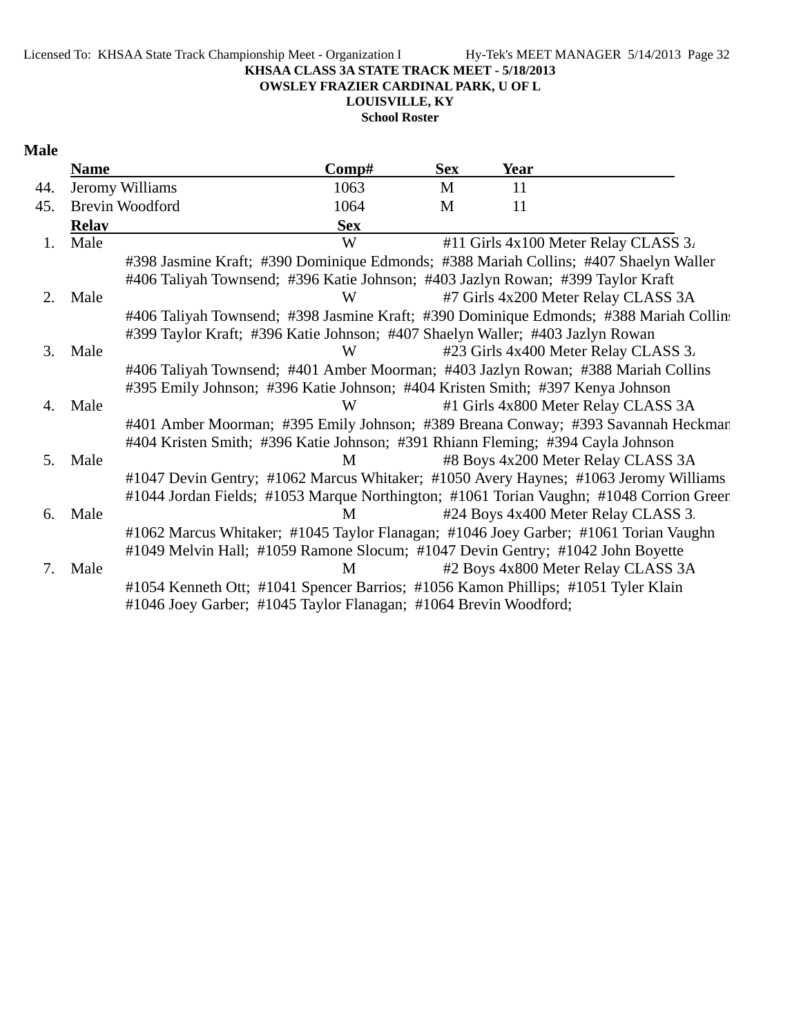KHSAA CLASS 3A STATE TRACK MEET - 5/18/2013
OWSLEY FRAZIER CARDINAL PARK, U OF L
LOUISVILLE, KY
School Roster

## Male

| | Name | Comp# | Sex | Year |
|---|---|---|---|---|
| 44. | Jeromy Williams | 1063 | M | 11 |
| 45. | Brevin Woodford | 1064 | M | 11 |

| | Relay | Sex | |
|---|---|---|---|
| 1. | Male | W | #11 Girls 4x100 Meter Relay CLASS 3A |
| | #398 Jasmine Kraft; #390 Dominique Edmonds; #388 Mariah Collins; #407 Shaelyn Waller<br>#406 Taliyah Townsend; #396 Katie Johnson; #403 Jazlyn Rowan; #399 Taylor Kraft | | |
| 2. | Male | W | #7 Girls 4x200 Meter Relay CLASS 3A |
| | #406 Taliyah Townsend; #398 Jasmine Kraft; #390 Dominique Edmonds; #388 Mariah Collins<br>#399 Taylor Kraft; #396 Katie Johnson; #407 Shaelyn Waller; #403 Jazlyn Rowan | | |
| 3. | Male | W | #23 Girls 4x400 Meter Relay CLASS 3A |
| | #406 Taliyah Townsend; #401 Amber Moorman; #403 Jazlyn Rowan; #388 Mariah Collins<br>#395 Emily Johnson; #396 Katie Johnson; #404 Kristen Smith; #397 Kenya Johnson | | |
| 4. | Male | W | #1 Girls 4x800 Meter Relay CLASS 3A |
| | #401 Amber Moorman; #395 Emily Johnson; #389 Breana Conway; #393 Savannah Heckman<br>#404 Kristen Smith; #396 Katie Johnson; #391 Rhiann Fleming; #394 Cayla Johnson | | |
| 5. | Male | M | #8 Boys 4x200 Meter Relay CLASS 3A |
| | #1047 Devin Gentry; #1062 Marcus Whitaker; #1050 Avery Haynes; #1063 Jeromy Williams<br>#1044 Jordan Fields; #1053 Marque Northington; #1061 Torian Vaughn; #1048 Corrion Green | | |
| 6. | Male | M | #24 Boys 4x400 Meter Relay CLASS 3A |
| | #1062 Marcus Whitaker; #1045 Taylor Flanagan; #1046 Joey Garber; #1061 Torian Vaughn<br>#1049 Melvin Hall; #1059 Ramone Slocum; #1047 Devin Gentry; #1042 John Boyette | | |
| 7. | Male | M | #2 Boys 4x800 Meter Relay CLASS 3A |
| | #1054 Kenneth Ott; #1041 Spencer Barrios; #1056 Kamon Phillips; #1051 Tyler Klain<br>#1046 Joey Garber; #1045 Taylor Flanagan; #1064 Brevin Woodford; | | |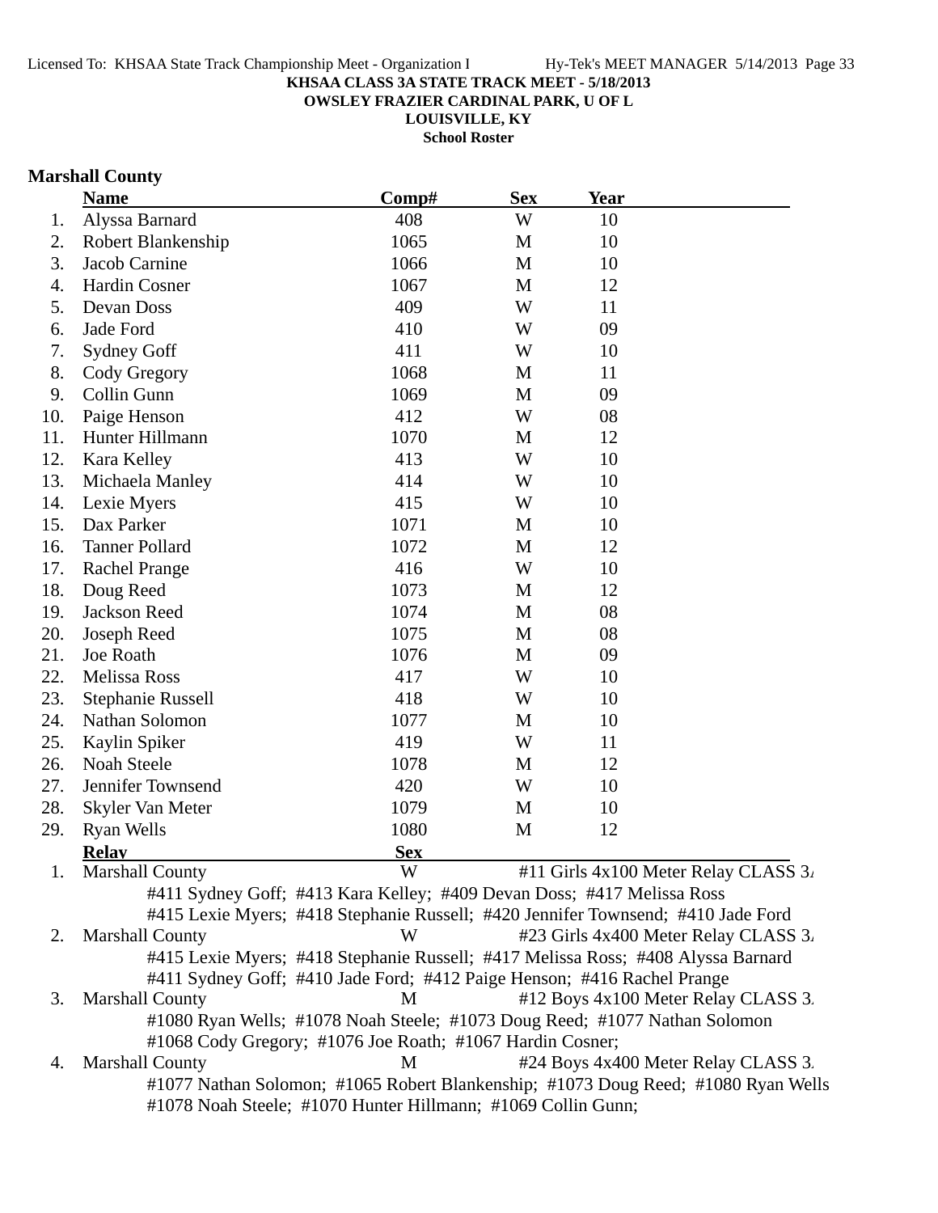KHSAA CLASS 3A STATE TRACK MEET - 5/18/2013

OWSLEY FRAZIER CARDINAL PARK, U OF L

LOUISVILLE, KY

School Roster

**Marshall County**

| | Name | Comp# | Sex | Year |
|---|---|---|---|---|
| 1. | Alyssa Barnard | 408 | W | 10 |
| 2. | Robert Blankenship | 1065 | M | 10 |
| 3. | Jacob Carnine | 1066 | M | 10 |
| 4. | Hardin Cosner | 1067 | M | 12 |
| 5. | Devan Doss | 409 | W | 11 |
| 6. | Jade Ford | 410 | W | 09 |
| 7. | Sydney Goff | 411 | W | 10 |
| 8. | Cody Gregory | 1068 | M | 11 |
| 9. | Collin Gunn | 1069 | M | 09 |
| 10. | Paige Henson | 412 | W | 08 |
| 11. | Hunter Hillmann | 1070 | M | 12 |
| 12. | Kara Kelley | 413 | W | 10 |
| 13. | Michaela Manley | 414 | W | 10 |
| 14. | Lexie Myers | 415 | W | 10 |
| 15. | Dax Parker | 1071 | M | 10 |
| 16. | Tanner Pollard | 1072 | M | 12 |
| 17. | Rachel Prange | 416 | W | 10 |
| 18. | Doug Reed | 1073 | M | 12 |
| 19. | Jackson Reed | 1074 | M | 08 |
| 20. | Joseph Reed | 1075 | M | 08 |
| 21. | Joe Roath | 1076 | M | 09 |
| 22. | Melissa Ross | 417 | W | 10 |
| 23. | Stephanie Russell | 418 | W | 10 |
| 24. | Nathan Solomon | 1077 | M | 10 |
| 25. | Kaylin Spiker | 419 | W | 11 |
| 26. | Noah Steele | 1078 | M | 12 |
| 27. | Jennifer Townsend | 420 | W | 10 |
| 28. | Skyler Van Meter | 1079 | M | 10 |
| 29. | Ryan Wells | 1080 | M | 12 |

| | Relay | Sex | |
|---|---|---|---|
| 1. | Marshall County | W | #11 Girls 4x100 Meter Relay CLASS 3A |
| | #411 Sydney Goff; #413 Kara Kelley; #409 Devan Doss; #417 Melissa Ross; #415 Lexie Myers; #418 Stephanie Russell; #420 Jennifer Townsend; #410 Jade Ford | | |
| 2. | Marshall County | W | #23 Girls 4x400 Meter Relay CLASS 3A |
| | #415 Lexie Myers; #418 Stephanie Russell; #417 Melissa Ross; #408 Alyssa Barnard; #411 Sydney Goff; #410 Jade Ford; #412 Paige Henson; #416 Rachel Prange | | |
| 3. | Marshall County | M | #12 Boys 4x100 Meter Relay CLASS 3A |
| | #1080 Ryan Wells; #1078 Noah Steele; #1073 Doug Reed; #1077 Nathan Solomon; #1068 Cody Gregory; #1076 Joe Roath; #1067 Hardin Cosner; | | |
| 4. | Marshall County | M | #24 Boys 4x400 Meter Relay CLASS 3A |
| | #1077 Nathan Solomon; #1065 Robert Blankenship; #1073 Doug Reed; #1080 Ryan Wells; #1078 Noah Steele; #1070 Hunter Hillmann; #1069 Collin Gunn; | | |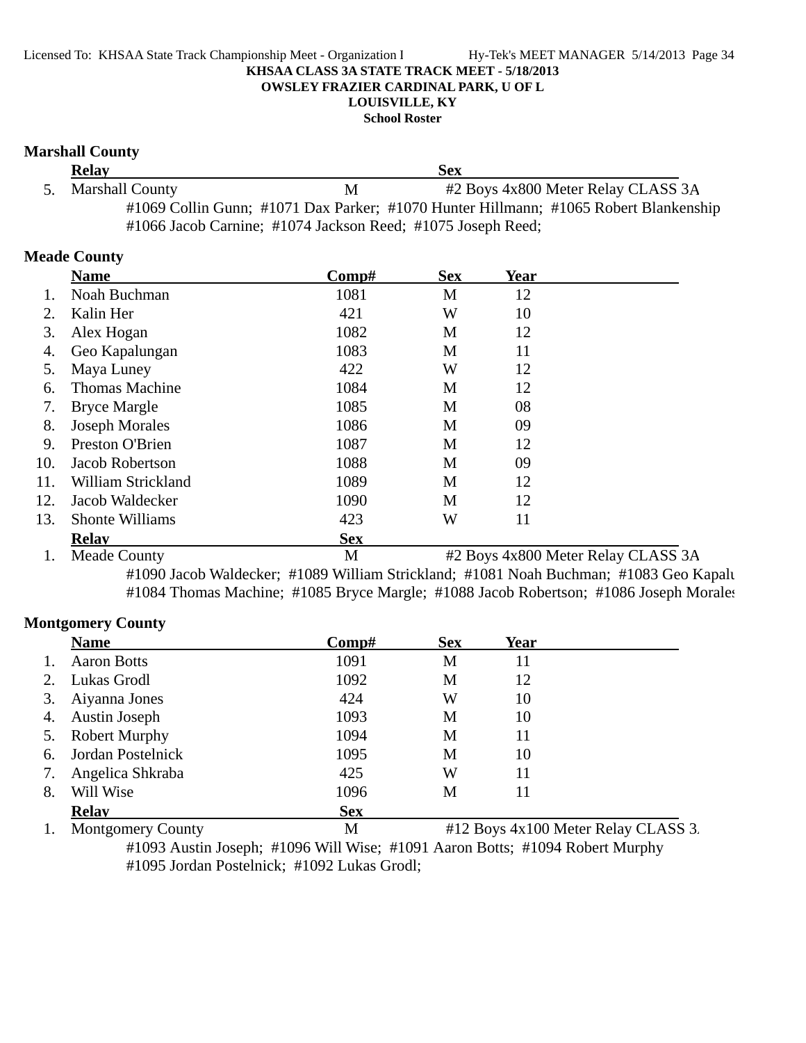**KHSAA CLASS 3A STATE TRACK MEET - 5/18/2013**
**OWSLEY FRAZIER CARDINAL PARK, U OF L**
**LOUISVILLE, KY**
**School Roster**

### Marshall County

| | Relay | Sex | |
|---|---|---|---|
| 5. | Marshall County | M | #2 Boys 4x800 Meter Relay CLASS 3A |

#1069 Collin Gunn; #1071 Dax Parker; #1070 Hunter Hillmann; #1065 Robert Blankenship
#1066 Jacob Carnine; #1074 Jackson Reed; #1075 Joseph Reed;

### Meade County

| | Name | Comp# | Sex | Year |
|---|---|---|---|---|
| 1. | Noah Buchman | 1081 | M | 12 |
| 2. | Kalin Her | 421 | W | 10 |
| 3. | Alex Hogan | 1082 | M | 12 |
| 4. | Geo Kapalungan | 1083 | M | 11 |
| 5. | Maya Luney | 422 | W | 12 |
| 6. | Thomas Machine | 1084 | M | 12 |
| 7. | Bryce Margle | 1085 | M | 08 |
| 8. | Joseph Morales | 1086 | M | 09 |
| 9. | Preston O'Brien | 1087 | M | 12 |
| 10. | Jacob Robertson | 1088 | M | 09 |
| 11. | William Strickland | 1089 | M | 12 |
| 12. | Jacob Waldecker | 1090 | M | 12 |
| 13. | Shonte Williams | 423 | W | 11 |

| | Relay | Sex | |
|---|---|---|---|
| 1. | Meade County | M | #2 Boys 4x800 Meter Relay CLASS 3A |

#1090 Jacob Waldecker; #1089 William Strickland; #1081 Noah Buchman; #1083 Geo Kapalu
#1084 Thomas Machine; #1085 Bryce Margle; #1088 Jacob Robertson; #1086 Joseph Morales

### Montgomery County

| | Name | Comp# | Sex | Year |
|---|---|---|---|---|
| 1. | Aaron Botts | 1091 | M | 11 |
| 2. | Lukas Grodl | 1092 | M | 12 |
| 3. | Aiyanna Jones | 424 | W | 10 |
| 4. | Austin Joseph | 1093 | M | 10 |
| 5. | Robert Murphy | 1094 | M | 11 |
| 6. | Jordan Postelnick | 1095 | M | 10 |
| 7. | Angelica Shkraba | 425 | W | 11 |
| 8. | Will Wise | 1096 | M | 11 |

| | Relay | Sex | |
|---|---|---|---|
| 1. | Montgomery County | M | #12 Boys 4x100 Meter Relay CLASS 3. |

#1093 Austin Joseph; #1096 Will Wise; #1091 Aaron Botts; #1094 Robert Murphy
#1095 Jordan Postelnick; #1092 Lukas Grodl;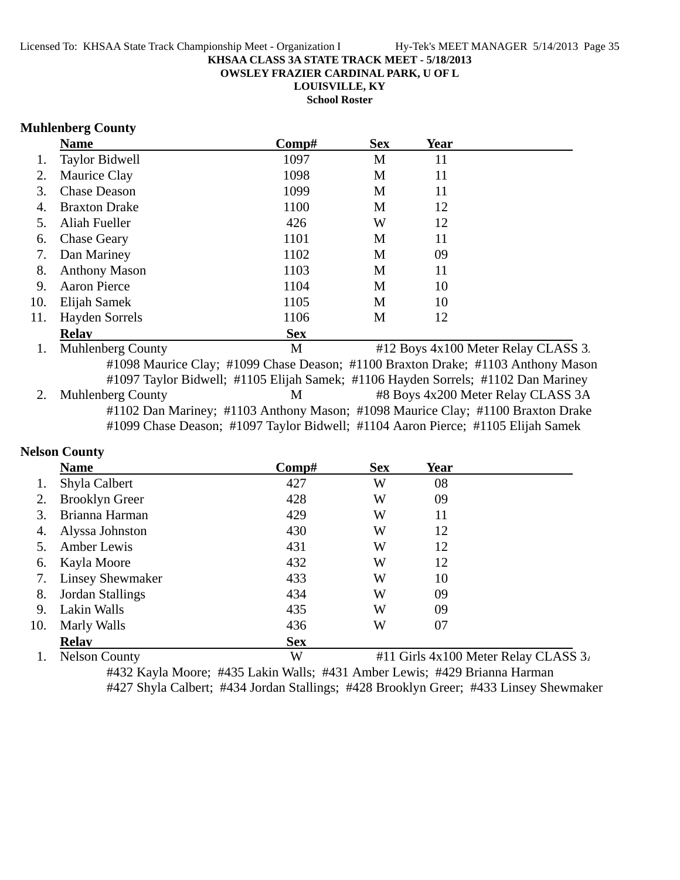**KHSAA CLASS 3A STATE TRACK MEET - 5/18/2013**
**OWSLEY FRAZIER CARDINAL PARK, U OF L**
**LOUISVILLE, KY**
**School Roster**

### Muhlenberg County

| | Name | Comp# | Sex | Year |
|---|---|---|---|---|
| 1. | Taylor Bidwell | 1097 | M | 11 |
| 2. | Maurice Clay | 1098 | M | 11 |
| 3. | Chase Deason | 1099 | M | 11 |
| 4. | Braxton Drake | 1100 | M | 12 |
| 5. | Aliah Fueller | 426 | W | 12 |
| 6. | Chase Geary | 1101 | M | 11 |
| 7. | Dan Mariney | 1102 | M | 09 |
| 8. | Anthony Mason | 1103 | M | 11 |
| 9. | Aaron Pierce | 1104 | M | 10 |
| 10. | Elijah Samek | 1105 | M | 10 |
| 11. | Hayden Sorrels | 1106 | M | 12 |

| | Relay | Sex | |
|---|---|---|---|
| 1. | Muhlenberg County | M | #12 Boys 4x100 Meter Relay CLASS 3A |
| | #1098 Maurice Clay; #1099 Chase Deason; #1100 Braxton Drake; #1103 Anthony Mason | | |
| | #1097 Taylor Bidwell; #1105 Elijah Samek; #1106 Hayden Sorrels; #1102 Dan Mariney | | |
| 2. | Muhlenberg County | M | #8 Boys 4x200 Meter Relay CLASS 3A |
| | #1102 Dan Mariney; #1103 Anthony Mason; #1098 Maurice Clay; #1100 Braxton Drake | | |
| | #1099 Chase Deason; #1097 Taylor Bidwell; #1104 Aaron Pierce; #1105 Elijah Samek | | |

### Nelson County

| | Name | Comp# | Sex | Year |
|---|---|---|---|---|
| 1. | Shyla Calbert | 427 | W | 08 |
| 2. | Brooklyn Greer | 428 | W | 09 |
| 3. | Brianna Harman | 429 | W | 11 |
| 4. | Alyssa Johnston | 430 | W | 12 |
| 5. | Amber Lewis | 431 | W | 12 |
| 6. | Kayla Moore | 432 | W | 12 |
| 7. | Linsey Shewmaker | 433 | W | 10 |
| 8. | Jordan Stallings | 434 | W | 09 |
| 9. | Lakin Walls | 435 | W | 09 |
| 10. | Marly Walls | 436 | W | 07 |

| | Relay | Sex | |
|---|---|---|---|
| 1. | Nelson County | W | #11 Girls 4x100 Meter Relay CLASS 3A |
| | #432 Kayla Moore; #435 Lakin Walls; #431 Amber Lewis; #429 Brianna Harman | | |
| | #427 Shyla Calbert; #434 Jordan Stallings; #428 Brooklyn Greer; #433 Linsey Shewmaker | | |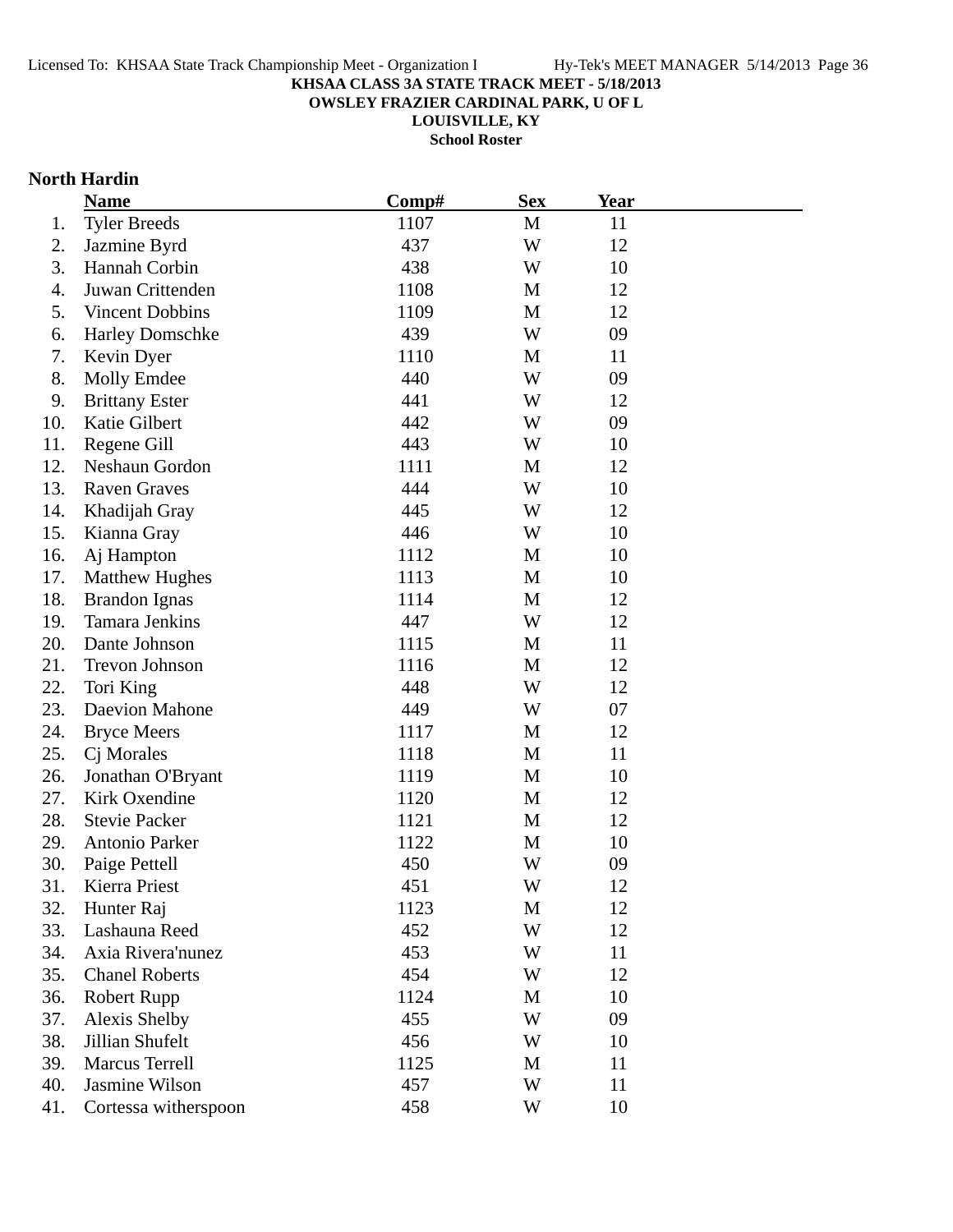**KHSAA CLASS 3A STATE TRACK MEET - 5/18/2013**
**OWSLEY FRAZIER CARDINAL PARK, U OF L**
**LOUISVILLE, KY**
**School Roster**

## North Hardin

| | Name | Comp# | Sex | Year |
|---|---|---|---|---|
| 1. | Tyler Breeds | 1107 | M | 11 |
| 2. | Jazmine Byrd | 437 | W | 12 |
| 3. | Hannah Corbin | 438 | W | 10 |
| 4. | Juwan Crittenden | 1108 | M | 12 |
| 5. | Vincent Dobbins | 1109 | M | 12 |
| 6. | Harley Domschke | 439 | W | 09 |
| 7. | Kevin Dyer | 1110 | M | 11 |
| 8. | Molly Emdee | 440 | W | 09 |
| 9. | Brittany Ester | 441 | W | 12 |
| 10. | Katie Gilbert | 442 | W | 09 |
| 11. | Regene Gill | 443 | W | 10 |
| 12. | Neshaun Gordon | 1111 | M | 12 |
| 13. | Raven Graves | 444 | W | 10 |
| 14. | Khadijah Gray | 445 | W | 12 |
| 15. | Kianna Gray | 446 | W | 10 |
| 16. | Aj Hampton | 1112 | M | 10 |
| 17. | Matthew Hughes | 1113 | M | 10 |
| 18. | Brandon Ignas | 1114 | M | 12 |
| 19. | Tamara Jenkins | 447 | W | 12 |
| 20. | Dante Johnson | 1115 | M | 11 |
| 21. | Trevon Johnson | 1116 | M | 12 |
| 22. | Tori King | 448 | W | 12 |
| 23. | Daevion Mahone | 449 | W | 07 |
| 24. | Bryce Meers | 1117 | M | 12 |
| 25. | Cj Morales | 1118 | M | 11 |
| 26. | Jonathan O'Bryant | 1119 | M | 10 |
| 27. | Kirk Oxendine | 1120 | M | 12 |
| 28. | Stevie Packer | 1121 | M | 12 |
| 29. | Antonio Parker | 1122 | M | 10 |
| 30. | Paige Pettell | 450 | W | 09 |
| 31. | Kierra Priest | 451 | W | 12 |
| 32. | Hunter Raj | 1123 | M | 12 |
| 33. | Lashauna Reed | 452 | W | 12 |
| 34. | Axia Rivera'nunez | 453 | W | 11 |
| 35. | Chanel Roberts | 454 | W | 12 |
| 36. | Robert Rupp | 1124 | M | 10 |
| 37. | Alexis Shelby | 455 | W | 09 |
| 38. | Jillian Shufelt | 456 | W | 10 |
| 39. | Marcus Terrell | 1125 | M | 11 |
| 40. | Jasmine Wilson | 457 | W | 11 |
| 41. | Cortessa witherspoon | 458 | W | 10 |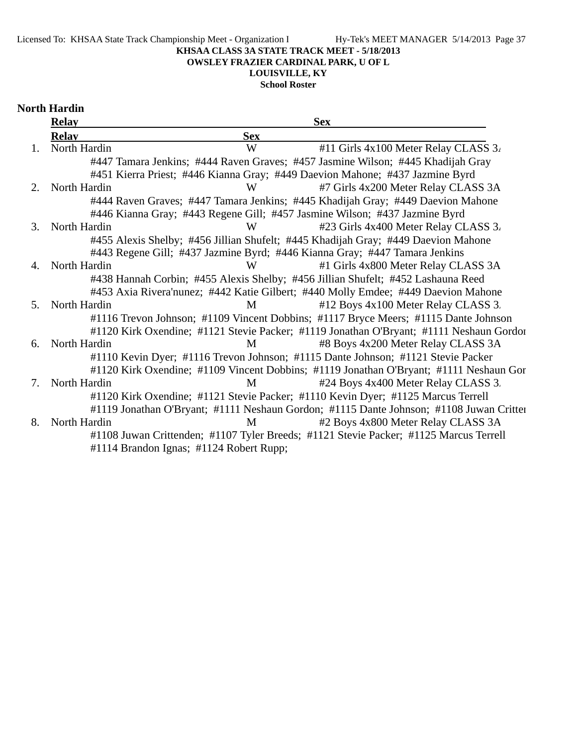**KHSAA CLASS 3A STATE TRACK MEET - 5/18/2013**
**OWSLEY FRAZIER CARDINAL PARK, U OF L**
**LOUISVILLE, KY**
**School Roster**

## North Hardin

| | Relay | Sex | |
|---|---|---|---|
| 1. | North Hardin | W | #11 Girls 4x100 Meter Relay CLASS 3A |
| | #447 Tamara Jenkins; #444 Raven Graves; #457 Jasmine Wilson; #445 Khadijah Gray; #451 Kierra Priest; #446 Kianna Gray; #449 Daevion Mahone; #437 Jazmine Byrd | | |
| 2. | North Hardin | W | #7 Girls 4x200 Meter Relay CLASS 3A |
| | #444 Raven Graves; #447 Tamara Jenkins; #445 Khadijah Gray; #449 Daevion Mahone; #446 Kianna Gray; #443 Regene Gill; #457 Jasmine Wilson; #437 Jazmine Byrd | | |
| 3. | North Hardin | W | #23 Girls 4x400 Meter Relay CLASS 3A |
| | #455 Alexis Shelby; #456 Jillian Shufelt; #445 Khadijah Gray; #449 Daevion Mahone; #443 Regene Gill; #437 Jazmine Byrd; #446 Kianna Gray; #447 Tamara Jenkins | | |
| 4. | North Hardin | W | #1 Girls 4x800 Meter Relay CLASS 3A |
| | #438 Hannah Corbin; #455 Alexis Shelby; #456 Jillian Shufelt; #452 Lashauna Reed; #453 Axia Rivera'nunez; #442 Katie Gilbert; #440 Molly Emdee; #449 Daevion Mahone | | |
| 5. | North Hardin | M | #12 Boys 4x100 Meter Relay CLASS 3A |
| | #1116 Trevon Johnson; #1109 Vincent Dobbins; #1117 Bryce Meers; #1115 Dante Johnson; #1120 Kirk Oxendine; #1121 Stevie Packer; #1119 Jonathan O'Bryant; #1111 Neshaun Gordon | | |
| 6. | North Hardin | M | #8 Boys 4x200 Meter Relay CLASS 3A |
| | #1110 Kevin Dyer; #1116 Trevon Johnson; #1115 Dante Johnson; #1121 Stevie Packer; #1120 Kirk Oxendine; #1109 Vincent Dobbins; #1119 Jonathan O'Bryant; #1111 Neshaun Gordon | | |
| 7. | North Hardin | M | #24 Boys 4x400 Meter Relay CLASS 3A |
| | #1120 Kirk Oxendine; #1121 Stevie Packer; #1110 Kevin Dyer; #1125 Marcus Terrell; #1119 Jonathan O'Bryant; #1111 Neshaun Gordon; #1115 Dante Johnson; #1108 Juwan Crittenden | | |
| 8. | North Hardin | M | #2 Boys 4x800 Meter Relay CLASS 3A |
| | #1108 Juwan Crittenden; #1107 Tyler Breeds; #1121 Stevie Packer; #1125 Marcus Terrell; #1114 Brandon Ignas; #1124 Robert Rupp; | | |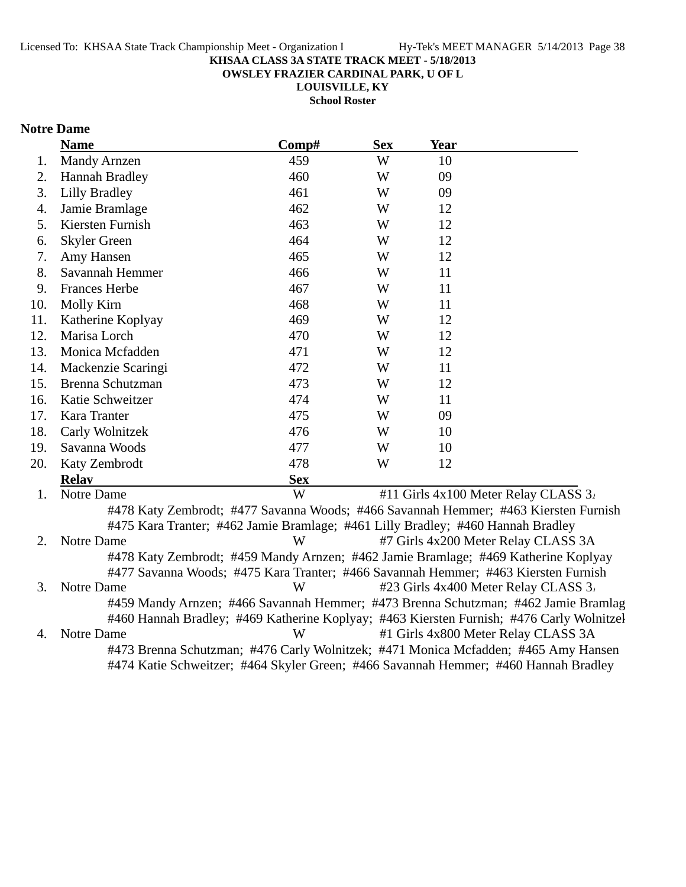**KHSAA CLASS 3A STATE TRACK MEET - 5/18/2013**
**OWSLEY FRAZIER CARDINAL PARK, U OF L**
**LOUISVILLE, KY**
**School Roster**

**Notre Dame**

| | Name | Comp# | Sex | Year |
|---|---|---|---|---|
| 1. | Mandy Arnzen | 459 | W | 10 |
| 2. | Hannah Bradley | 460 | W | 09 |
| 3. | Lilly Bradley | 461 | W | 09 |
| 4. | Jamie Bramlage | 462 | W | 12 |
| 5. | Kiersten Furnish | 463 | W | 12 |
| 6. | Skyler Green | 464 | W | 12 |
| 7. | Amy Hansen | 465 | W | 12 |
| 8. | Savannah Hemmer | 466 | W | 11 |
| 9. | Frances Herbe | 467 | W | 11 |
| 10. | Molly Kirn | 468 | W | 11 |
| 11. | Katherine Koplyay | 469 | W | 12 |
| 12. | Marisa Lorch | 470 | W | 12 |
| 13. | Monica Mcfadden | 471 | W | 12 |
| 14. | Mackenzie Scaringi | 472 | W | 11 |
| 15. | Brenna Schutzman | 473 | W | 12 |
| 16. | Katie Schweitzer | 474 | W | 11 |
| 17. | Kara Tranter | 475 | W | 09 |
| 18. | Carly Wolnitzek | 476 | W | 10 |
| 19. | Savanna Woods | 477 | W | 10 |
| 20. | Katy Zembrodt | 478 | W | 12 |

| | Relay | Sex | Event |
|---|---|---|---|
| 1. | Notre Dame | W | #11 Girls 4x100 Meter Relay CLASS 3A |
| | #478 Katy Zembrodt; #477 Savanna Woods; #466 Savannah Hemmer; #463 Kiersten Furnish; #475 Kara Tranter; #462 Jamie Bramlage; #461 Lilly Bradley; #460 Hannah Bradley | | |
| 2. | Notre Dame | W | #7 Girls 4x200 Meter Relay CLASS 3A |
| | #478 Katy Zembrodt; #459 Mandy Arnzen; #462 Jamie Bramlage; #469 Katherine Koplyay; #477 Savanna Woods; #475 Kara Tranter; #466 Savannah Hemmer; #463 Kiersten Furnish | | |
| 3. | Notre Dame | W | #23 Girls 4x400 Meter Relay CLASS 3A |
| | #459 Mandy Arnzen; #466 Savannah Hemmer; #473 Brenna Schutzman; #462 Jamie Bramlage; #460 Hannah Bradley; #469 Katherine Koplyay; #463 Kiersten Furnish; #476 Carly Wolnitzek | | |
| 4. | Notre Dame | W | #1 Girls 4x800 Meter Relay CLASS 3A |
| | #473 Brenna Schutzman; #476 Carly Wolnitzek; #471 Monica Mcfadden; #465 Amy Hansen; #474 Katie Schweitzer; #464 Skyler Green; #466 Savannah Hemmer; #460 Hannah Bradley | | |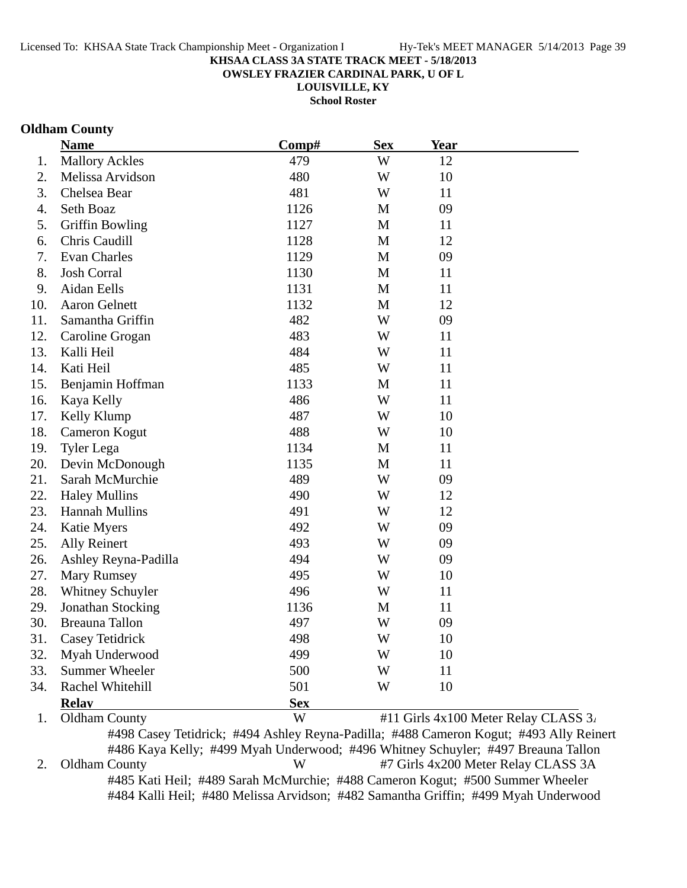**KHSAA CLASS 3A STATE TRACK MEET - 5/18/2013**
**OWSLEY FRAZIER CARDINAL PARK, U OF L**
**LOUISVILLE, KY**
**School Roster**

## Oldham County

| | Name | Comp# | Sex | Year |
|---|---|---|---|---|
| 1. | Mallory Ackles | 479 | W | 12 |
| 2. | Melissa Arvidson | 480 | W | 10 |
| 3. | Chelsea Bear | 481 | W | 11 |
| 4. | Seth Boaz | 1126 | M | 09 |
| 5. | Griffin Bowling | 1127 | M | 11 |
| 6. | Chris Caudill | 1128 | M | 12 |
| 7. | Evan Charles | 1129 | M | 09 |
| 8. | Josh Corral | 1130 | M | 11 |
| 9. | Aidan Eells | 1131 | M | 11 |
| 10. | Aaron Gelnett | 1132 | M | 12 |
| 11. | Samantha Griffin | 482 | W | 09 |
| 12. | Caroline Grogan | 483 | W | 11 |
| 13. | Kalli Heil | 484 | W | 11 |
| 14. | Kati Heil | 485 | W | 11 |
| 15. | Benjamin Hoffman | 1133 | M | 11 |
| 16. | Kaya Kelly | 486 | W | 11 |
| 17. | Kelly Klump | 487 | W | 10 |
| 18. | Cameron Kogut | 488 | W | 10 |
| 19. | Tyler Lega | 1134 | M | 11 |
| 20. | Devin McDonough | 1135 | M | 11 |
| 21. | Sarah McMurchie | 489 | W | 09 |
| 22. | Haley Mullins | 490 | W | 12 |
| 23. | Hannah Mullins | 491 | W | 12 |
| 24. | Katie Myers | 492 | W | 09 |
| 25. | Ally Reinert | 493 | W | 09 |
| 26. | Ashley Reyna-Padilla | 494 | W | 09 |
| 27. | Mary Rumsey | 495 | W | 10 |
| 28. | Whitney Schuyler | 496 | W | 11 |
| 29. | Jonathan Stocking | 1136 | M | 11 |
| 30. | Breauna Tallon | 497 | W | 09 |
| 31. | Casey Tetidrick | 498 | W | 10 |
| 32. | Myah Underwood | 499 | W | 10 |
| 33. | Summer Wheeler | 500 | W | 11 |
| 34. | Rachel Whitehill | 501 | W | 10 |

| | Relay | Sex | |
|---|---|---|---|
| 1. | Oldham County | W | #11 Girls 4x100 Meter Relay CLASS 3A |
| | #498 Casey Tetidrick; #494 Ashley Reyna-Padilla; #488 Cameron Kogut; #493 Ally Reinert; #486 Kaya Kelly; #499 Myah Underwood; #496 Whitney Schuyler; #497 Breauna Tallon | | |
| 2. | Oldham County | W | #7 Girls 4x200 Meter Relay CLASS 3A |
| | #485 Kati Heil; #489 Sarah McMurchie; #488 Cameron Kogut; #500 Summer Wheeler; #484 Kalli Heil; #480 Melissa Arvidson; #482 Samantha Griffin; #499 Myah Underwood | | |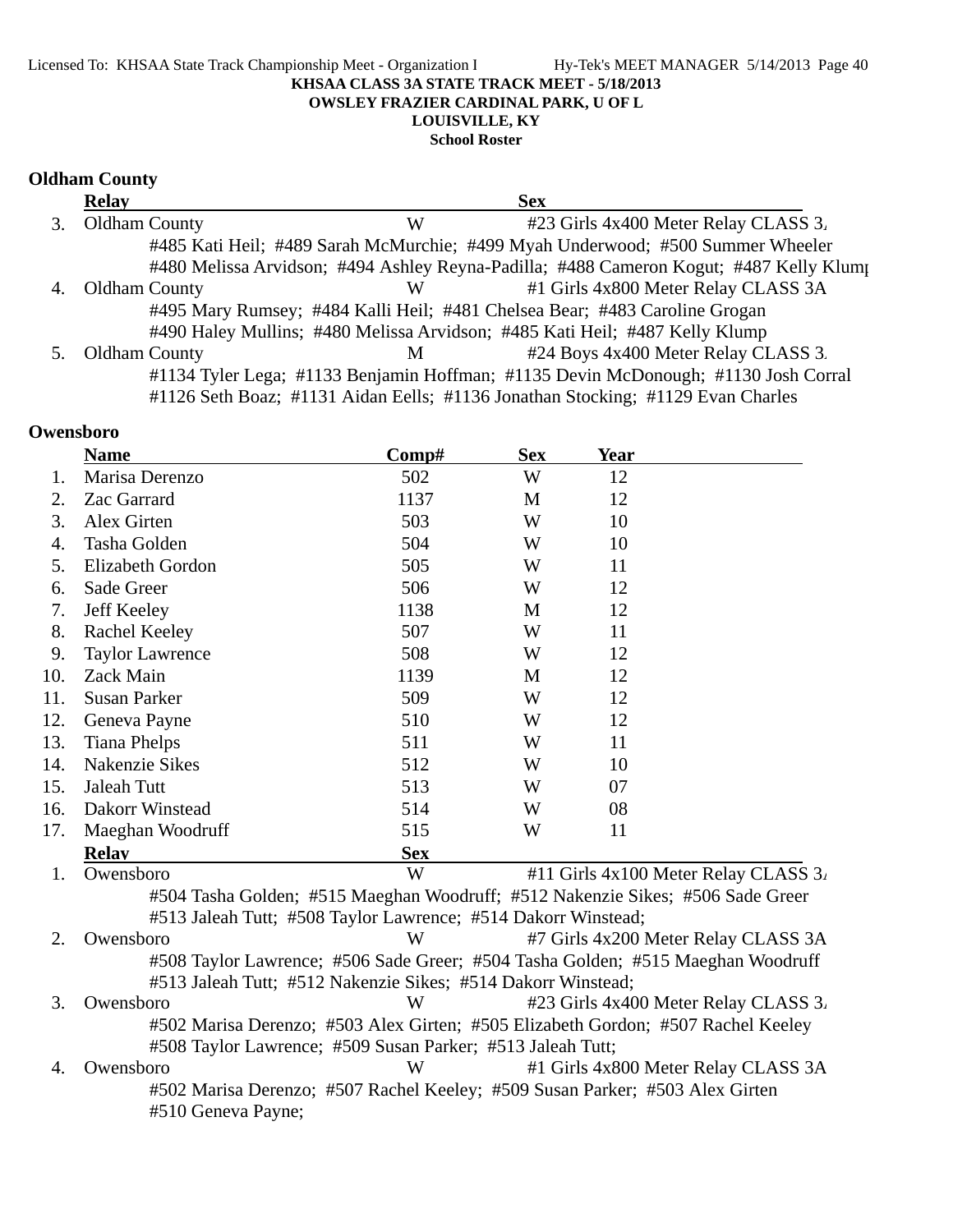KHSAA CLASS 3A STATE TRACK MEET - 5/18/2013
OWSLEY FRAZIER CARDINAL PARK, U OF L
LOUISVILLE, KY
School Roster

## Oldham County

| | Relay | Sex | |
|---|---|---|---|
| 3. | Oldham County | W | #23 Girls 4x400 Meter Relay CLASS 3A |
| | #485 Kati Heil; #489 Sarah McMurchie; #499 Myah Underwood; #500 Summer Wheeler | | |
| | #480 Melissa Arvidson; #494 Ashley Reyna-Padilla; #488 Cameron Kogut; #487 Kelly Klump | | |
| 4. | Oldham County | W | #1 Girls 4x800 Meter Relay CLASS 3A |
| | #495 Mary Rumsey; #484 Kalli Heil; #481 Chelsea Bear; #483 Caroline Grogan | | |
| | #490 Haley Mullins; #480 Melissa Arvidson; #485 Kati Heil; #487 Kelly Klump | | |
| 5. | Oldham County | M | #24 Boys 4x400 Meter Relay CLASS 3A |
| | #1134 Tyler Lega; #1133 Benjamin Hoffman; #1135 Devin McDonough; #1130 Josh Corral | | |
| | #1126 Seth Boaz; #1131 Aidan Eells; #1136 Jonathan Stocking; #1129 Evan Charles | | |

## Owensboro

| | Name | Comp# | Sex | Year |
|---|---|---|---|---|
| 1. | Marisa Derenzo | 502 | W | 12 |
| 2. | Zac Garrard | 1137 | M | 12 |
| 3. | Alex Girten | 503 | W | 10 |
| 4. | Tasha Golden | 504 | W | 10 |
| 5. | Elizabeth Gordon | 505 | W | 11 |
| 6. | Sade Greer | 506 | W | 12 |
| 7. | Jeff Keeley | 1138 | M | 12 |
| 8. | Rachel Keeley | 507 | W | 11 |
| 9. | Taylor Lawrence | 508 | W | 12 |
| 10. | Zack Main | 1139 | M | 12 |
| 11. | Susan Parker | 509 | W | 12 |
| 12. | Geneva Payne | 510 | W | 12 |
| 13. | Tiana Phelps | 511 | W | 11 |
| 14. | Nakenzie Sikes | 512 | W | 10 |
| 15. | Jaleah Tutt | 513 | W | 07 |
| 16. | Dakorr Winstead | 514 | W | 08 |
| 17. | Maeghan Woodruff | 515 | W | 11 |

| | Relay | Sex | |
|---|---|---|---|
| 1. | Owensboro | W | #11 Girls 4x100 Meter Relay CLASS 3A |
| | #504 Tasha Golden; #515 Maeghan Woodruff; #512 Nakenzie Sikes; #506 Sade Greer | | |
| | #513 Jaleah Tutt; #508 Taylor Lawrence; #514 Dakorr Winstead; | | |
| 2. | Owensboro | W | #7 Girls 4x200 Meter Relay CLASS 3A |
| | #508 Taylor Lawrence; #506 Sade Greer; #504 Tasha Golden; #515 Maeghan Woodruff | | |
| | #513 Jaleah Tutt; #512 Nakenzie Sikes; #514 Dakorr Winstead; | | |
| 3. | Owensboro | W | #23 Girls 4x400 Meter Relay CLASS 3A |
| | #502 Marisa Derenzo; #503 Alex Girten; #505 Elizabeth Gordon; #507 Rachel Keeley | | |
| | #508 Taylor Lawrence; #509 Susan Parker; #513 Jaleah Tutt; | | |
| 4. | Owensboro | W | #1 Girls 4x800 Meter Relay CLASS 3A |
| | #502 Marisa Derenzo; #507 Rachel Keeley; #509 Susan Parker; #503 Alex Girten | | |
| | #510 Geneva Payne; | | |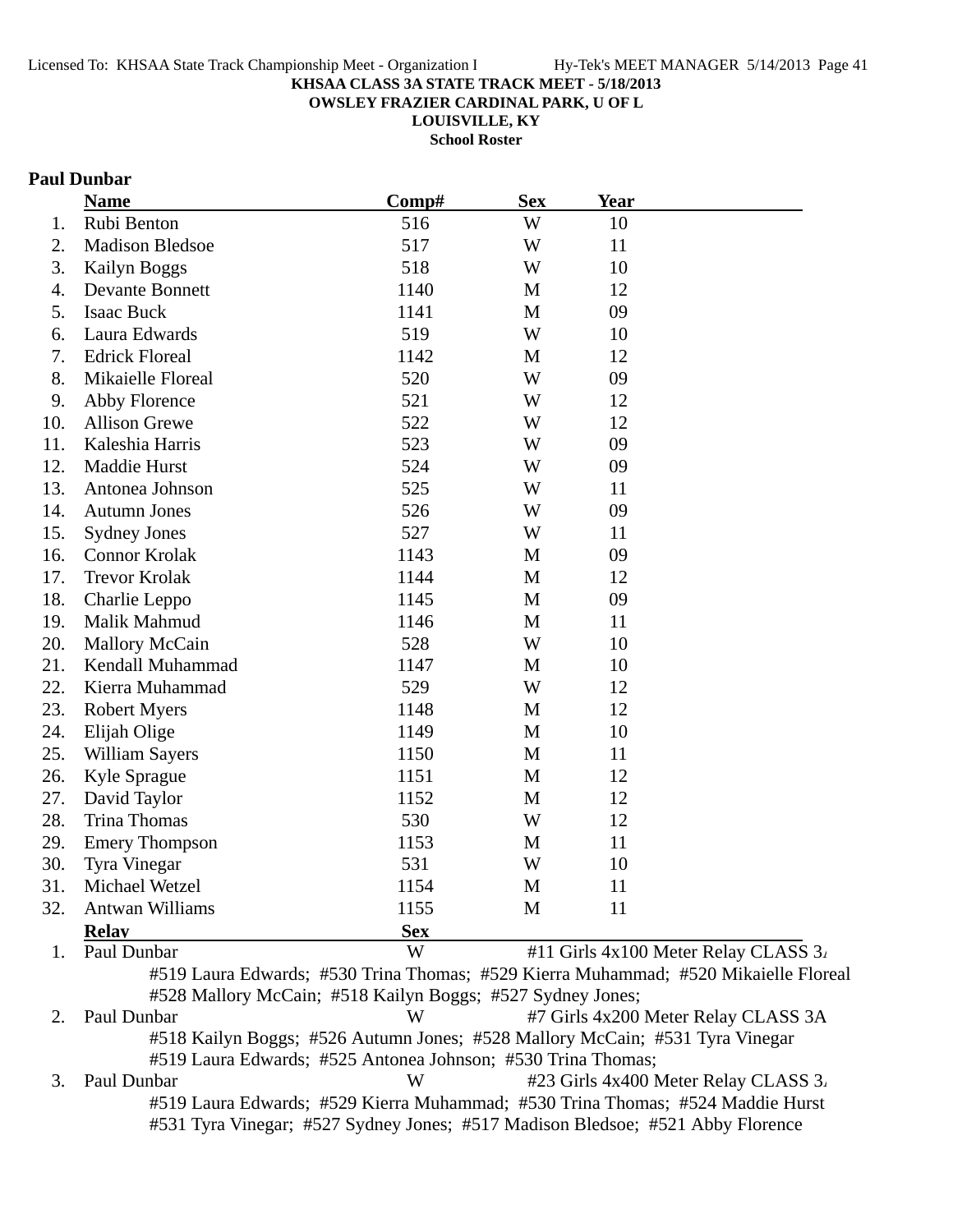KHSAA CLASS 3A STATE TRACK MEET - 5/18/2013
OWSLEY FRAZIER CARDINAL PARK, U OF L
LOUISVILLE, KY
School Roster

**Paul Dunbar**

| | Name | Comp# | Sex | Year |
|---|---|---|---|---|
| 1. | Rubi Benton | 516 | W | 10 |
| 2. | Madison Bledsoe | 517 | W | 11 |
| 3. | Kailyn Boggs | 518 | W | 10 |
| 4. | Devante Bonnett | 1140 | M | 12 |
| 5. | Isaac Buck | 1141 | M | 09 |
| 6. | Laura Edwards | 519 | W | 10 |
| 7. | Edrick Floreal | 1142 | M | 12 |
| 8. | Mikaielle Floreal | 520 | W | 09 |
| 9. | Abby Florence | 521 | W | 12 |
| 10. | Allison Grewe | 522 | W | 12 |
| 11. | Kaleshia Harris | 523 | W | 09 |
| 12. | Maddie Hurst | 524 | W | 09 |
| 13. | Antonea Johnson | 525 | W | 11 |
| 14. | Autumn Jones | 526 | W | 09 |
| 15. | Sydney Jones | 527 | W | 11 |
| 16. | Connor Krolak | 1143 | M | 09 |
| 17. | Trevor Krolak | 1144 | M | 12 |
| 18. | Charlie Leppo | 1145 | M | 09 |
| 19. | Malik Mahmud | 1146 | M | 11 |
| 20. | Mallory McCain | 528 | W | 10 |
| 21. | Kendall Muhammad | 1147 | M | 10 |
| 22. | Kierra Muhammad | 529 | W | 12 |
| 23. | Robert Myers | 1148 | M | 12 |
| 24. | Elijah Olige | 1149 | M | 10 |
| 25. | William Sayers | 1150 | M | 11 |
| 26. | Kyle Sprague | 1151 | M | 12 |
| 27. | David Taylor | 1152 | M | 12 |
| 28. | Trina Thomas | 530 | W | 12 |
| 29. | Emery Thompson | 1153 | M | 11 |
| 30. | Tyra Vinegar | 531 | W | 10 |
| 31. | Michael Wetzel | 1154 | M | 11 |
| 32. | Antwan Williams | 1155 | M | 11 |

| | Relay | Sex | |
|---|---|---|---|
| 1. | Paul Dunbar | W | #11 Girls 4x100 Meter Relay CLASS 3A |
| | #519 Laura Edwards; #530 Trina Thomas; #529 Kierra Muhammad; #520 Mikaielle Floreal #528 Mallory McCain; #518 Kailyn Boggs; #527 Sydney Jones; | | |
| 2. | Paul Dunbar | W | #7 Girls 4x200 Meter Relay CLASS 3A |
| | #518 Kailyn Boggs; #526 Autumn Jones; #528 Mallory McCain; #531 Tyra Vinegar #519 Laura Edwards; #525 Antonea Johnson; #530 Trina Thomas; | | |
| 3. | Paul Dunbar | W | #23 Girls 4x400 Meter Relay CLASS 3A |
| | #519 Laura Edwards; #529 Kierra Muhammad; #530 Trina Thomas; #524 Maddie Hurst #531 Tyra Vinegar; #527 Sydney Jones; #517 Madison Bledsoe; #521 Abby Florence | | |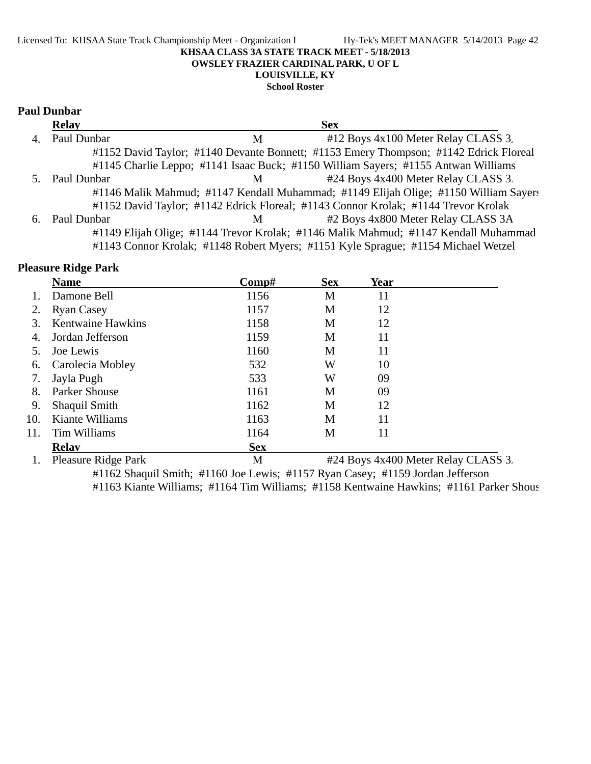# KHSAA CLASS 3A STATE TRACK MEET - 5/18/2013
## OWSLEY FRAZIER CARDINAL PARK, U OF L
## LOUISVILLE, KY
### School Roster

**Paul Dunbar**

| | Relay | Sex | |
|---|---|---|---|
| 4. | Paul Dunbar | M | #12 Boys 4x100 Meter Relay CLASS 3. |
| | #1152 David Taylor; #1140 Devante Bonnett; #1153 Emery Thompson; #1142 Edrick Floreal | | |
| | #1145 Charlie Leppo; #1141 Isaac Buck; #1150 William Sayers; #1155 Antwan Williams | | |
| 5. | Paul Dunbar | M | #24 Boys 4x400 Meter Relay CLASS 3. |
| | #1146 Malik Mahmud; #1147 Kendall Muhammad; #1149 Elijah Olige; #1150 William Sayers | | |
| | #1152 David Taylor; #1142 Edrick Floreal; #1143 Connor Krolak; #1144 Trevor Krolak | | |
| 6. | Paul Dunbar | M | #2 Boys 4x800 Meter Relay CLASS 3A |
| | #1149 Elijah Olige; #1144 Trevor Krolak; #1146 Malik Mahmud; #1147 Kendall Muhammad | | |
| | #1143 Connor Krolak; #1148 Robert Myers; #1151 Kyle Sprague; #1154 Michael Wetzel | | |

**Pleasure Ridge Park**

| | Name | Comp# | Sex | Year |
|---|---|---|---|---|
| 1. | Damone Bell | 1156 | M | 11 |
| 2. | Ryan Casey | 1157 | M | 12 |
| 3. | Kentwaine Hawkins | 1158 | M | 12 |
| 4. | Jordan Jefferson | 1159 | M | 11 |
| 5. | Joe Lewis | 1160 | M | 11 |
| 6. | Carolecia Mobley | 532 | W | 10 |
| 7. | Jayla Pugh | 533 | W | 09 |
| 8. | Parker Shouse | 1161 | M | 09 |
| 9. | Shaquil Smith | 1162 | M | 12 |
| 10. | Kiante Williams | 1163 | M | 11 |
| 11. | Tim Williams | 1164 | M | 11 |

| | Relay | Sex | |
|---|---|---|---|
| 1. | Pleasure Ridge Park | M | #24 Boys 4x400 Meter Relay CLASS 3. |
| | #1162 Shaquil Smith; #1160 Joe Lewis; #1157 Ryan Casey; #1159 Jordan Jefferson | | |
| | #1163 Kiante Williams; #1164 Tim Williams; #1158 Kentwaine Hawkins; #1161 Parker Shous | | |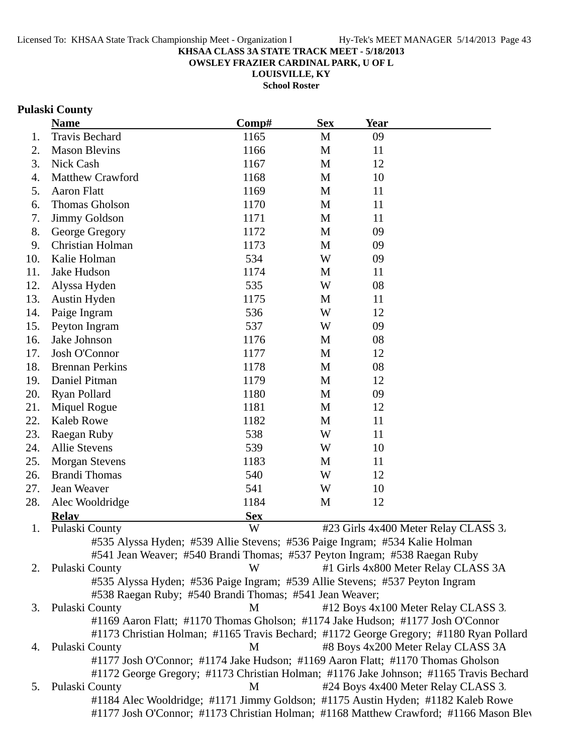**KHSAA CLASS 3A STATE TRACK MEET - 5/18/2013**
**OWSLEY FRAZIER CARDINAL PARK, U OF L**
**LOUISVILLE, KY**
**School Roster**

## Pulaski County

| | Name | Comp# | Sex | Year |
|---|---|---|---|---|
| 1. | Travis Bechard | 1165 | M | 09 |
| 2. | Mason Blevins | 1166 | M | 11 |
| 3. | Nick Cash | 1167 | M | 12 |
| 4. | Matthew Crawford | 1168 | M | 10 |
| 5. | Aaron Flatt | 1169 | M | 11 |
| 6. | Thomas Gholson | 1170 | M | 11 |
| 7. | Jimmy Goldson | 1171 | M | 11 |
| 8. | George Gregory | 1172 | M | 09 |
| 9. | Christian Holman | 1173 | M | 09 |
| 10. | Kalie Holman | 534 | W | 09 |
| 11. | Jake Hudson | 1174 | M | 11 |
| 12. | Alyssa Hyden | 535 | W | 08 |
| 13. | Austin Hyden | 1175 | M | 11 |
| 14. | Paige Ingram | 536 | W | 12 |
| 15. | Peyton Ingram | 537 | W | 09 |
| 16. | Jake Johnson | 1176 | M | 08 |
| 17. | Josh O'Connor | 1177 | M | 12 |
| 18. | Brennan Perkins | 1178 | M | 08 |
| 19. | Daniel Pitman | 1179 | M | 12 |
| 20. | Ryan Pollard | 1180 | M | 09 |
| 21. | Miquel Rogue | 1181 | M | 12 |
| 22. | Kaleb Rowe | 1182 | M | 11 |
| 23. | Raegan Ruby | 538 | W | 11 |
| 24. | Allie Stevens | 539 | W | 10 |
| 25. | Morgan Stevens | 1183 | M | 11 |
| 26. | Brandi Thomas | 540 | W | 12 |
| 27. | Jean Weaver | 541 | W | 10 |
| 28. | Alec Wooldridge | 1184 | M | 12 |

| | Relay | Sex | Event |
|---|---|---|---|
| 1. | Pulaski County | W | #23 Girls 4x400 Meter Relay CLASS 3A |
| | #535 Alyssa Hyden; #539 Allie Stevens; #536 Paige Ingram; #534 Kalie Holman<br>#541 Jean Weaver; #540 Brandi Thomas; #537 Peyton Ingram; #538 Raegan Ruby | | |
| 2. | Pulaski County | W | #1 Girls 4x800 Meter Relay CLASS 3A |
| | #535 Alyssa Hyden; #536 Paige Ingram; #539 Allie Stevens; #537 Peyton Ingram<br>#538 Raegan Ruby; #540 Brandi Thomas; #541 Jean Weaver; | | |
| 3. | Pulaski County | M | #12 Boys 4x100 Meter Relay CLASS 3A |
| | #1169 Aaron Flatt; #1170 Thomas Gholson; #1174 Jake Hudson; #1177 Josh O'Connor<br>#1173 Christian Holman; #1165 Travis Bechard; #1172 George Gregory; #1180 Ryan Pollard | | |
| 4. | Pulaski County | M | #8 Boys 4x200 Meter Relay CLASS 3A |
| | #1177 Josh O'Connor; #1174 Jake Hudson; #1169 Aaron Flatt; #1170 Thomas Gholson<br>#1172 George Gregory; #1173 Christian Holman; #1176 Jake Johnson; #1165 Travis Bechard | | |
| 5. | Pulaski County | M | #24 Boys 4x400 Meter Relay CLASS 3A |
| | #1184 Alec Wooldridge; #1171 Jimmy Goldson; #1175 Austin Hyden; #1182 Kaleb Rowe<br>#1177 Josh O'Connor; #1173 Christian Holman; #1168 Matthew Crawford; #1166 Mason Blevins | | |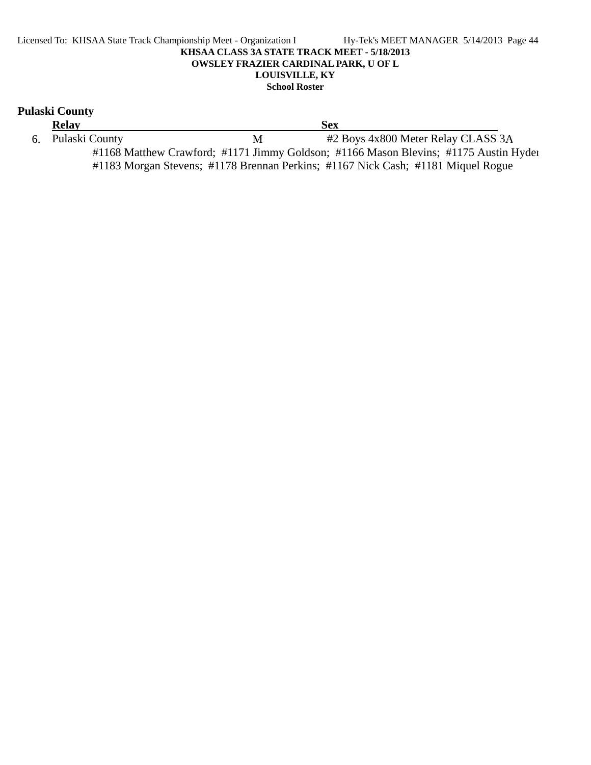KHSAA CLASS 3A STATE TRACK MEET - 5/18/2013

OWSLEY FRAZIER CARDINAL PARK, U OF L

LOUISVILLE, KY

School Roster

## Pulaski County

| | Relay | Sex | |
|---|---|---|---|
| 6. | Pulaski County | M | #2 Boys 4x800 Meter Relay CLASS 3A |

#1168 Matthew Crawford; #1171 Jimmy Goldson; #1166 Mason Blevins; #1175 Austin Hyden
#1183 Morgan Stevens; #1178 Brennan Perkins; #1167 Nick Cash; #1181 Miquel Rogue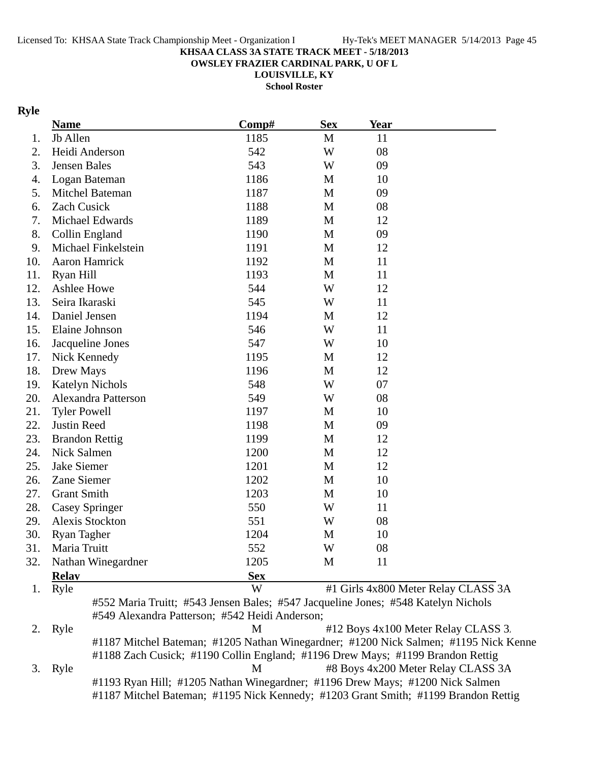KHSAA CLASS 3A STATE TRACK MEET - 5/18/2013
OWSLEY FRAZIER CARDINAL PARK, U OF L
LOUISVILLE, KY
School Roster

## Ryle

| | Name | Comp# | Sex | Year |
|---|---|---|---|---|
| 1. | Jb Allen | 1185 | M | 11 |
| 2. | Heidi Anderson | 542 | W | 08 |
| 3. | Jensen Bales | 543 | W | 09 |
| 4. | Logan Bateman | 1186 | M | 10 |
| 5. | Mitchel Bateman | 1187 | M | 09 |
| 6. | Zach Cusick | 1188 | M | 08 |
| 7. | Michael Edwards | 1189 | M | 12 |
| 8. | Collin England | 1190 | M | 09 |
| 9. | Michael Finkelstein | 1191 | M | 12 |
| 10. | Aaron Hamrick | 1192 | M | 11 |
| 11. | Ryan Hill | 1193 | M | 11 |
| 12. | Ashlee Howe | 544 | W | 12 |
| 13. | Seira Ikaraski | 545 | W | 11 |
| 14. | Daniel Jensen | 1194 | M | 12 |
| 15. | Elaine Johnson | 546 | W | 11 |
| 16. | Jacqueline Jones | 547 | W | 10 |
| 17. | Nick Kennedy | 1195 | M | 12 |
| 18. | Drew Mays | 1196 | M | 12 |
| 19. | Katelyn Nichols | 548 | W | 07 |
| 20. | Alexandra Patterson | 549 | W | 08 |
| 21. | Tyler Powell | 1197 | M | 10 |
| 22. | Justin Reed | 1198 | M | 09 |
| 23. | Brandon Rettig | 1199 | M | 12 |
| 24. | Nick Salmen | 1200 | M | 12 |
| 25. | Jake Siemer | 1201 | M | 12 |
| 26. | Zane Siemer | 1202 | M | 10 |
| 27. | Grant Smith | 1203 | M | 10 |
| 28. | Casey Springer | 550 | W | 11 |
| 29. | Alexis Stockton | 551 | W | 08 |
| 30. | Ryan Tagher | 1204 | M | 10 |
| 31. | Maria Truitt | 552 | W | 08 |
| 32. | Nathan Winegardner | 1205 | M | 11 |

| | Relay | Sex | Event |
|---|---|---|---|
| 1. | Ryle | W | #1 Girls 4x800 Meter Relay CLASS 3A |
| | #552 Maria Truitt; #543 Jensen Bales; #547 Jacqueline Jones; #548 Katelyn Nichols; #549 Alexandra Patterson; #542 Heidi Anderson; | | |
| 2. | Ryle | M | #12 Boys 4x100 Meter Relay CLASS 3. |
| | #1187 Mitchel Bateman; #1205 Nathan Winegardner; #1200 Nick Salmen; #1195 Nick Kenne; #1188 Zach Cusick; #1190 Collin England; #1196 Drew Mays; #1199 Brandon Rettig | | |
| 3. | Ryle | M | #8 Boys 4x200 Meter Relay CLASS 3A |
| | #1193 Ryan Hill; #1205 Nathan Winegardner; #1196 Drew Mays; #1200 Nick Salmen; #1187 Mitchel Bateman; #1195 Nick Kennedy; #1203 Grant Smith; #1199 Brandon Rettig | | |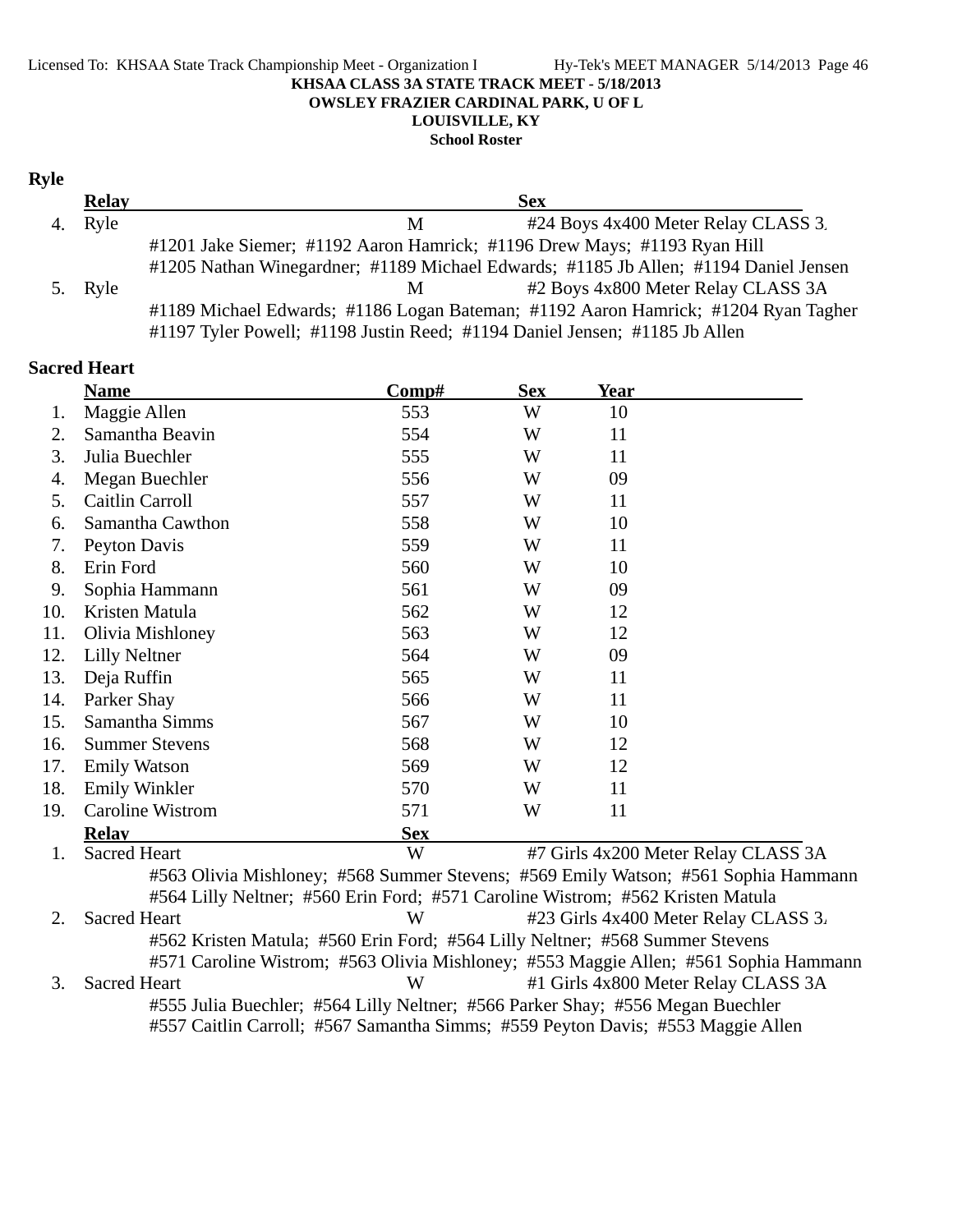**KHSAA CLASS 3A STATE TRACK MEET - 5/18/2013**
**OWSLEY FRAZIER CARDINAL PARK, U OF L**
**LOUISVILLE, KY**
**School Roster**

## Ryle

| | Relay | Sex | |
|---|---|---|---|
| 4. | Ryle | M | #24 Boys 4x400 Meter Relay CLASS 3. |
| | #1201 Jake Siemer; #1192 Aaron Hamrick; #1196 Drew Mays; #1193 Ryan Hill | | |
| | #1205 Nathan Winegardner; #1189 Michael Edwards; #1185 Jb Allen; #1194 Daniel Jensen | | |
| 5. | Ryle | M | #2 Boys 4x800 Meter Relay CLASS 3A |
| | #1189 Michael Edwards; #1186 Logan Bateman; #1192 Aaron Hamrick; #1204 Ryan Tagher | | |
| | #1197 Tyler Powell; #1198 Justin Reed; #1194 Daniel Jensen; #1185 Jb Allen | | |

## Sacred Heart

| | Name | Comp# | Sex | Year |
|---|---|---|---|---|
| 1. | Maggie Allen | 553 | W | 10 |
| 2. | Samantha Beavin | 554 | W | 11 |
| 3. | Julia Buechler | 555 | W | 11 |
| 4. | Megan Buechler | 556 | W | 09 |
| 5. | Caitlin Carroll | 557 | W | 11 |
| 6. | Samantha Cawthon | 558 | W | 10 |
| 7. | Peyton Davis | 559 | W | 11 |
| 8. | Erin Ford | 560 | W | 10 |
| 9. | Sophia Hammann | 561 | W | 09 |
| 10. | Kristen Matula | 562 | W | 12 |
| 11. | Olivia Mishloney | 563 | W | 12 |
| 12. | Lilly Neltner | 564 | W | 09 |
| 13. | Deja Ruffin | 565 | W | 11 |
| 14. | Parker Shay | 566 | W | 11 |
| 15. | Samantha Simms | 567 | W | 10 |
| 16. | Summer Stevens | 568 | W | 12 |
| 17. | Emily Watson | 569 | W | 12 |
| 18. | Emily Winkler | 570 | W | 11 |
| 19. | Caroline Wistrom | 571 | W | 11 |

| | Relay | Sex | |
|---|---|---|---|
| 1. | Sacred Heart | W | #7 Girls 4x200 Meter Relay CLASS 3A |
| | #563 Olivia Mishloney; #568 Summer Stevens; #569 Emily Watson; #561 Sophia Hammann | | |
| | #564 Lilly Neltner; #560 Erin Ford; #571 Caroline Wistrom; #562 Kristen Matula | | |
| 2. | Sacred Heart | W | #23 Girls 4x400 Meter Relay CLASS 3. |
| | #562 Kristen Matula; #560 Erin Ford; #564 Lilly Neltner; #568 Summer Stevens | | |
| | #571 Caroline Wistrom; #563 Olivia Mishloney; #553 Maggie Allen; #561 Sophia Hammann | | |
| 3. | Sacred Heart | W | #1 Girls 4x800 Meter Relay CLASS 3A |
| | #555 Julia Buechler; #564 Lilly Neltner; #566 Parker Shay; #556 Megan Buechler | | |
| | #557 Caitlin Carroll; #567 Samantha Simms; #559 Peyton Davis; #553 Maggie Allen | | |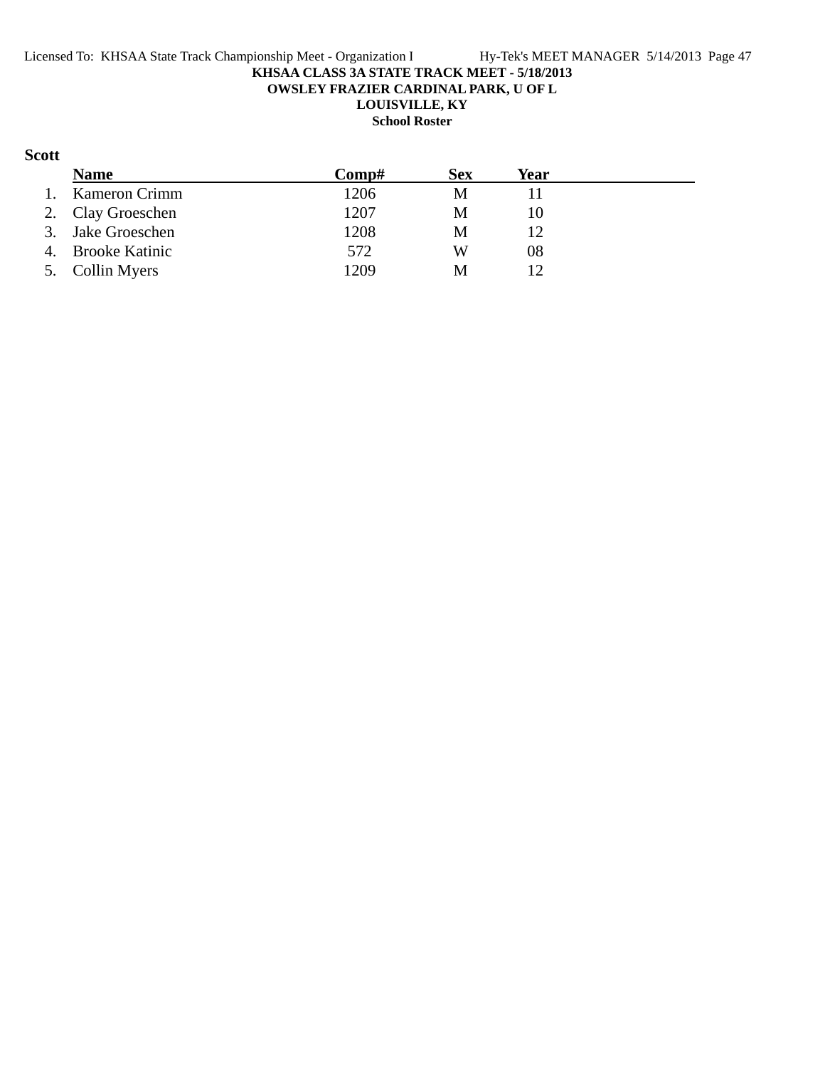KHSAA CLASS 3A STATE TRACK MEET - 5/18/2013

OWSLEY FRAZIER CARDINAL PARK, U OF L

LOUISVILLE, KY

School Roster

**Scott**

| | Name | Comp# | Sex | Year |
|---|---|---|---|---|
| 1. | Kameron Crimm | 1206 | M | 11 |
| 2. | Clay Groeschen | 1207 | M | 10 |
| 3. | Jake Groeschen | 1208 | M | 12 |
| 4. | Brooke Katinic | 572 | W | 08 |
| 5. | Collin Myers | 1209 | M | 12 |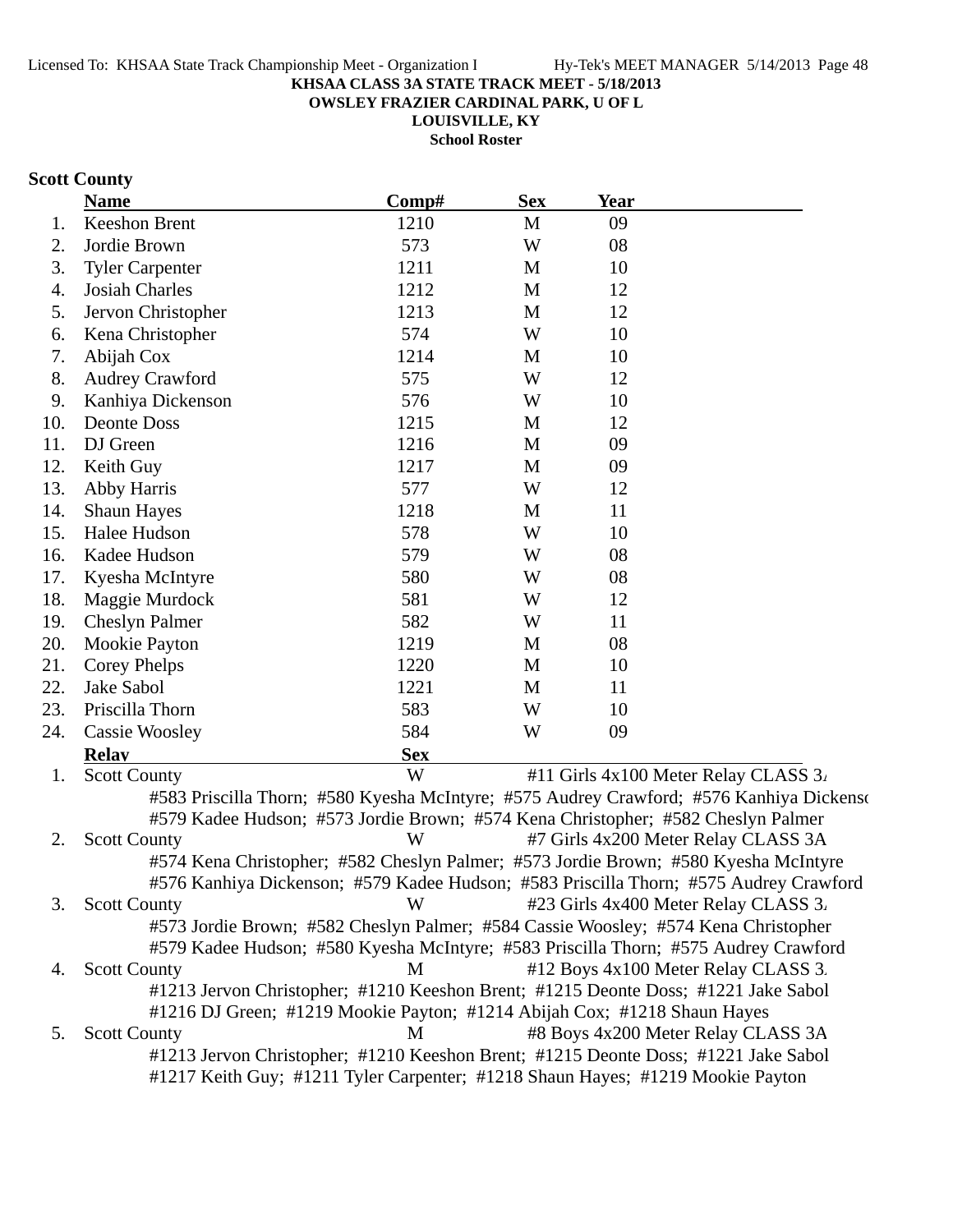**KHSAA CLASS 3A STATE TRACK MEET - 5/18/2013**
**OWSLEY FRAZIER CARDINAL PARK, U OF L**
**LOUISVILLE, KY**
**School Roster**

## Scott County

| | Name | Comp# | Sex | Year |
|---|---|---|---|---|
| 1. | Keeshon Brent | 1210 | M | 09 |
| 2. | Jordie Brown | 573 | W | 08 |
| 3. | Tyler Carpenter | 1211 | M | 10 |
| 4. | Josiah Charles | 1212 | M | 12 |
| 5. | Jervon Christopher | 1213 | M | 12 |
| 6. | Kena Christopher | 574 | W | 10 |
| 7. | Abijah Cox | 1214 | M | 10 |
| 8. | Audrey Crawford | 575 | W | 12 |
| 9. | Kanhiya Dickenson | 576 | W | 10 |
| 10. | Deonte Doss | 1215 | M | 12 |
| 11. | DJ Green | 1216 | M | 09 |
| 12. | Keith Guy | 1217 | M | 09 |
| 13. | Abby Harris | 577 | W | 12 |
| 14. | Shaun Hayes | 1218 | M | 11 |
| 15. | Halee Hudson | 578 | W | 10 |
| 16. | Kadee Hudson | 579 | W | 08 |
| 17. | Kyesha McIntyre | 580 | W | 08 |
| 18. | Maggie Murdock | 581 | W | 12 |
| 19. | Cheslyn Palmer | 582 | W | 11 |
| 20. | Mookie Payton | 1219 | M | 08 |
| 21. | Corey Phelps | 1220 | M | 10 |
| 22. | Jake Sabol | 1221 | M | 11 |
| 23. | Priscilla Thorn | 583 | W | 10 |
| 24. | Cassie Woosley | 584 | W | 09 |

| | Relay | Sex | Event |
|---|---|---|---|
| 1. | Scott County | W | #11 Girls 4x100 Meter Relay CLASS 3A |
| | #583 Priscilla Thorn; #580 Kyesha McIntyre; #575 Audrey Crawford; #576 Kanhiya Dickenson; #579 Kadee Hudson; #573 Jordie Brown; #574 Kena Christopher; #582 Cheslyn Palmer | | |
| 2. | Scott County | W | #7 Girls 4x200 Meter Relay CLASS 3A |
| | #574 Kena Christopher; #582 Cheslyn Palmer; #573 Jordie Brown; #580 Kyesha McIntyre; #576 Kanhiya Dickenson; #579 Kadee Hudson; #583 Priscilla Thorn; #575 Audrey Crawford | | |
| 3. | Scott County | W | #23 Girls 4x400 Meter Relay CLASS 3A |
| | #573 Jordie Brown; #582 Cheslyn Palmer; #584 Cassie Woosley; #574 Kena Christopher; #579 Kadee Hudson; #580 Kyesha McIntyre; #583 Priscilla Thorn; #575 Audrey Crawford | | |
| 4. | Scott County | M | #12 Boys 4x100 Meter Relay CLASS 3A |
| | #1213 Jervon Christopher; #1210 Keeshon Brent; #1215 Deonte Doss; #1221 Jake Sabol; #1216 DJ Green; #1219 Mookie Payton; #1214 Abijah Cox; #1218 Shaun Hayes | | |
| 5. | Scott County | M | #8 Boys 4x200 Meter Relay CLASS 3A |
| | #1213 Jervon Christopher; #1210 Keeshon Brent; #1215 Deonte Doss; #1221 Jake Sabol; #1217 Keith Guy; #1211 Tyler Carpenter; #1218 Shaun Hayes; #1219 Mookie Payton | | |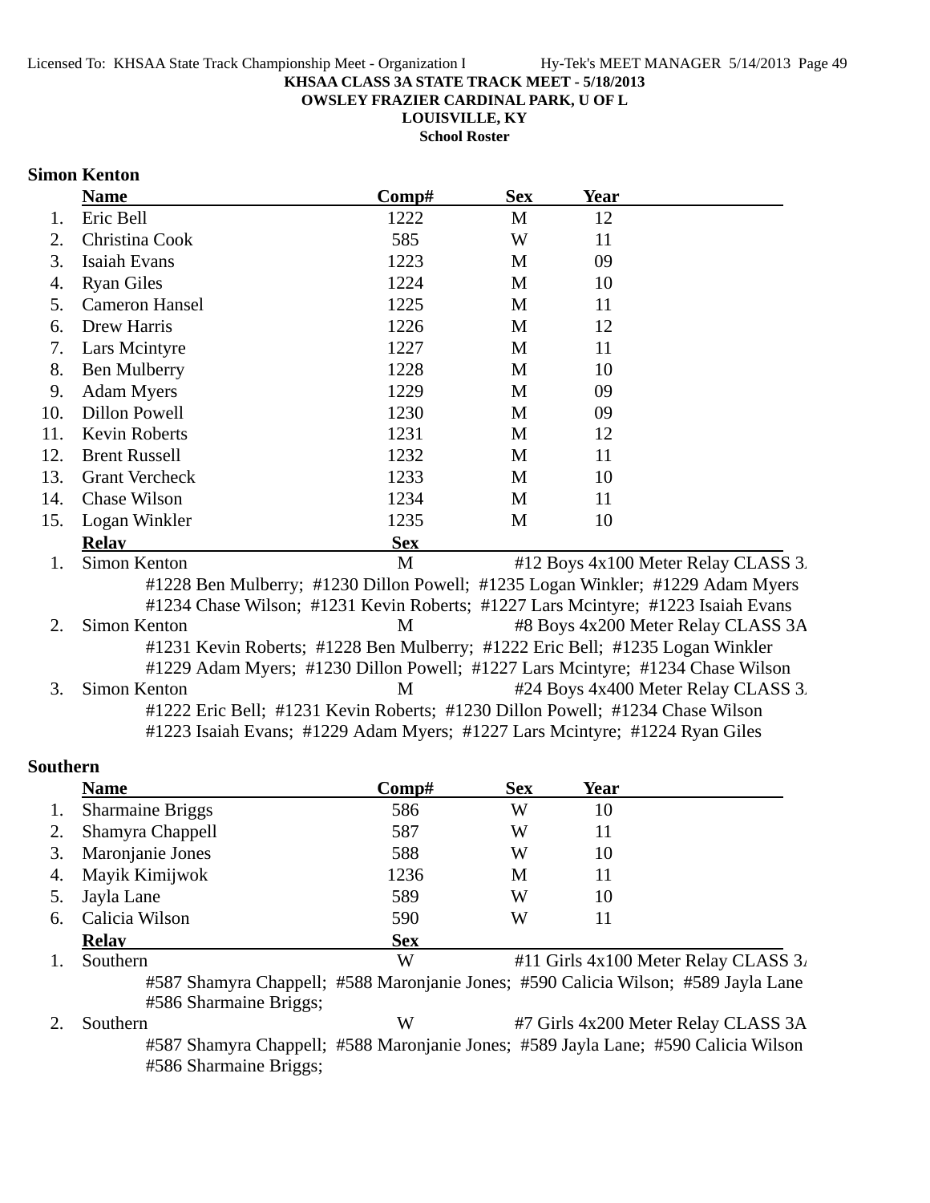**KHSAA CLASS 3A STATE TRACK MEET - 5/18/2013**
**OWSLEY FRAZIER CARDINAL PARK, U OF L**
**LOUISVILLE, KY**
**School Roster**

## Simon Kenton

| | Name | Comp# | Sex | Year |
|---|---|---|---|---|
| 1. | Eric Bell | 1222 | M | 12 |
| 2. | Christina Cook | 585 | W | 11 |
| 3. | Isaiah Evans | 1223 | M | 09 |
| 4. | Ryan Giles | 1224 | M | 10 |
| 5. | Cameron Hansel | 1225 | M | 11 |
| 6. | Drew Harris | 1226 | M | 12 |
| 7. | Lars Mcintyre | 1227 | M | 11 |
| 8. | Ben Mulberry | 1228 | M | 10 |
| 9. | Adam Myers | 1229 | M | 09 |
| 10. | Dillon Powell | 1230 | M | 09 |
| 11. | Kevin Roberts | 1231 | M | 12 |
| 12. | Brent Russell | 1232 | M | 11 |
| 13. | Grant Vercheck | 1233 | M | 10 |
| 14. | Chase Wilson | 1234 | M | 11 |
| 15. | Logan Winkler | 1235 | M | 10 |

| | Relay | Sex | Event |
|---|---|---|---|
| 1. | Simon Kenton | M | #12 Boys 4x100 Meter Relay CLASS 3A |
| | #1228 Ben Mulberry; #1230 Dillon Powell; #1235 Logan Winkler; #1229 Adam Myers #1234 Chase Wilson; #1231 Kevin Roberts; #1227 Lars Mcintyre; #1223 Isaiah Evans | | |
| 2. | Simon Kenton | M | #8 Boys 4x200 Meter Relay CLASS 3A |
| | #1231 Kevin Roberts; #1228 Ben Mulberry; #1222 Eric Bell; #1235 Logan Winkler #1229 Adam Myers; #1230 Dillon Powell; #1227 Lars Mcintyre; #1234 Chase Wilson | | |
| 3. | Simon Kenton | M | #24 Boys 4x400 Meter Relay CLASS 3A |
| | #1222 Eric Bell; #1231 Kevin Roberts; #1230 Dillon Powell; #1234 Chase Wilson #1223 Isaiah Evans; #1229 Adam Myers; #1227 Lars Mcintyre; #1224 Ryan Giles | | |

## Southern

| | Name | Comp# | Sex | Year |
|---|---|---|---|---|
| 1. | Sharmaine Briggs | 586 | W | 10 |
| 2. | Shamyra Chappell | 587 | W | 11 |
| 3. | Maronjanie Jones | 588 | W | 10 |
| 4. | Mayik Kimijwok | 1236 | M | 11 |
| 5. | Jayla Lane | 589 | W | 10 |
| 6. | Calicia Wilson | 590 | W | 11 |

| | Relay | Sex | Event |
|---|---|---|---|
| 1. | Southern | W | #11 Girls 4x100 Meter Relay CLASS 3A |
| | #587 Shamyra Chappell; #588 Maronjanie Jones; #590 Calicia Wilson; #589 Jayla Lane #586 Sharmaine Briggs; | | |
| 2. | Southern | W | #7 Girls 4x200 Meter Relay CLASS 3A |
| | #587 Shamyra Chappell; #588 Maronjanie Jones; #589 Jayla Lane; #590 Calicia Wilson #586 Sharmaine Briggs; | | |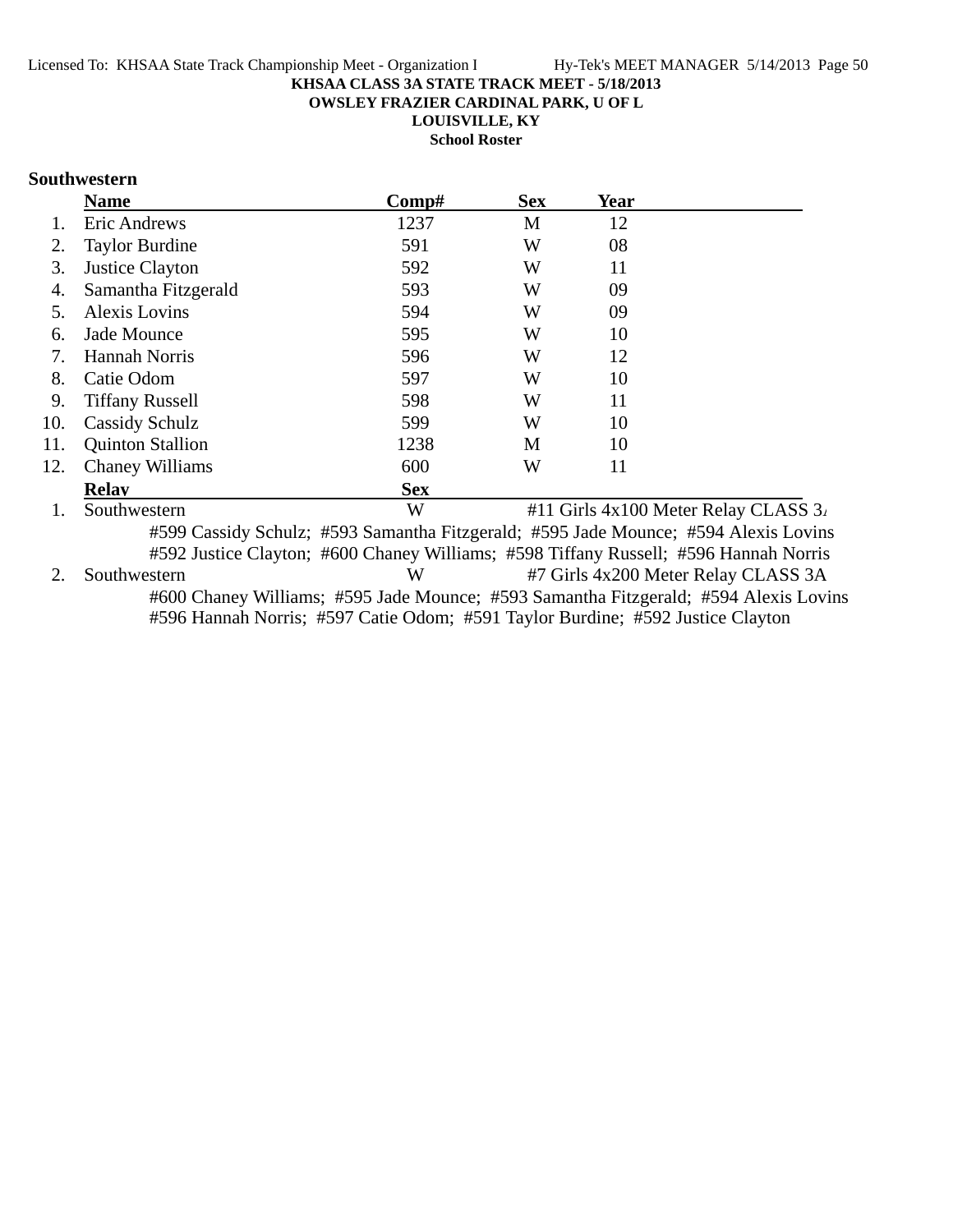**KHSAA CLASS 3A STATE TRACK MEET - 5/18/2013**

**OWSLEY FRAZIER CARDINAL PARK, U OF L**

**LOUISVILLE, KY**

**School Roster**

## Southwestern

| | Name | Comp# | Sex | Year |
|---|---|---|---|---|
| 1. | Eric Andrews | 1237 | M | 12 |
| 2. | Taylor Burdine | 591 | W | 08 |
| 3. | Justice Clayton | 592 | W | 11 |
| 4. | Samantha Fitzgerald | 593 | W | 09 |
| 5. | Alexis Lovins | 594 | W | 09 |
| 6. | Jade Mounce | 595 | W | 10 |
| 7. | Hannah Norris | 596 | W | 12 |
| 8. | Catie Odom | 597 | W | 10 |
| 9. | Tiffany Russell | 598 | W | 11 |
| 10. | Cassidy Schulz | 599 | W | 10 |
| 11. | Quinton Stallion | 1238 | M | 10 |
| 12. | Chaney Williams | 600 | W | 11 |

| | Relay | Sex | |
|---|---|---|---|
| 1. | Southwestern | W | #11 Girls 4x100 Meter Relay CLASS 3A |
| | #599 Cassidy Schulz; #593 Samantha Fitzgerald; #595 Jade Mounce; #594 Alexis Lovins; #592 Justice Clayton; #600 Chaney Williams; #598 Tiffany Russell; #596 Hannah Norris | | |
| 2. | Southwestern | W | #7 Girls 4x200 Meter Relay CLASS 3A |
| | #600 Chaney Williams; #595 Jade Mounce; #593 Samantha Fitzgerald; #594 Alexis Lovins; #596 Hannah Norris; #597 Catie Odom; #591 Taylor Burdine; #592 Justice Clayton | | |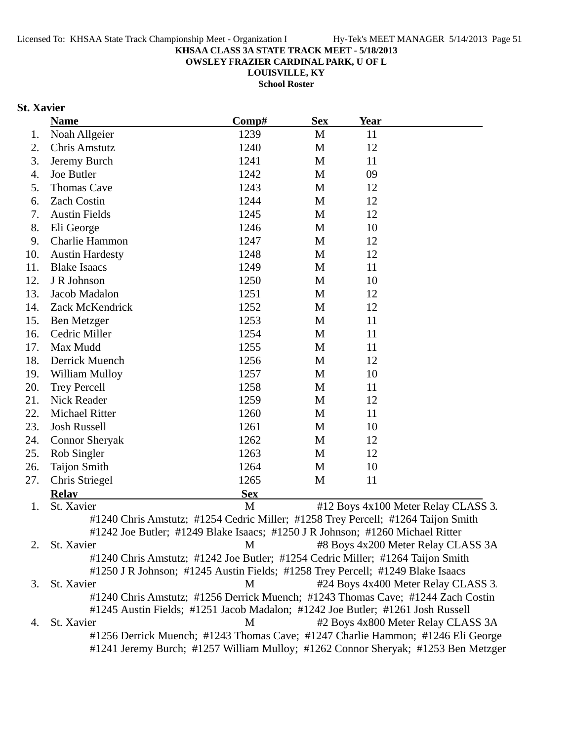**KHSAA CLASS 3A STATE TRACK MEET - 5/18/2013**

**OWSLEY FRAZIER CARDINAL PARK, U OF L**

**LOUISVILLE, KY**

**School Roster**

## St. Xavier

| | Name | Comp# | Sex | Year |
|---|---|---|---|---|
| 1. | Noah Allgeier | 1239 | M | 11 |
| 2. | Chris Amstutz | 1240 | M | 12 |
| 3. | Jeremy Burch | 1241 | M | 11 |
| 4. | Joe Butler | 1242 | M | 09 |
| 5. | Thomas Cave | 1243 | M | 12 |
| 6. | Zach Costin | 1244 | M | 12 |
| 7. | Austin Fields | 1245 | M | 12 |
| 8. | Eli George | 1246 | M | 10 |
| 9. | Charlie Hammon | 1247 | M | 12 |
| 10. | Austin Hardesty | 1248 | M | 12 |
| 11. | Blake Isaacs | 1249 | M | 11 |
| 12. | J R Johnson | 1250 | M | 10 |
| 13. | Jacob Madalon | 1251 | M | 12 |
| 14. | Zack McKendrick | 1252 | M | 12 |
| 15. | Ben Metzger | 1253 | M | 11 |
| 16. | Cedric Miller | 1254 | M | 11 |
| 17. | Max Mudd | 1255 | M | 11 |
| 18. | Derrick Muench | 1256 | M | 12 |
| 19. | William Mulloy | 1257 | M | 10 |
| 20. | Trey Percell | 1258 | M | 11 |
| 21. | Nick Reader | 1259 | M | 12 |
| 22. | Michael Ritter | 1260 | M | 11 |
| 23. | Josh Russell | 1261 | M | 10 |
| 24. | Connor Sheryak | 1262 | M | 12 |
| 25. | Rob Singler | 1263 | M | 12 |
| 26. | Taijon Smith | 1264 | M | 10 |
| 27. | Chris Striegel | 1265 | M | 11 |

| | Relay | Sex | Event |
|---|---|---|---|
| 1. | St. Xavier | M | #12 Boys 4x100 Meter Relay CLASS 3. |
| | #1240 Chris Amstutz; #1254 Cedric Miller; #1258 Trey Percell; #1264 Taijon Smith<br>#1242 Joe Butler; #1249 Blake Isaacs; #1250 J R Johnson; #1260 Michael Ritter | | |
| 2. | St. Xavier | M | #8 Boys 4x200 Meter Relay CLASS 3A |
| | #1240 Chris Amstutz; #1242 Joe Butler; #1254 Cedric Miller; #1264 Taijon Smith<br>#1250 J R Johnson; #1245 Austin Fields; #1258 Trey Percell; #1249 Blake Isaacs | | |
| 3. | St. Xavier | M | #24 Boys 4x400 Meter Relay CLASS 3. |
| | #1240 Chris Amstutz; #1256 Derrick Muench; #1243 Thomas Cave; #1244 Zach Costin<br>#1245 Austin Fields; #1251 Jacob Madalon; #1242 Joe Butler; #1261 Josh Russell | | |
| 4. | St. Xavier | M | #2 Boys 4x800 Meter Relay CLASS 3A |
| | #1256 Derrick Muench; #1243 Thomas Cave; #1247 Charlie Hammon; #1246 Eli George<br>#1241 Jeremy Burch; #1257 William Mulloy; #1262 Connor Sheryak; #1253 Ben Metzger | | |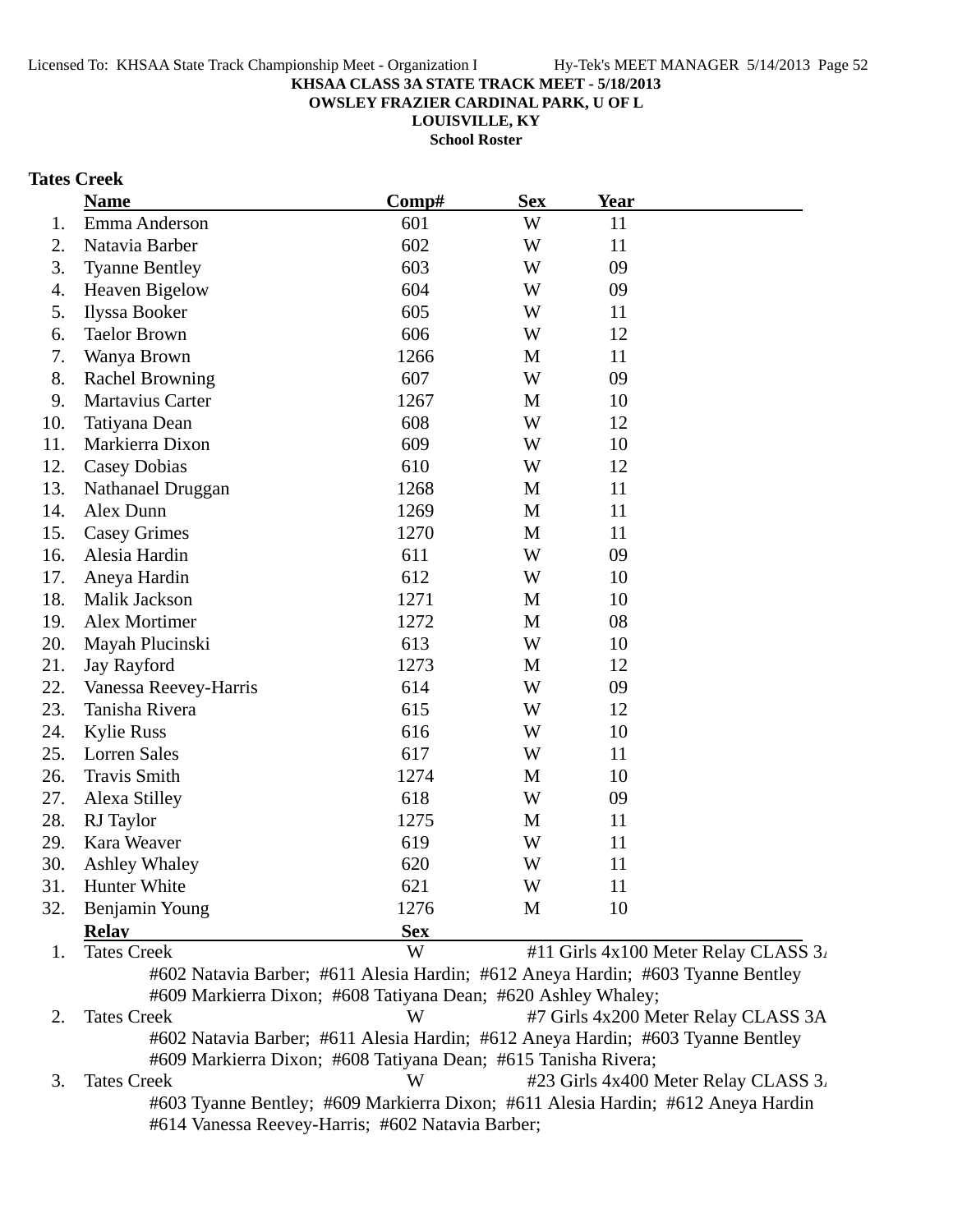# KHSAA CLASS 3A STATE TRACK MEET - 5/18/2013

**OWSLEY FRAZIER CARDINAL PARK, U OF L**

**LOUISVILLE, KY**

**School Roster**

## Tates Creek

| | Name | Comp# | Sex | Year |
|---|---|---|---|---|
| 1. | Emma Anderson | 601 | W | 11 |
| 2. | Natavia Barber | 602 | W | 11 |
| 3. | Tyanne Bentley | 603 | W | 09 |
| 4. | Heaven Bigelow | 604 | W | 09 |
| 5. | Ilyssa Booker | 605 | W | 11 |
| 6. | Taelor Brown | 606 | W | 12 |
| 7. | Wanya Brown | 1266 | M | 11 |
| 8. | Rachel Browning | 607 | W | 09 |
| 9. | Martavius Carter | 1267 | M | 10 |
| 10. | Tatiyana Dean | 608 | W | 12 |
| 11. | Markierra Dixon | 609 | W | 10 |
| 12. | Casey Dobias | 610 | W | 12 |
| 13. | Nathanael Druggan | 1268 | M | 11 |
| 14. | Alex Dunn | 1269 | M | 11 |
| 15. | Casey Grimes | 1270 | M | 11 |
| 16. | Alesia Hardin | 611 | W | 09 |
| 17. | Aneya Hardin | 612 | W | 10 |
| 18. | Malik Jackson | 1271 | M | 10 |
| 19. | Alex Mortimer | 1272 | M | 08 |
| 20. | Mayah Plucinski | 613 | W | 10 |
| 21. | Jay Rayford | 1273 | M | 12 |
| 22. | Vanessa Reevey-Harris | 614 | W | 09 |
| 23. | Tanisha Rivera | 615 | W | 12 |
| 24. | Kylie Russ | 616 | W | 10 |
| 25. | Lorren Sales | 617 | W | 11 |
| 26. | Travis Smith | 1274 | M | 10 |
| 27. | Alexa Stilley | 618 | W | 09 |
| 28. | RJ Taylor | 1275 | M | 11 |
| 29. | Kara Weaver | 619 | W | 11 |
| 30. | Ashley Whaley | 620 | W | 11 |
| 31. | Hunter White | 621 | W | 11 |
| 32. | Benjamin Young | 1276 | M | 10 |

| | Relay | Sex | Event |
|---|---|---|---|
| 1. | Tates Creek | W | #11 Girls 4x100 Meter Relay CLASS 3A |
| | #602 Natavia Barber; #611 Alesia Hardin; #612 Aneya Hardin; #603 Tyanne Bentley #609 Markierra Dixon; #608 Tatiyana Dean; #620 Ashley Whaley; | | |
| 2. | Tates Creek | W | #7 Girls 4x200 Meter Relay CLASS 3A |
| | #602 Natavia Barber; #611 Alesia Hardin; #612 Aneya Hardin; #603 Tyanne Bentley #609 Markierra Dixon; #608 Tatiyana Dean; #615 Tanisha Rivera; | | |
| 3. | Tates Creek | W | #23 Girls 4x400 Meter Relay CLASS 3A |
| | #603 Tyanne Bentley; #609 Markierra Dixon; #611 Alesia Hardin; #612 Aneya Hardin #614 Vanessa Reevey-Harris; #602 Natavia Barber; | | |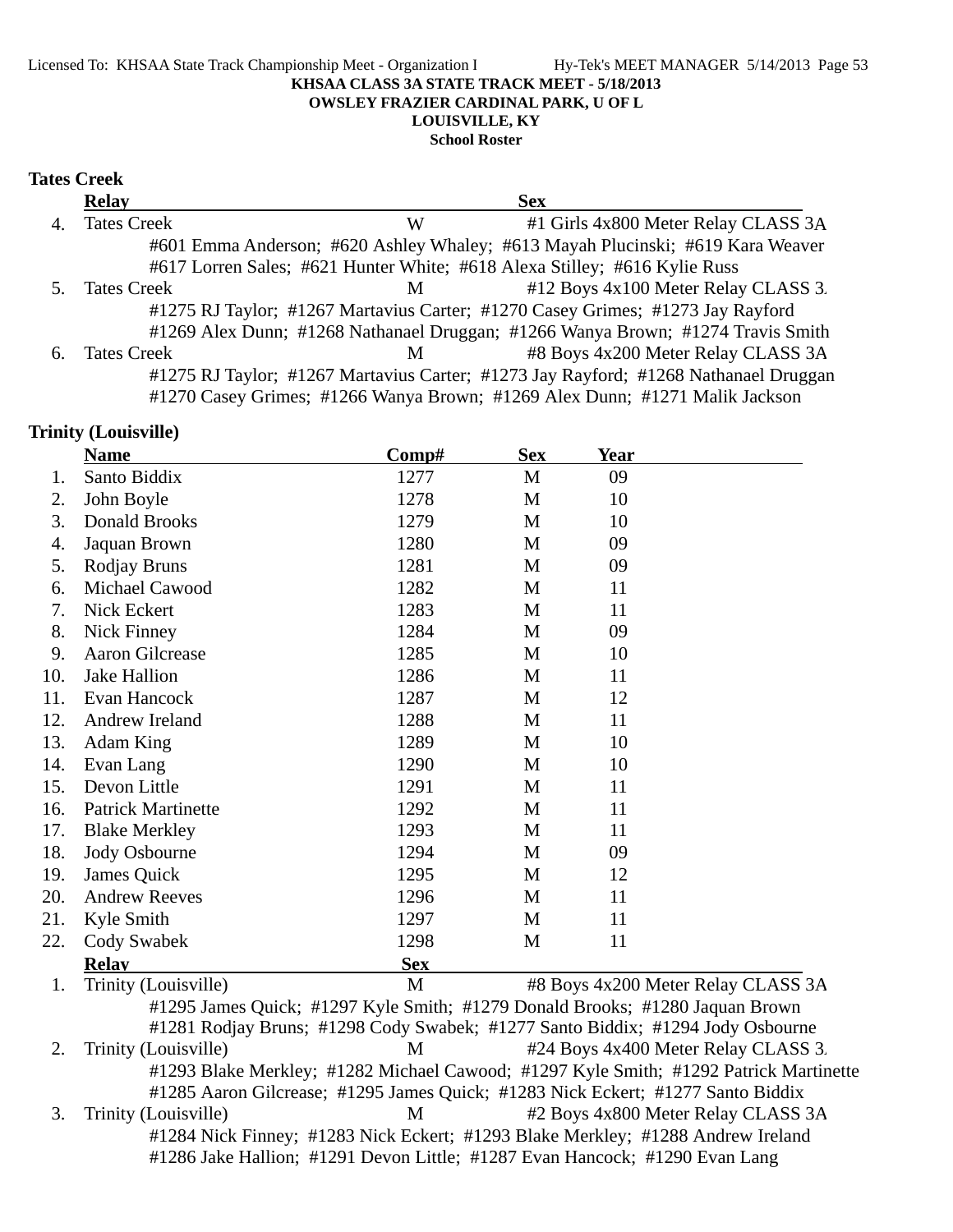KHSAA CLASS 3A STATE TRACK MEET - 5/18/2013
OWSLEY FRAZIER CARDINAL PARK, U OF L
LOUISVILLE, KY
School Roster

## Tates Creek

| | Relay | Sex | |
|---|---|---|---|
| 4. | Tates Creek | W | #1 Girls 4x800 Meter Relay CLASS 3A |
| | #601 Emma Anderson; #620 Ashley Whaley; #613 Mayah Plucinski; #619 Kara Weaver; #617 Lorren Sales; #621 Hunter White; #618 Alexa Stilley; #616 Kylie Russ | | |
| 5. | Tates Creek | M | #12 Boys 4x100 Meter Relay CLASS 3A |
| | #1275 RJ Taylor; #1267 Martavius Carter; #1270 Casey Grimes; #1273 Jay Rayford; #1269 Alex Dunn; #1268 Nathanael Druggan; #1266 Wanya Brown; #1274 Travis Smith | | |
| 6. | Tates Creek | M | #8 Boys 4x200 Meter Relay CLASS 3A |
| | #1275 RJ Taylor; #1267 Martavius Carter; #1273 Jay Rayford; #1268 Nathanael Druggan; #1270 Casey Grimes; #1266 Wanya Brown; #1269 Alex Dunn; #1271 Malik Jackson | | |

## Trinity (Louisville)

| | Name | Comp# | Sex | Year |
|---|---|---|---|---|
| 1. | Santo Biddix | 1277 | M | 09 |
| 2. | John Boyle | 1278 | M | 10 |
| 3. | Donald Brooks | 1279 | M | 10 |
| 4. | Jaquan Brown | 1280 | M | 09 |
| 5. | Rodjay Bruns | 1281 | M | 09 |
| 6. | Michael Cawood | 1282 | M | 11 |
| 7. | Nick Eckert | 1283 | M | 11 |
| 8. | Nick Finney | 1284 | M | 09 |
| 9. | Aaron Gilcrease | 1285 | M | 10 |
| 10. | Jake Hallion | 1286 | M | 11 |
| 11. | Evan Hancock | 1287 | M | 12 |
| 12. | Andrew Ireland | 1288 | M | 11 |
| 13. | Adam King | 1289 | M | 10 |
| 14. | Evan Lang | 1290 | M | 10 |
| 15. | Devon Little | 1291 | M | 11 |
| 16. | Patrick Martinette | 1292 | M | 11 |
| 17. | Blake Merkley | 1293 | M | 11 |
| 18. | Jody Osbourne | 1294 | M | 09 |
| 19. | James Quick | 1295 | M | 12 |
| 20. | Andrew Reeves | 1296 | M | 11 |
| 21. | Kyle Smith | 1297 | M | 11 |
| 22. | Cody Swabek | 1298 | M | 11 |

| | Relay | Sex | |
|---|---|---|---|
| 1. | Trinity (Louisville) | M | #8 Boys 4x200 Meter Relay CLASS 3A |
| | #1295 James Quick; #1297 Kyle Smith; #1279 Donald Brooks; #1280 Jaquan Brown; #1281 Rodjay Bruns; #1298 Cody Swabek; #1277 Santo Biddix; #1294 Jody Osbourne | | |
| 2. | Trinity (Louisville) | M | #24 Boys 4x400 Meter Relay CLASS 3A |
| | #1293 Blake Merkley; #1282 Michael Cawood; #1297 Kyle Smith; #1292 Patrick Martinette; #1285 Aaron Gilcrease; #1295 James Quick; #1283 Nick Eckert; #1277 Santo Biddix | | |
| 3. | Trinity (Louisville) | M | #2 Boys 4x800 Meter Relay CLASS 3A |
| | #1284 Nick Finney; #1283 Nick Eckert; #1293 Blake Merkley; #1288 Andrew Ireland; #1286 Jake Hallion; #1291 Devon Little; #1287 Evan Hancock; #1290 Evan Lang | | |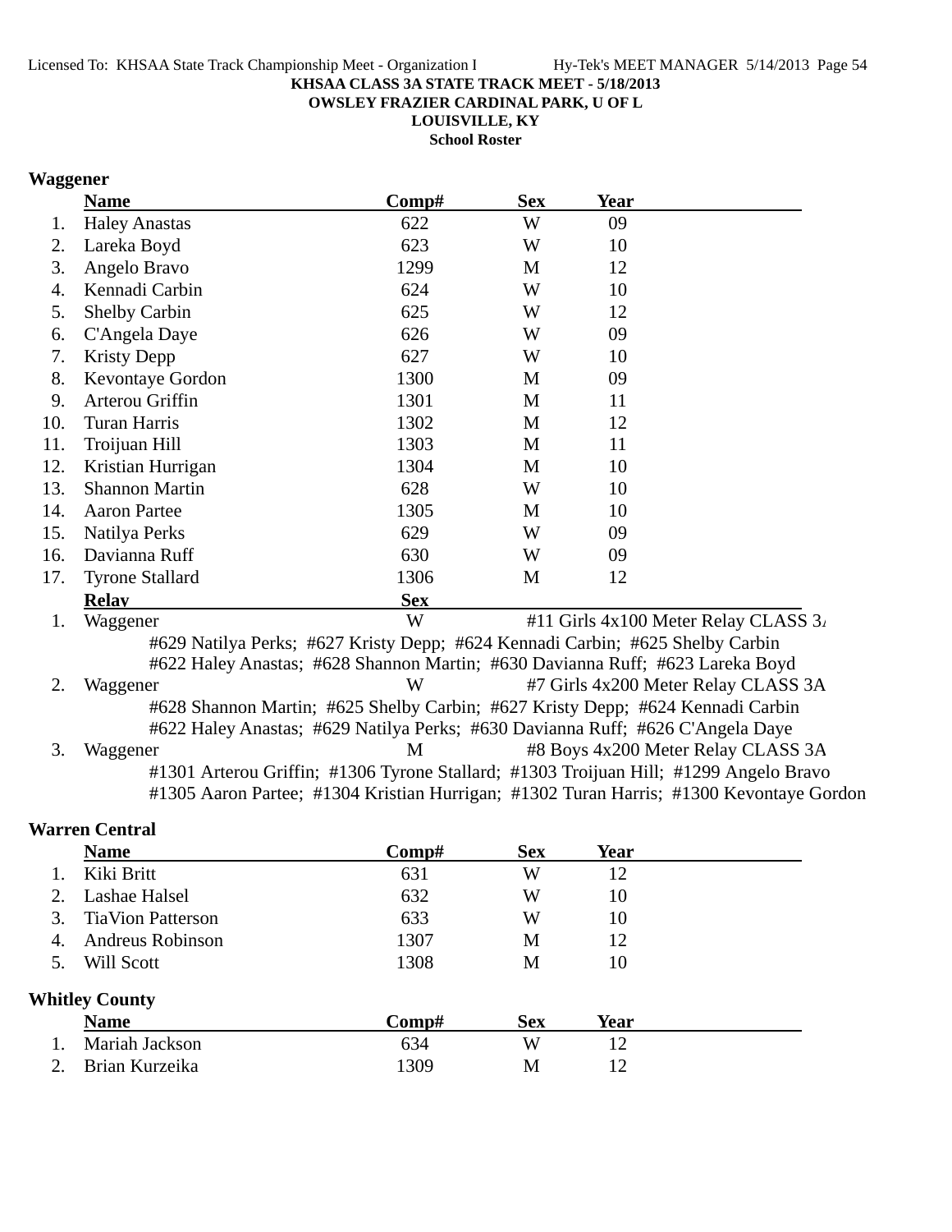KHSAA CLASS 3A STATE TRACK MEET - 5/18/2013
OWSLEY FRAZIER CARDINAL PARK, U OF L
LOUISVILLE, KY
School Roster

## Waggener

| | Name | Comp# | Sex | Year |
|---|---|---|---|---|
| 1. | Haley Anastas | 622 | W | 09 |
| 2. | Lareka Boyd | 623 | W | 10 |
| 3. | Angelo Bravo | 1299 | M | 12 |
| 4. | Kennadi Carbin | 624 | W | 10 |
| 5. | Shelby Carbin | 625 | W | 12 |
| 6. | C'Angela Daye | 626 | W | 09 |
| 7. | Kristy Depp | 627 | W | 10 |
| 8. | Kevontaye Gordon | 1300 | M | 09 |
| 9. | Arterou Griffin | 1301 | M | 11 |
| 10. | Turan Harris | 1302 | M | 12 |
| 11. | Troijuan Hill | 1303 | M | 11 |
| 12. | Kristian Hurrigan | 1304 | M | 10 |
| 13. | Shannon Martin | 628 | W | 10 |
| 14. | Aaron Partee | 1305 | M | 10 |
| 15. | Natilya Perks | 629 | W | 09 |
| 16. | Davianna Ruff | 630 | W | 09 |
| 17. | Tyrone Stallard | 1306 | M | 12 |

| | Relay | Sex | |
|---|---|---|---|
| 1. | Waggener | W | #11 Girls 4x100 Meter Relay CLASS 3A |
| | #629 Natilya Perks; #627 Kristy Depp; #624 Kennadi Carbin; #625 Shelby Carbin<br>#622 Haley Anastas; #628 Shannon Martin; #630 Davianna Ruff; #623 Lareka Boyd | | |
| 2. | Waggener | W | #7 Girls 4x200 Meter Relay CLASS 3A |
| | #628 Shannon Martin; #625 Shelby Carbin; #627 Kristy Depp; #624 Kennadi Carbin<br>#622 Haley Anastas; #629 Natilya Perks; #630 Davianna Ruff; #626 C'Angela Daye | | |
| 3. | Waggener | M | #8 Boys 4x200 Meter Relay CLASS 3A |
| | #1301 Arterou Griffin; #1306 Tyrone Stallard; #1303 Troijuan Hill; #1299 Angelo Bravo<br>#1305 Aaron Partee; #1304 Kristian Hurrigan; #1302 Turan Harris; #1300 Kevontaye Gordon | | |

## Warren Central

| | Name | Comp# | Sex | Year |
|---|---|---|---|---|
| 1. | Kiki Britt | 631 | W | 12 |
| 2. | Lashae Halsel | 632 | W | 10 |
| 3. | TiaVion Patterson | 633 | W | 10 |
| 4. | Andreus Robinson | 1307 | M | 12 |
| 5. | Will Scott | 1308 | M | 10 |

## Whitley County

| | Name | Comp# | Sex | Year |
|---|---|---|---|---|
| 1. | Mariah Jackson | 634 | W | 12 |
| 2. | Brian Kurzeika | 1309 | M | 12 |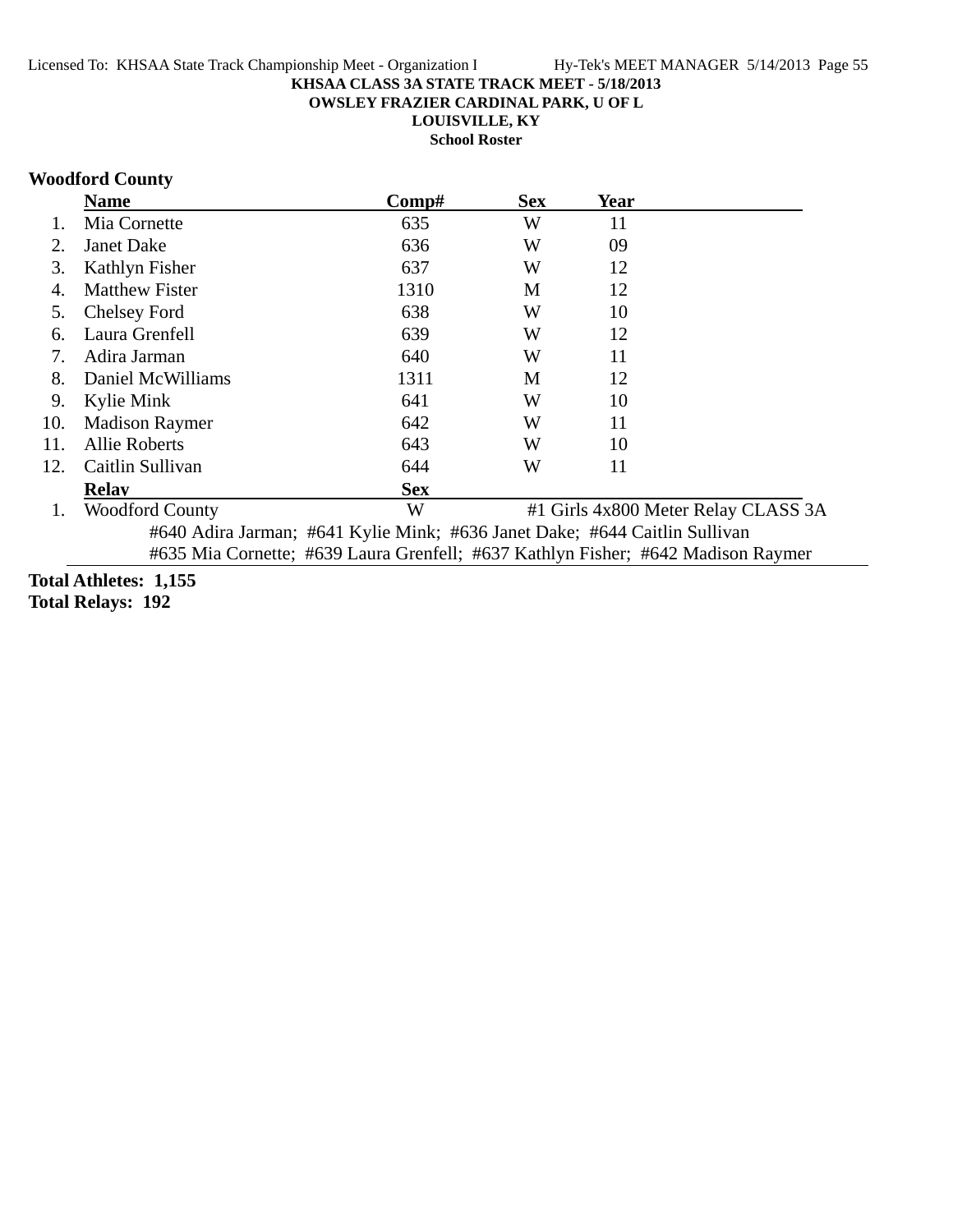KHSAA CLASS 3A STATE TRACK MEET - 5/18/2013
OWSLEY FRAZIER CARDINAL PARK, U OF L
LOUISVILLE, KY
School Roster

**Woodford County**

| | Name | Comp# | Sex | Year |
|---|---|---|---|---|
| 1. | Mia Cornette | 635 | W | 11 |
| 2. | Janet Dake | 636 | W | 09 |
| 3. | Kathlyn Fisher | 637 | W | 12 |
| 4. | Matthew Fister | 1310 | M | 12 |
| 5. | Chelsey Ford | 638 | W | 10 |
| 6. | Laura Grenfell | 639 | W | 12 |
| 7. | Adira Jarman | 640 | W | 11 |
| 8. | Daniel McWilliams | 1311 | M | 12 |
| 9. | Kylie Mink | 641 | W | 10 |
| 10. | Madison Raymer | 642 | W | 11 |
| 11. | Allie Roberts | 643 | W | 10 |
| 12. | Caitlin Sullivan | 644 | W | 11 |

| | Relay | Sex | |
|---|---|---|---|
| 1. | Woodford County | W | #1 Girls 4x800 Meter Relay CLASS 3A |

#640 Adira Jarman; #641 Kylie Mink; #636 Janet Dake; #644 Caitlin Sullivan
#635 Mia Cornette; #639 Laura Grenfell; #637 Kathlyn Fisher; #642 Madison Raymer

**Total Athletes: 1,155**
**Total Relays: 192**